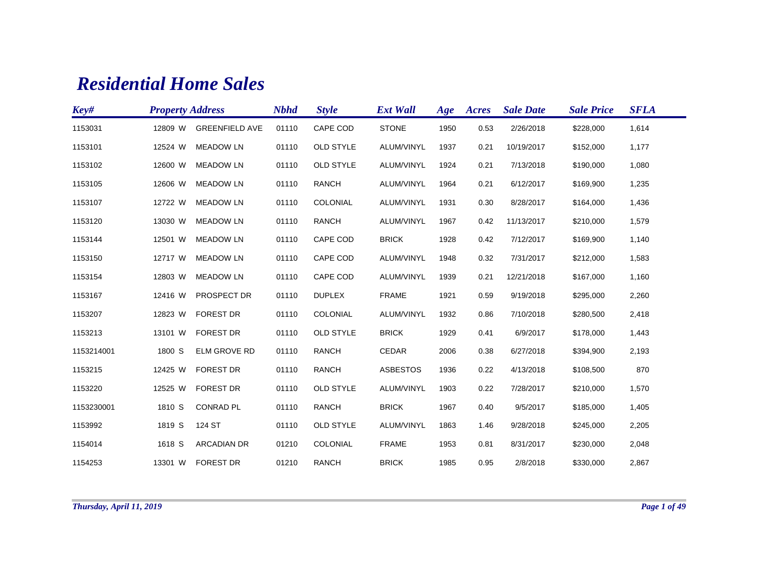# Residential Home Sales

| Key# | Property Address | | | Nbhd | Style | Ext Wall | Age | Acres | Sale Date | Sale Price | SFLA |
|---|---|---|---|---|---|---|---|---|---|---|---|
| 1153031 | 12809 | W | GREENFIELD AVE | 01110 | CAPE COD | STONE | 1950 | 0.53 | 2/26/2018 | $228,000 | 1,614 |
| 1153101 | 12524 | W | MEADOW LN | 01110 | OLD STYLE | ALUM/VINYL | 1937 | 0.21 | 10/19/2017 | $152,000 | 1,177 |
| 1153102 | 12600 | W | MEADOW LN | 01110 | OLD STYLE | ALUM/VINYL | 1924 | 0.21 | 7/13/2018 | $190,000 | 1,080 |
| 1153105 | 12606 | W | MEADOW LN | 01110 | RANCH | ALUM/VINYL | 1964 | 0.21 | 6/12/2017 | $169,900 | 1,235 |
| 1153107 | 12722 | W | MEADOW LN | 01110 | COLONIAL | ALUM/VINYL | 1931 | 0.30 | 8/28/2017 | $164,000 | 1,436 |
| 1153120 | 13030 | W | MEADOW LN | 01110 | RANCH | ALUM/VINYL | 1967 | 0.42 | 11/13/2017 | $210,000 | 1,579 |
| 1153144 | 12501 | W | MEADOW LN | 01110 | CAPE COD | BRICK | 1928 | 0.42 | 7/12/2017 | $169,900 | 1,140 |
| 1153150 | 12717 | W | MEADOW LN | 01110 | CAPE COD | ALUM/VINYL | 1948 | 0.32 | 7/31/2017 | $212,000 | 1,583 |
| 1153154 | 12803 | W | MEADOW LN | 01110 | CAPE COD | ALUM/VINYL | 1939 | 0.21 | 12/21/2018 | $167,000 | 1,160 |
| 1153167 | 12416 | W | PROSPECT DR | 01110 | DUPLEX | FRAME | 1921 | 0.59 | 9/19/2018 | $295,000 | 2,260 |
| 1153207 | 12823 | W | FOREST DR | 01110 | COLONIAL | ALUM/VINYL | 1932 | 0.86 | 7/10/2018 | $280,500 | 2,418 |
| 1153213 | 13101 | W | FOREST DR | 01110 | OLD STYLE | BRICK | 1929 | 0.41 | 6/9/2017 | $178,000 | 1,443 |
| 1153214001 | 1800 | S | ELM GROVE RD | 01110 | RANCH | CEDAR | 2006 | 0.38 | 6/27/2018 | $394,900 | 2,193 |
| 1153215 | 12425 | W | FOREST DR | 01110 | RANCH | ASBESTOS | 1936 | 0.22 | 4/13/2018 | $108,500 | 870 |
| 1153220 | 12525 | W | FOREST DR | 01110 | OLD STYLE | ALUM/VINYL | 1903 | 0.22 | 7/28/2017 | $210,000 | 1,570 |
| 1153230001 | 1810 | S | CONRAD PL | 01110 | RANCH | BRICK | 1967 | 0.40 | 9/5/2017 | $185,000 | 1,405 |
| 1153992 | 1819 | S | 124 ST | 01110 | OLD STYLE | ALUM/VINYL | 1863 | 1.46 | 9/28/2018 | $245,000 | 2,205 |
| 1154014 | 1618 | S | ARCADIAN DR | 01210 | COLONIAL | FRAME | 1953 | 0.81 | 8/31/2017 | $230,000 | 2,048 |
| 1154253 | 13301 | W | FOREST DR | 01210 | RANCH | BRICK | 1985 | 0.95 | 2/8/2018 | $330,000 | 2,867 |

*Thursday, April 11, 2019*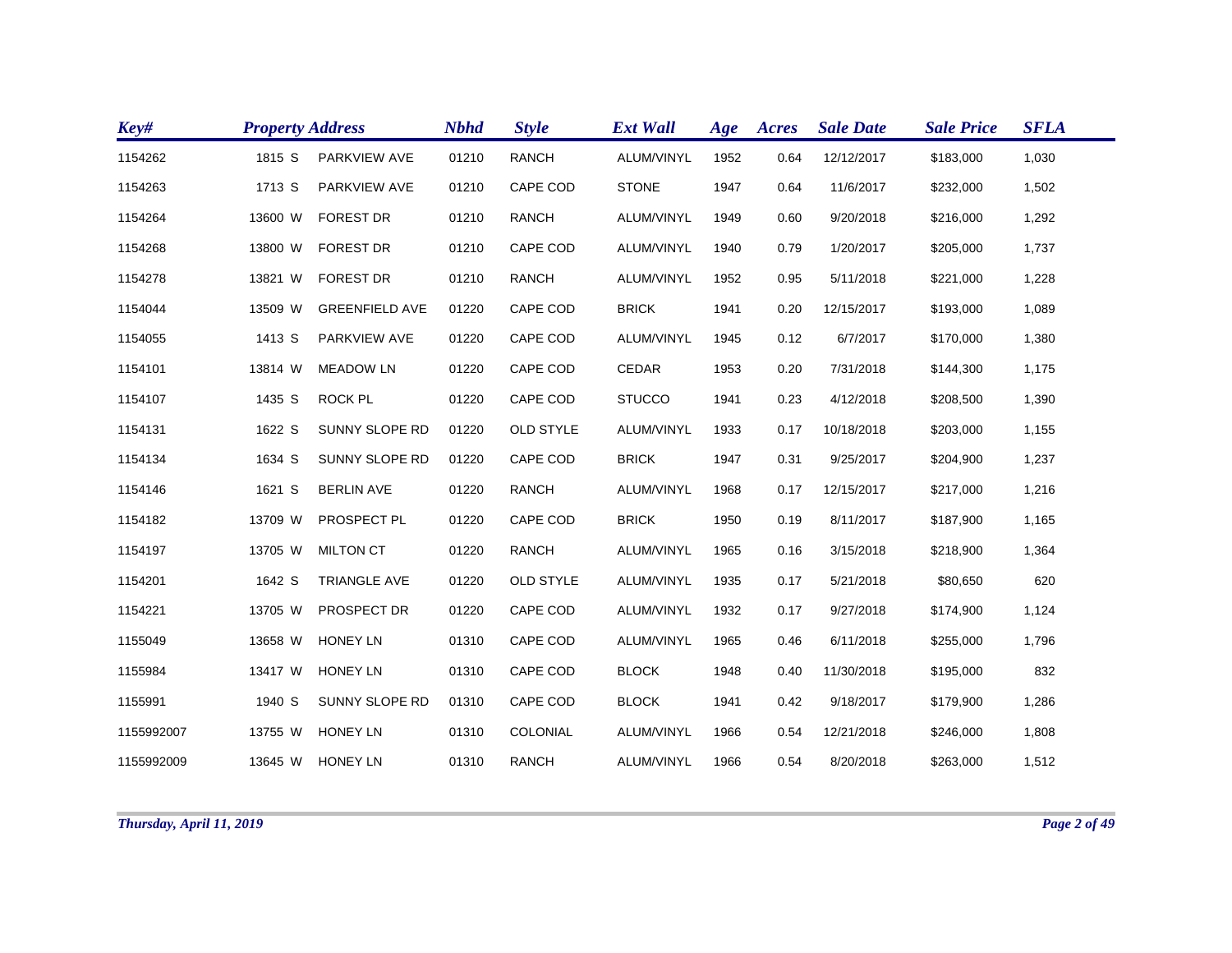| Key# | Property Address | | | Nbhd | Style | Ext Wall | Age | Acres | Sale Date | Sale Price | SFLA |
|---|---|---|---|---|---|---|---|---|---|---|---|
| 1154262 | 1815 | S | PARKVIEW AVE | 01210 | RANCH | ALUM/VINYL | 1952 | 0.64 | 12/12/2017 | $183,000 | 1,030 |
| 1154263 | 1713 | S | PARKVIEW AVE | 01210 | CAPE COD | STONE | 1947 | 0.64 | 11/6/2017 | $232,000 | 1,502 |
| 1154264 | 13600 | W | FOREST DR | 01210 | RANCH | ALUM/VINYL | 1949 | 0.60 | 9/20/2018 | $216,000 | 1,292 |
| 1154268 | 13800 | W | FOREST DR | 01210 | CAPE COD | ALUM/VINYL | 1940 | 0.79 | 1/20/2017 | $205,000 | 1,737 |
| 1154278 | 13821 | W | FOREST DR | 01210 | RANCH | ALUM/VINYL | 1952 | 0.95 | 5/11/2018 | $221,000 | 1,228 |
| 1154044 | 13509 | W | GREENFIELD AVE | 01220 | CAPE COD | BRICK | 1941 | 0.20 | 12/15/2017 | $193,000 | 1,089 |
| 1154055 | 1413 | S | PARKVIEW AVE | 01220 | CAPE COD | ALUM/VINYL | 1945 | 0.12 | 6/7/2017 | $170,000 | 1,380 |
| 1154101 | 13814 | W | MEADOW LN | 01220 | CAPE COD | CEDAR | 1953 | 0.20 | 7/31/2018 | $144,300 | 1,175 |
| 1154107 | 1435 | S | ROCK PL | 01220 | CAPE COD | STUCCO | 1941 | 0.23 | 4/12/2018 | $208,500 | 1,390 |
| 1154131 | 1622 | S | SUNNY SLOPE RD | 01220 | OLD STYLE | ALUM/VINYL | 1933 | 0.17 | 10/18/2018 | $203,000 | 1,155 |
| 1154134 | 1634 | S | SUNNY SLOPE RD | 01220 | CAPE COD | BRICK | 1947 | 0.31 | 9/25/2017 | $204,900 | 1,237 |
| 1154146 | 1621 | S | BERLIN AVE | 01220 | RANCH | ALUM/VINYL | 1968 | 0.17 | 12/15/2017 | $217,000 | 1,216 |
| 1154182 | 13709 | W | PROSPECT PL | 01220 | CAPE COD | BRICK | 1950 | 0.19 | 8/11/2017 | $187,900 | 1,165 |
| 1154197 | 13705 | W | MILTON CT | 01220 | RANCH | ALUM/VINYL | 1965 | 0.16 | 3/15/2018 | $218,900 | 1,364 |
| 1154201 | 1642 | S | TRIANGLE AVE | 01220 | OLD STYLE | ALUM/VINYL | 1935 | 0.17 | 5/21/2018 | $80,650 | 620 |
| 1154221 | 13705 | W | PROSPECT DR | 01220 | CAPE COD | ALUM/VINYL | 1932 | 0.17 | 9/27/2018 | $174,900 | 1,124 |
| 1155049 | 13658 | W | HONEY LN | 01310 | CAPE COD | ALUM/VINYL | 1965 | 0.46 | 6/11/2018 | $255,000 | 1,796 |
| 1155984 | 13417 | W | HONEY LN | 01310 | CAPE COD | BLOCK | 1948 | 0.40 | 11/30/2018 | $195,000 | 832 |
| 1155991 | 1940 | S | SUNNY SLOPE RD | 01310 | CAPE COD | BLOCK | 1941 | 0.42 | 9/18/2017 | $179,900 | 1,286 |
| 1155992007 | 13755 | W | HONEY LN | 01310 | COLONIAL | ALUM/VINYL | 1966 | 0.54 | 12/21/2018 | $246,000 | 1,808 |
| 1155992009 | 13645 | W | HONEY LN | 01310 | RANCH | ALUM/VINYL | 1966 | 0.54 | 8/20/2018 | $263,000 | 1,512 |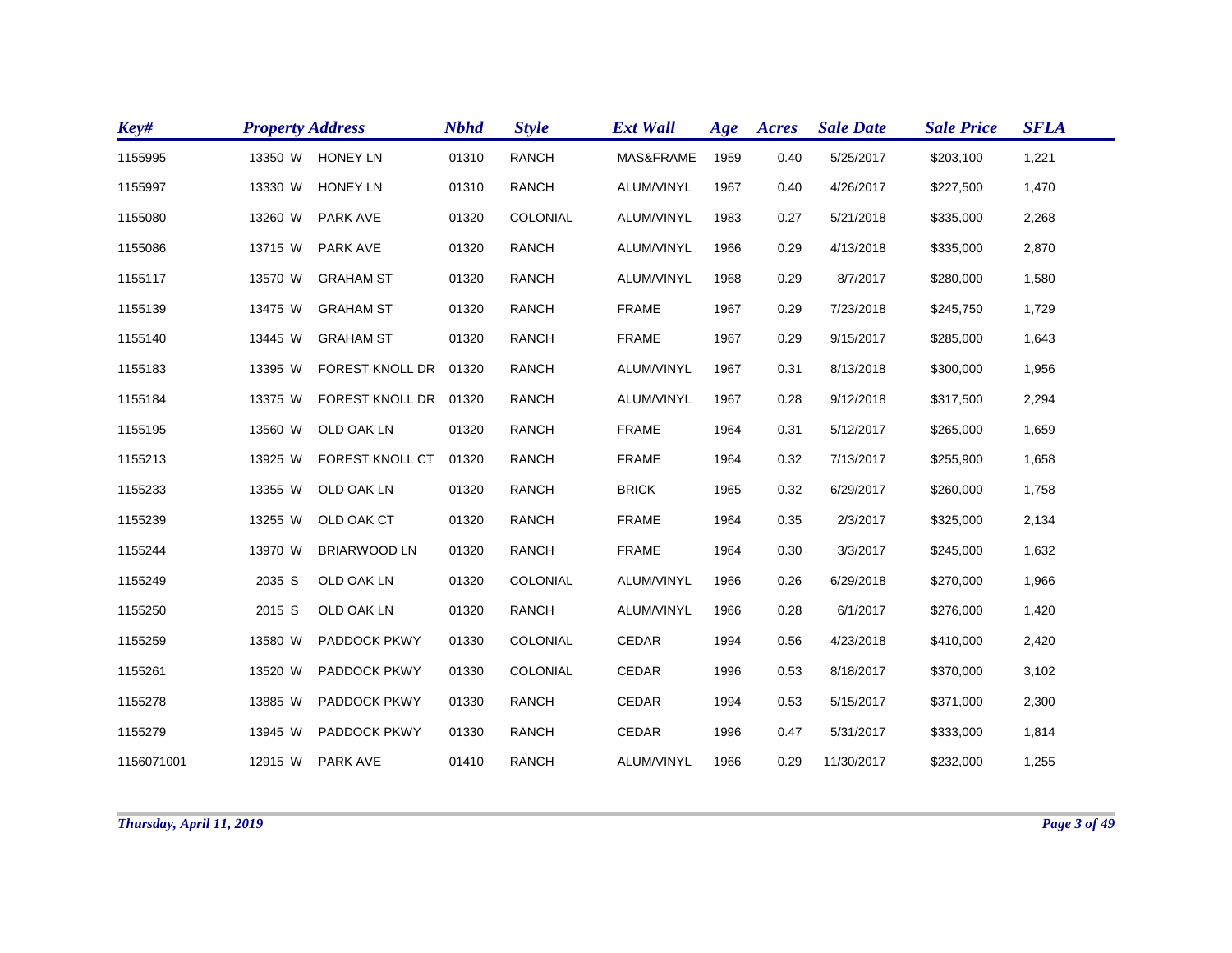| Key# | Property Address | Nbhd | Style | Ext Wall | Age | Acres | Sale Date | Sale Price | SFLA |
|---|---|---|---|---|---|---|---|---|---|
| 1155995 | 13350 W HONEY LN | 01310 | RANCH | MAS&FRAME | 1959 | 0.40 | 5/25/2017 | $203,100 | 1,221 |
| 1155997 | 13330 W HONEY LN | 01310 | RANCH | ALUM/VINYL | 1967 | 0.40 | 4/26/2017 | $227,500 | 1,470 |
| 1155080 | 13260 W PARK AVE | 01320 | COLONIAL | ALUM/VINYL | 1983 | 0.27 | 5/21/2018 | $335,000 | 2,268 |
| 1155086 | 13715 W PARK AVE | 01320 | RANCH | ALUM/VINYL | 1966 | 0.29 | 4/13/2018 | $335,000 | 2,870 |
| 1155117 | 13570 W GRAHAM ST | 01320 | RANCH | ALUM/VINYL | 1968 | 0.29 | 8/7/2017 | $280,000 | 1,580 |
| 1155139 | 13475 W GRAHAM ST | 01320 | RANCH | FRAME | 1967 | 0.29 | 7/23/2018 | $245,750 | 1,729 |
| 1155140 | 13445 W GRAHAM ST | 01320 | RANCH | FRAME | 1967 | 0.29 | 9/15/2017 | $285,000 | 1,643 |
| 1155183 | 13395 W FOREST KNOLL DR | 01320 | RANCH | ALUM/VINYL | 1967 | 0.31 | 8/13/2018 | $300,000 | 1,956 |
| 1155184 | 13375 W FOREST KNOLL DR | 01320 | RANCH | ALUM/VINYL | 1967 | 0.28 | 9/12/2018 | $317,500 | 2,294 |
| 1155195 | 13560 W OLD OAK LN | 01320 | RANCH | FRAME | 1964 | 0.31 | 5/12/2017 | $265,000 | 1,659 |
| 1155213 | 13925 W FOREST KNOLL CT | 01320 | RANCH | FRAME | 1964 | 0.32 | 7/13/2017 | $255,900 | 1,658 |
| 1155233 | 13355 W OLD OAK LN | 01320 | RANCH | BRICK | 1965 | 0.32 | 6/29/2017 | $260,000 | 1,758 |
| 1155239 | 13255 W OLD OAK CT | 01320 | RANCH | FRAME | 1964 | 0.35 | 2/3/2017 | $325,000 | 2,134 |
| 1155244 | 13970 W BRIARWOOD LN | 01320 | RANCH | FRAME | 1964 | 0.30 | 3/3/2017 | $245,000 | 1,632 |
| 1155249 | 2035 S OLD OAK LN | 01320 | COLONIAL | ALUM/VINYL | 1966 | 0.26 | 6/29/2018 | $270,000 | 1,966 |
| 1155250 | 2015 S OLD OAK LN | 01320 | RANCH | ALUM/VINYL | 1966 | 0.28 | 6/1/2017 | $276,000 | 1,420 |
| 1155259 | 13580 W PADDOCK PKWY | 01330 | COLONIAL | CEDAR | 1994 | 0.56 | 4/23/2018 | $410,000 | 2,420 |
| 1155261 | 13520 W PADDOCK PKWY | 01330 | COLONIAL | CEDAR | 1996 | 0.53 | 8/18/2017 | $370,000 | 3,102 |
| 1155278 | 13885 W PADDOCK PKWY | 01330 | RANCH | CEDAR | 1994 | 0.53 | 5/15/2017 | $371,000 | 2,300 |
| 1155279 | 13945 W PADDOCK PKWY | 01330 | RANCH | CEDAR | 1996 | 0.47 | 5/31/2017 | $333,000 | 1,814 |
| 1156071001 | 12915 W PARK AVE | 01410 | RANCH | ALUM/VINYL | 1966 | 0.29 | 11/30/2017 | $232,000 | 1,255 |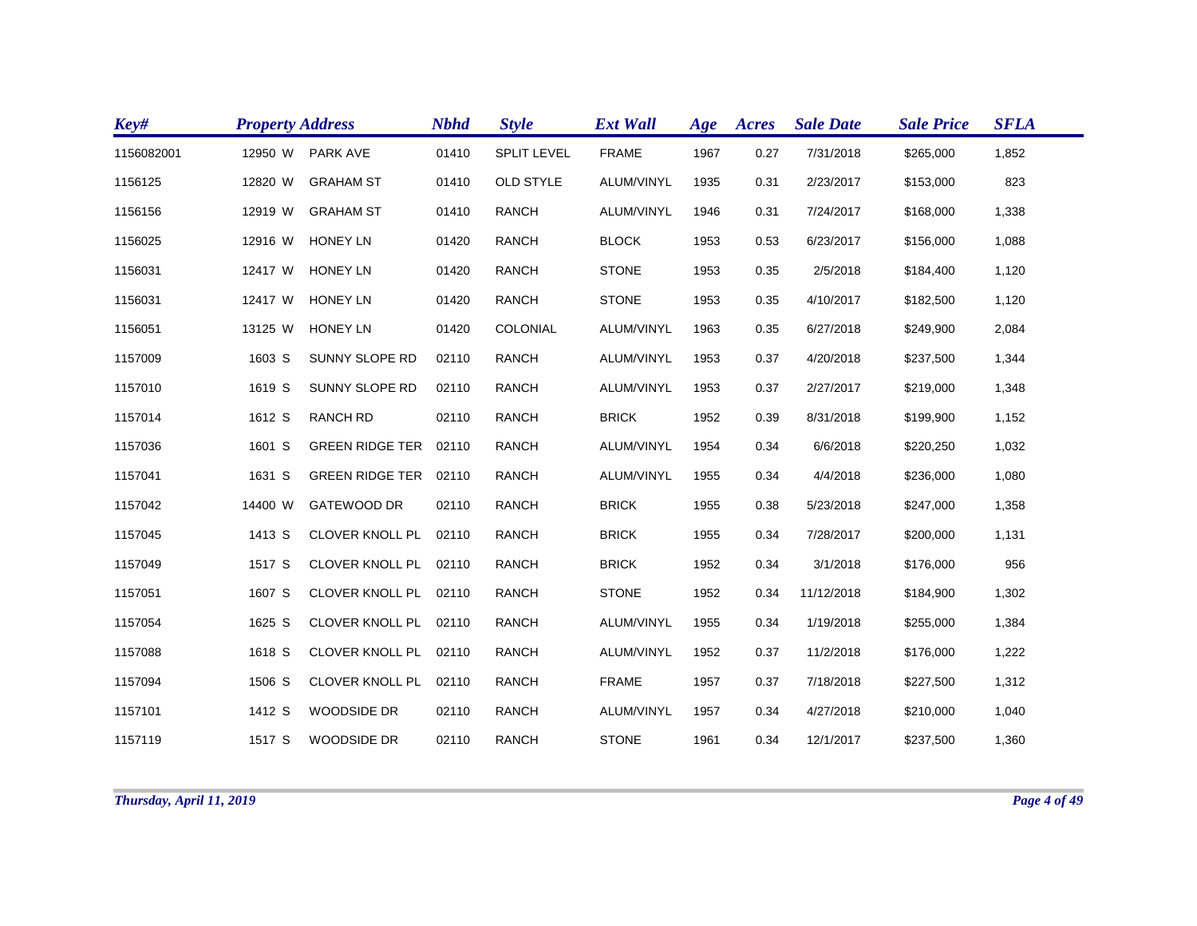| Key# | Property Address | | | Nbhd | Style | Ext Wall | Age | Acres | Sale Date | Sale Price | SFLA |
|---|---|---|---|---|---|---|---|---|---|---|---|
| 1156082001 | 12950 | W | PARK AVE | 01410 | SPLIT LEVEL | FRAME | 1967 | 0.27 | 7/31/2018 | $265,000 | 1,852 |
| 1156125 | 12820 | W | GRAHAM ST | 01410 | OLD STYLE | ALUM/VINYL | 1935 | 0.31 | 2/23/2017 | $153,000 | 823 |
| 1156156 | 12919 | W | GRAHAM ST | 01410 | RANCH | ALUM/VINYL | 1946 | 0.31 | 7/24/2017 | $168,000 | 1,338 |
| 1156025 | 12916 | W | HONEY LN | 01420 | RANCH | BLOCK | 1953 | 0.53 | 6/23/2017 | $156,000 | 1,088 |
| 1156031 | 12417 | W | HONEY LN | 01420 | RANCH | STONE | 1953 | 0.35 | 2/5/2018 | $184,400 | 1,120 |
| 1156031 | 12417 | W | HONEY LN | 01420 | RANCH | STONE | 1953 | 0.35 | 4/10/2017 | $182,500 | 1,120 |
| 1156051 | 13125 | W | HONEY LN | 01420 | COLONIAL | ALUM/VINYL | 1963 | 0.35 | 6/27/2018 | $249,900 | 2,084 |
| 1157009 | 1603 | S | SUNNY SLOPE RD | 02110 | RANCH | ALUM/VINYL | 1953 | 0.37 | 4/20/2018 | $237,500 | 1,344 |
| 1157010 | 1619 | S | SUNNY SLOPE RD | 02110 | RANCH | ALUM/VINYL | 1953 | 0.37 | 2/27/2017 | $219,000 | 1,348 |
| 1157014 | 1612 | S | RANCH RD | 02110 | RANCH | BRICK | 1952 | 0.39 | 8/31/2018 | $199,900 | 1,152 |
| 1157036 | 1601 | S | GREEN RIDGE TER | 02110 | RANCH | ALUM/VINYL | 1954 | 0.34 | 6/6/2018 | $220,250 | 1,032 |
| 1157041 | 1631 | S | GREEN RIDGE TER | 02110 | RANCH | ALUM/VINYL | 1955 | 0.34 | 4/4/2018 | $236,000 | 1,080 |
| 1157042 | 14400 | W | GATEWOOD DR | 02110 | RANCH | BRICK | 1955 | 0.38 | 5/23/2018 | $247,000 | 1,358 |
| 1157045 | 1413 | S | CLOVER KNOLL PL | 02110 | RANCH | BRICK | 1955 | 0.34 | 7/28/2017 | $200,000 | 1,131 |
| 1157049 | 1517 | S | CLOVER KNOLL PL | 02110 | RANCH | BRICK | 1952 | 0.34 | 3/1/2018 | $176,000 | 956 |
| 1157051 | 1607 | S | CLOVER KNOLL PL | 02110 | RANCH | STONE | 1952 | 0.34 | 11/12/2018 | $184,900 | 1,302 |
| 1157054 | 1625 | S | CLOVER KNOLL PL | 02110 | RANCH | ALUM/VINYL | 1955 | 0.34 | 1/19/2018 | $255,000 | 1,384 |
| 1157088 | 1618 | S | CLOVER KNOLL PL | 02110 | RANCH | ALUM/VINYL | 1952 | 0.37 | 11/2/2018 | $176,000 | 1,222 |
| 1157094 | 1506 | S | CLOVER KNOLL PL | 02110 | RANCH | FRAME | 1957 | 0.37 | 7/18/2018 | $227,500 | 1,312 |
| 1157101 | 1412 | S | WOODSIDE DR | 02110 | RANCH | ALUM/VINYL | 1957 | 0.34 | 4/27/2018 | $210,000 | 1,040 |
| 1157119 | 1517 | S | WOODSIDE DR | 02110 | RANCH | STONE | 1961 | 0.34 | 12/1/2017 | $237,500 | 1,360 |

*Thursday, April 11, 2019*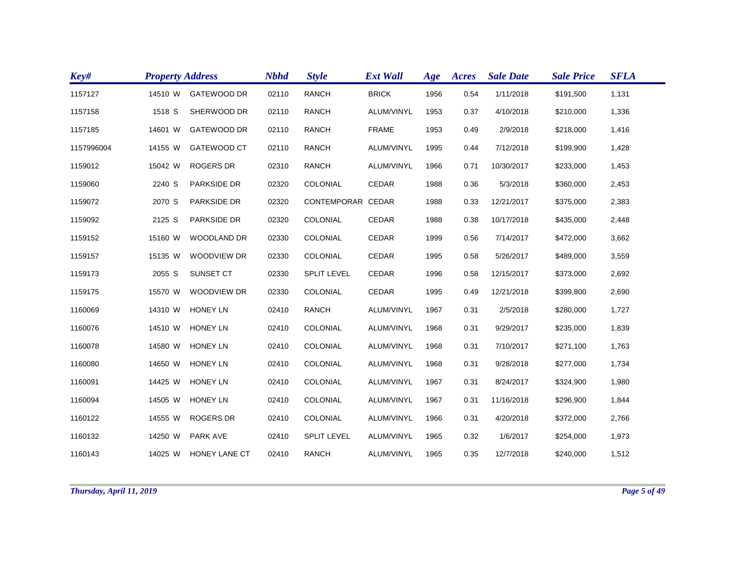| Key# | Property Address | | | Nbhd | Style | Ext Wall | Age | Acres | Sale Date | Sale Price | SFLA |
|---|---|---|---|---|---|---|---|---|---|---|---|
| 1157127 | 14510 | W | GATEWOOD DR | 02110 | RANCH | BRICK | 1956 | 0.54 | 1/11/2018 | $191,500 | 1,131 |
| 1157158 | 1518 | S | SHERWOOD DR | 02110 | RANCH | ALUM/VINYL | 1953 | 0.37 | 4/10/2018 | $210,000 | 1,336 |
| 1157185 | 14601 | W | GATEWOOD DR | 02110 | RANCH | FRAME | 1953 | 0.49 | 2/9/2018 | $218,000 | 1,416 |
| 1157996004 | 14155 | W | GATEWOOD CT | 02110 | RANCH | ALUM/VINYL | 1995 | 0.44 | 7/12/2018 | $199,900 | 1,428 |
| 1159012 | 15042 | W | ROGERS DR | 02310 | RANCH | ALUM/VINYL | 1966 | 0.71 | 10/30/2017 | $233,000 | 1,453 |
| 1159060 | 2240 | S | PARKSIDE DR | 02320 | COLONIAL | CEDAR | 1988 | 0.36 | 5/3/2018 | $360,000 | 2,453 |
| 1159072 | 2070 | S | PARKSIDE DR | 02320 | CONTEMPORAR | CEDAR | 1988 | 0.33 | 12/21/2017 | $375,000 | 2,383 |
| 1159092 | 2125 | S | PARKSIDE DR | 02320 | COLONIAL | CEDAR | 1988 | 0.38 | 10/17/2018 | $435,000 | 2,448 |
| 1159152 | 15160 | W | WOODLAND DR | 02330 | COLONIAL | CEDAR | 1999 | 0.56 | 7/14/2017 | $472,000 | 3,662 |
| 1159157 | 15135 | W | WOODVIEW DR | 02330 | COLONIAL | CEDAR | 1995 | 0.58 | 5/26/2017 | $489,000 | 3,559 |
| 1159173 | 2055 | S | SUNSET CT | 02330 | SPLIT LEVEL | CEDAR | 1996 | 0.58 | 12/15/2017 | $373,000 | 2,692 |
| 1159175 | 15570 | W | WOODVIEW DR | 02330 | COLONIAL | CEDAR | 1995 | 0.49 | 12/21/2018 | $399,800 | 2,690 |
| 1160069 | 14310 | W | HONEY LN | 02410 | RANCH | ALUM/VINYL | 1967 | 0.31 | 2/5/2018 | $280,000 | 1,727 |
| 1160076 | 14510 | W | HONEY LN | 02410 | COLONIAL | ALUM/VINYL | 1968 | 0.31 | 9/29/2017 | $235,000 | 1,839 |
| 1160078 | 14580 | W | HONEY LN | 02410 | COLONIAL | ALUM/VINYL | 1968 | 0.31 | 7/10/2017 | $271,100 | 1,763 |
| 1160080 | 14650 | W | HONEY LN | 02410 | COLONIAL | ALUM/VINYL | 1968 | 0.31 | 9/28/2018 | $277,000 | 1,734 |
| 1160091 | 14425 | W | HONEY LN | 02410 | COLONIAL | ALUM/VINYL | 1967 | 0.31 | 8/24/2017 | $324,900 | 1,980 |
| 1160094 | 14505 | W | HONEY LN | 02410 | COLONIAL | ALUM/VINYL | 1967 | 0.31 | 11/16/2018 | $296,900 | 1,844 |
| 1160122 | 14555 | W | ROGERS DR | 02410 | COLONIAL | ALUM/VINYL | 1966 | 0.31 | 4/20/2018 | $372,000 | 2,766 |
| 1160132 | 14250 | W | PARK AVE | 02410 | SPLIT LEVEL | ALUM/VINYL | 1965 | 0.32 | 1/6/2017 | $254,000 | 1,973 |
| 1160143 | 14025 | W | HONEY LANE CT | 02410 | RANCH | ALUM/VINYL | 1965 | 0.35 | 12/7/2018 | $240,000 | 1,512 |

*Thursday, April 11, 2019*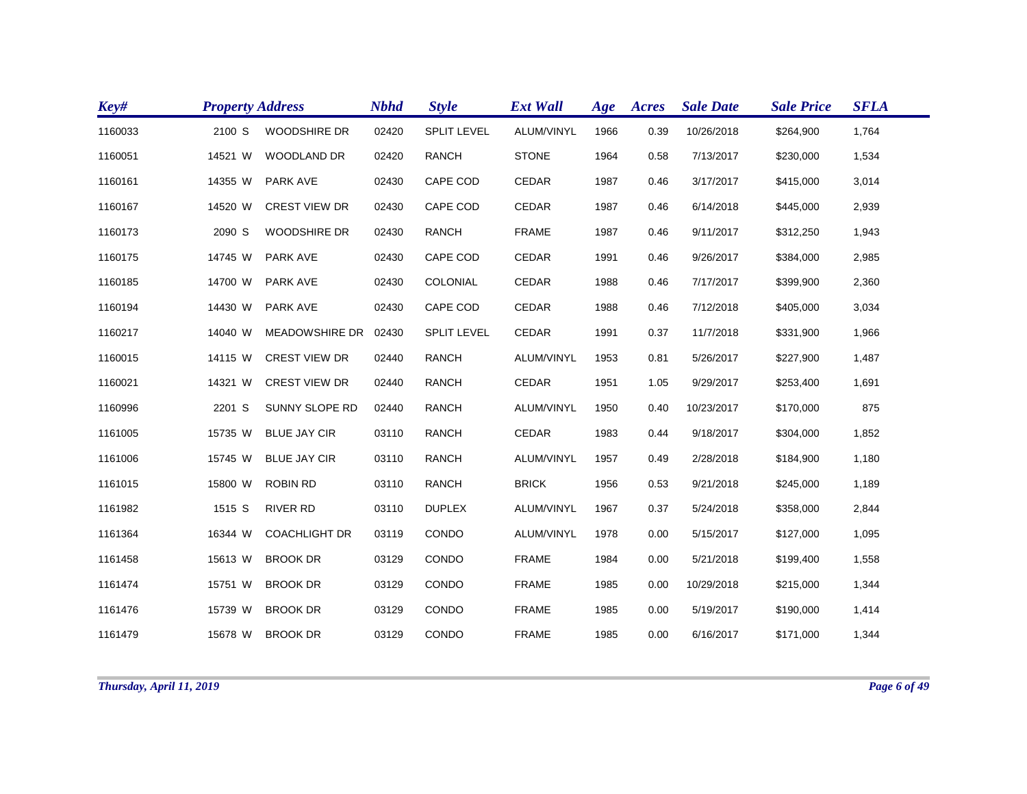| Key# | Property Address | | | Nbhd | Style | Ext Wall | Age | Acres | Sale Date | Sale Price | SFLA |
|---|---|---|---|---|---|---|---|---|---|---|---|
| 1160033 | 2100 | S | WOODSHIRE DR | 02420 | SPLIT LEVEL | ALUM/VINYL | 1966 | 0.39 | 10/26/2018 | $264,900 | 1,764 |
| 1160051 | 14521 | W | WOODLAND DR | 02420 | RANCH | STONE | 1964 | 0.58 | 7/13/2017 | $230,000 | 1,534 |
| 1160161 | 14355 | W | PARK AVE | 02430 | CAPE COD | CEDAR | 1987 | 0.46 | 3/17/2017 | $415,000 | 3,014 |
| 1160167 | 14520 | W | CREST VIEW DR | 02430 | CAPE COD | CEDAR | 1987 | 0.46 | 6/14/2018 | $445,000 | 2,939 |
| 1160173 | 2090 | S | WOODSHIRE DR | 02430 | RANCH | FRAME | 1987 | 0.46 | 9/11/2017 | $312,250 | 1,943 |
| 1160175 | 14745 | W | PARK AVE | 02430 | CAPE COD | CEDAR | 1991 | 0.46 | 9/26/2017 | $384,000 | 2,985 |
| 1160185 | 14700 | W | PARK AVE | 02430 | COLONIAL | CEDAR | 1988 | 0.46 | 7/17/2017 | $399,900 | 2,360 |
| 1160194 | 14430 | W | PARK AVE | 02430 | CAPE COD | CEDAR | 1988 | 0.46 | 7/12/2018 | $405,000 | 3,034 |
| 1160217 | 14040 | W | MEADOWSHIRE DR | 02430 | SPLIT LEVEL | CEDAR | 1991 | 0.37 | 11/7/2018 | $331,900 | 1,966 |
| 1160015 | 14115 | W | CREST VIEW DR | 02440 | RANCH | ALUM/VINYL | 1953 | 0.81 | 5/26/2017 | $227,900 | 1,487 |
| 1160021 | 14321 | W | CREST VIEW DR | 02440 | RANCH | CEDAR | 1951 | 1.05 | 9/29/2017 | $253,400 | 1,691 |
| 1160996 | 2201 | S | SUNNY SLOPE RD | 02440 | RANCH | ALUM/VINYL | 1950 | 0.40 | 10/23/2017 | $170,000 | 875 |
| 1161005 | 15735 | W | BLUE JAY CIR | 03110 | RANCH | CEDAR | 1983 | 0.44 | 9/18/2017 | $304,000 | 1,852 |
| 1161006 | 15745 | W | BLUE JAY CIR | 03110 | RANCH | ALUM/VINYL | 1957 | 0.49 | 2/28/2018 | $184,900 | 1,180 |
| 1161015 | 15800 | W | ROBIN RD | 03110 | RANCH | BRICK | 1956 | 0.53 | 9/21/2018 | $245,000 | 1,189 |
| 1161982 | 1515 | S | RIVER RD | 03110 | DUPLEX | ALUM/VINYL | 1967 | 0.37 | 5/24/2018 | $358,000 | 2,844 |
| 1161364 | 16344 | W | COACHLIGHT DR | 03119 | CONDO | ALUM/VINYL | 1978 | 0.00 | 5/15/2017 | $127,000 | 1,095 |
| 1161458 | 15613 | W | BROOK DR | 03129 | CONDO | FRAME | 1984 | 0.00 | 5/21/2018 | $199,400 | 1,558 |
| 1161474 | 15751 | W | BROOK DR | 03129 | CONDO | FRAME | 1985 | 0.00 | 10/29/2018 | $215,000 | 1,344 |
| 1161476 | 15739 | W | BROOK DR | 03129 | CONDO | FRAME | 1985 | 0.00 | 5/19/2017 | $190,000 | 1,414 |
| 1161479 | 15678 | W | BROOK DR | 03129 | CONDO | FRAME | 1985 | 0.00 | 6/16/2017 | $171,000 | 1,344 |

*Thursday, April 11, 2019*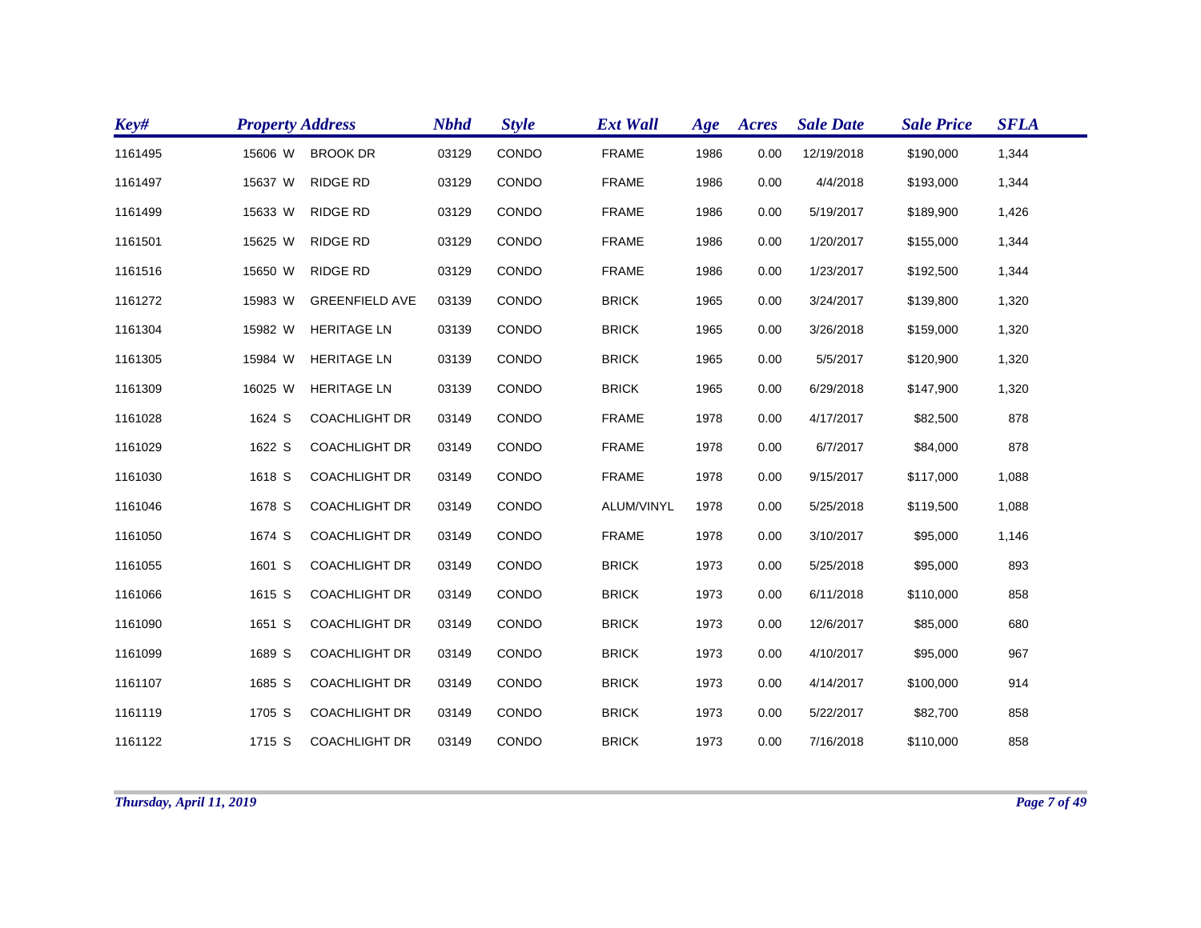| Key# | Property Address | Nbhd | Style | Ext Wall | Age | Acres | Sale Date | Sale Price | SFLA |
|---|---|---|---|---|---|---|---|---|---|
| 1161495 | 15606 W BROOK DR | 03129 | CONDO | FRAME | 1986 | 0.00 | 12/19/2018 | $190,000 | 1,344 |
| 1161497 | 15637 W RIDGE RD | 03129 | CONDO | FRAME | 1986 | 0.00 | 4/4/2018 | $193,000 | 1,344 |
| 1161499 | 15633 W RIDGE RD | 03129 | CONDO | FRAME | 1986 | 0.00 | 5/19/2017 | $189,900 | 1,426 |
| 1161501 | 15625 W RIDGE RD | 03129 | CONDO | FRAME | 1986 | 0.00 | 1/20/2017 | $155,000 | 1,344 |
| 1161516 | 15650 W RIDGE RD | 03129 | CONDO | FRAME | 1986 | 0.00 | 1/23/2017 | $192,500 | 1,344 |
| 1161272 | 15983 W GREENFIELD AVE | 03139 | CONDO | BRICK | 1965 | 0.00 | 3/24/2017 | $139,800 | 1,320 |
| 1161304 | 15982 W HERITAGE LN | 03139 | CONDO | BRICK | 1965 | 0.00 | 3/26/2018 | $159,000 | 1,320 |
| 1161305 | 15984 W HERITAGE LN | 03139 | CONDO | BRICK | 1965 | 0.00 | 5/5/2017 | $120,900 | 1,320 |
| 1161309 | 16025 W HERITAGE LN | 03139 | CONDO | BRICK | 1965 | 0.00 | 6/29/2018 | $147,900 | 1,320 |
| 1161028 | 1624 S COACHLIGHT DR | 03149 | CONDO | FRAME | 1978 | 0.00 | 4/17/2017 | $82,500 | 878 |
| 1161029 | 1622 S COACHLIGHT DR | 03149 | CONDO | FRAME | 1978 | 0.00 | 6/7/2017 | $84,000 | 878 |
| 1161030 | 1618 S COACHLIGHT DR | 03149 | CONDO | FRAME | 1978 | 0.00 | 9/15/2017 | $117,000 | 1,088 |
| 1161046 | 1678 S COACHLIGHT DR | 03149 | CONDO | ALUM/VINYL | 1978 | 0.00 | 5/25/2018 | $119,500 | 1,088 |
| 1161050 | 1674 S COACHLIGHT DR | 03149 | CONDO | FRAME | 1978 | 0.00 | 3/10/2017 | $95,000 | 1,146 |
| 1161055 | 1601 S COACHLIGHT DR | 03149 | CONDO | BRICK | 1973 | 0.00 | 5/25/2018 | $95,000 | 893 |
| 1161066 | 1615 S COACHLIGHT DR | 03149 | CONDO | BRICK | 1973 | 0.00 | 6/11/2018 | $110,000 | 858 |
| 1161090 | 1651 S COACHLIGHT DR | 03149 | CONDO | BRICK | 1973 | 0.00 | 12/6/2017 | $85,000 | 680 |
| 1161099 | 1689 S COACHLIGHT DR | 03149 | CONDO | BRICK | 1973 | 0.00 | 4/10/2017 | $95,000 | 967 |
| 1161107 | 1685 S COACHLIGHT DR | 03149 | CONDO | BRICK | 1973 | 0.00 | 4/14/2017 | $100,000 | 914 |
| 1161119 | 1705 S COACHLIGHT DR | 03149 | CONDO | BRICK | 1973 | 0.00 | 5/22/2017 | $82,700 | 858 |
| 1161122 | 1715 S COACHLIGHT DR | 03149 | CONDO | BRICK | 1973 | 0.00 | 7/16/2018 | $110,000 | 858 |

*Thursday, April 11, 2019*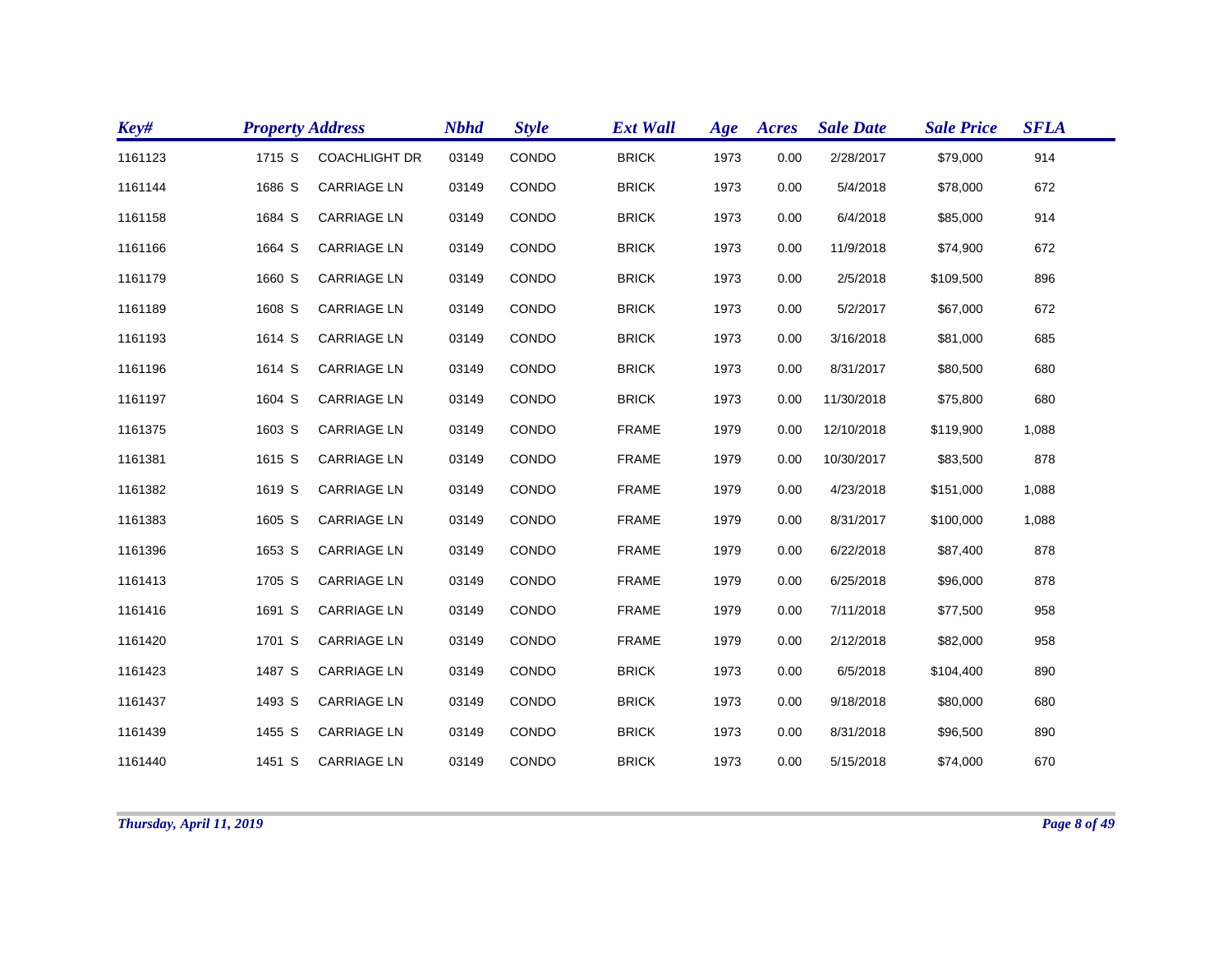| Key# | Property Address | | | Nbhd | Style | Ext Wall | Age | Acres | Sale Date | Sale Price | SFLA |
|---|---|---|---|---|---|---|---|---|---|---|---|
| 1161123 | 1715 | S | COACHLIGHT DR | 03149 | CONDO | BRICK | 1973 | 0.00 | 2/28/2017 | $79,000 | 914 |
| 1161144 | 1686 | S | CARRIAGE LN | 03149 | CONDO | BRICK | 1973 | 0.00 | 5/4/2018 | $78,000 | 672 |
| 1161158 | 1684 | S | CARRIAGE LN | 03149 | CONDO | BRICK | 1973 | 0.00 | 6/4/2018 | $85,000 | 914 |
| 1161166 | 1664 | S | CARRIAGE LN | 03149 | CONDO | BRICK | 1973 | 0.00 | 11/9/2018 | $74,900 | 672 |
| 1161179 | 1660 | S | CARRIAGE LN | 03149 | CONDO | BRICK | 1973 | 0.00 | 2/5/2018 | $109,500 | 896 |
| 1161189 | 1608 | S | CARRIAGE LN | 03149 | CONDO | BRICK | 1973 | 0.00 | 5/2/2017 | $67,000 | 672 |
| 1161193 | 1614 | S | CARRIAGE LN | 03149 | CONDO | BRICK | 1973 | 0.00 | 3/16/2018 | $81,000 | 685 |
| 1161196 | 1614 | S | CARRIAGE LN | 03149 | CONDO | BRICK | 1973 | 0.00 | 8/31/2017 | $80,500 | 680 |
| 1161197 | 1604 | S | CARRIAGE LN | 03149 | CONDO | BRICK | 1973 | 0.00 | 11/30/2018 | $75,800 | 680 |
| 1161375 | 1603 | S | CARRIAGE LN | 03149 | CONDO | FRAME | 1979 | 0.00 | 12/10/2018 | $119,900 | 1,088 |
| 1161381 | 1615 | S | CARRIAGE LN | 03149 | CONDO | FRAME | 1979 | 0.00 | 10/30/2017 | $83,500 | 878 |
| 1161382 | 1619 | S | CARRIAGE LN | 03149 | CONDO | FRAME | 1979 | 0.00 | 4/23/2018 | $151,000 | 1,088 |
| 1161383 | 1605 | S | CARRIAGE LN | 03149 | CONDO | FRAME | 1979 | 0.00 | 8/31/2017 | $100,000 | 1,088 |
| 1161396 | 1653 | S | CARRIAGE LN | 03149 | CONDO | FRAME | 1979 | 0.00 | 6/22/2018 | $87,400 | 878 |
| 1161413 | 1705 | S | CARRIAGE LN | 03149 | CONDO | FRAME | 1979 | 0.00 | 6/25/2018 | $96,000 | 878 |
| 1161416 | 1691 | S | CARRIAGE LN | 03149 | CONDO | FRAME | 1979 | 0.00 | 7/11/2018 | $77,500 | 958 |
| 1161420 | 1701 | S | CARRIAGE LN | 03149 | CONDO | FRAME | 1979 | 0.00 | 2/12/2018 | $82,000 | 958 |
| 1161423 | 1487 | S | CARRIAGE LN | 03149 | CONDO | BRICK | 1973 | 0.00 | 6/5/2018 | $104,400 | 890 |
| 1161437 | 1493 | S | CARRIAGE LN | 03149 | CONDO | BRICK | 1973 | 0.00 | 9/18/2018 | $80,000 | 680 |
| 1161439 | 1455 | S | CARRIAGE LN | 03149 | CONDO | BRICK | 1973 | 0.00 | 8/31/2018 | $96,500 | 890 |
| 1161440 | 1451 | S | CARRIAGE LN | 03149 | CONDO | BRICK | 1973 | 0.00 | 5/15/2018 | $74,000 | 670 |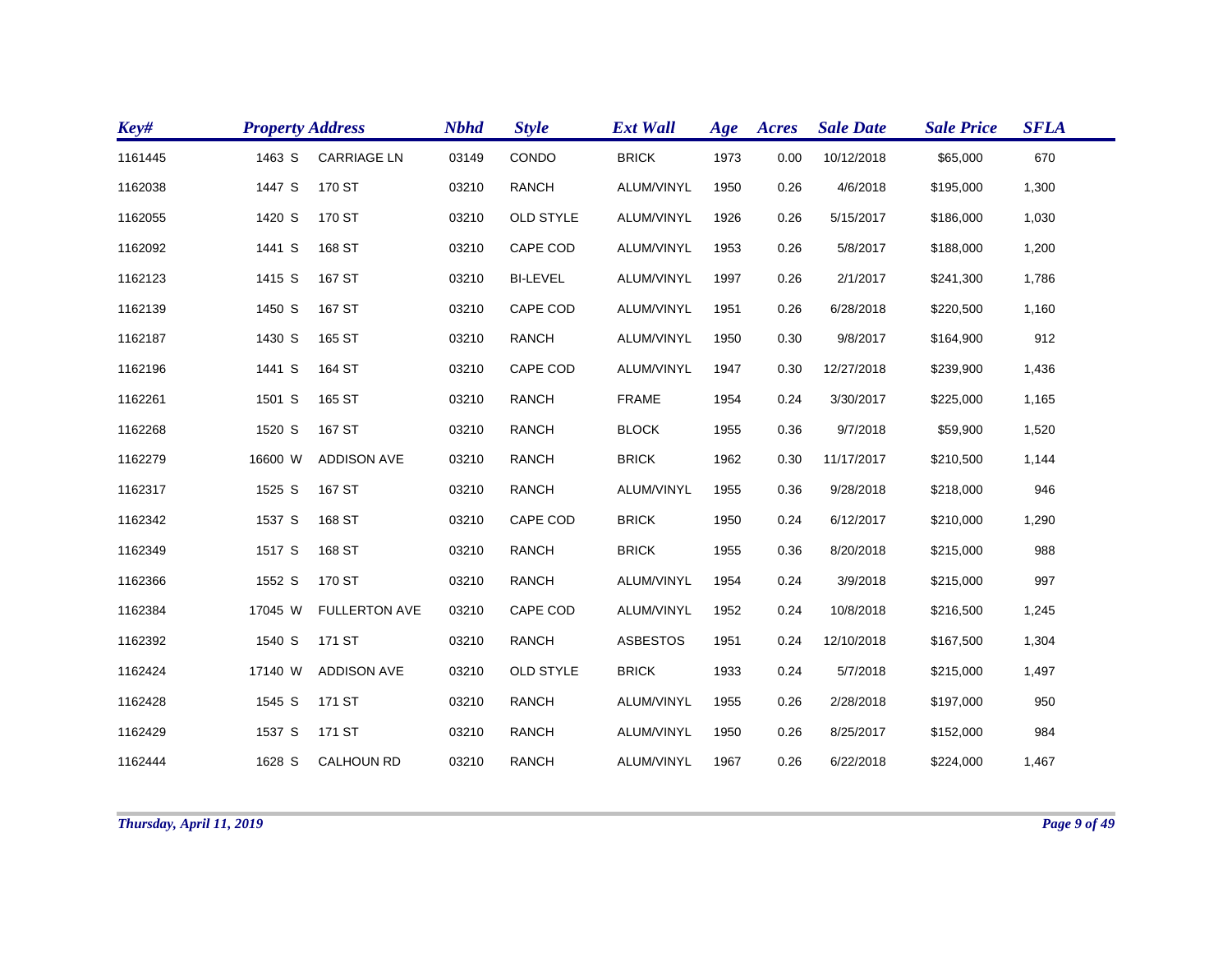| Key# | Property Address | | Nbhd | Style | Ext Wall | Age | Acres | Sale Date | Sale Price | SFLA |
|---|---|---|---|---|---|---|---|---|---|---|
| 1161445 | 1463 S | CARRIAGE LN | 03149 | CONDO | BRICK | 1973 | 0.00 | 10/12/2018 | $65,000 | 670 |
| 1162038 | 1447 S | 170 ST | 03210 | RANCH | ALUM/VINYL | 1950 | 0.26 | 4/6/2018 | $195,000 | 1,300 |
| 1162055 | 1420 S | 170 ST | 03210 | OLD STYLE | ALUM/VINYL | 1926 | 0.26 | 5/15/2017 | $186,000 | 1,030 |
| 1162092 | 1441 S | 168 ST | 03210 | CAPE COD | ALUM/VINYL | 1953 | 0.26 | 5/8/2017 | $188,000 | 1,200 |
| 1162123 | 1415 S | 167 ST | 03210 | BI-LEVEL | ALUM/VINYL | 1997 | 0.26 | 2/1/2017 | $241,300 | 1,786 |
| 1162139 | 1450 S | 167 ST | 03210 | CAPE COD | ALUM/VINYL | 1951 | 0.26 | 6/28/2018 | $220,500 | 1,160 |
| 1162187 | 1430 S | 165 ST | 03210 | RANCH | ALUM/VINYL | 1950 | 0.30 | 9/8/2017 | $164,900 | 912 |
| 1162196 | 1441 S | 164 ST | 03210 | CAPE COD | ALUM/VINYL | 1947 | 0.30 | 12/27/2018 | $239,900 | 1,436 |
| 1162261 | 1501 S | 165 ST | 03210 | RANCH | FRAME | 1954 | 0.24 | 3/30/2017 | $225,000 | 1,165 |
| 1162268 | 1520 S | 167 ST | 03210 | RANCH | BLOCK | 1955 | 0.36 | 9/7/2018 | $59,900 | 1,520 |
| 1162279 | 16600 W | ADDISON AVE | 03210 | RANCH | BRICK | 1962 | 0.30 | 11/17/2017 | $210,500 | 1,144 |
| 1162317 | 1525 S | 167 ST | 03210 | RANCH | ALUM/VINYL | 1955 | 0.36 | 9/28/2018 | $218,000 | 946 |
| 1162342 | 1537 S | 168 ST | 03210 | CAPE COD | BRICK | 1950 | 0.24 | 6/12/2017 | $210,000 | 1,290 |
| 1162349 | 1517 S | 168 ST | 03210 | RANCH | BRICK | 1955 | 0.36 | 8/20/2018 | $215,000 | 988 |
| 1162366 | 1552 S | 170 ST | 03210 | RANCH | ALUM/VINYL | 1954 | 0.24 | 3/9/2018 | $215,000 | 997 |
| 1162384 | 17045 W | FULLERTON AVE | 03210 | CAPE COD | ALUM/VINYL | 1952 | 0.24 | 10/8/2018 | $216,500 | 1,245 |
| 1162392 | 1540 S | 171 ST | 03210 | RANCH | ASBESTOS | 1951 | 0.24 | 12/10/2018 | $167,500 | 1,304 |
| 1162424 | 17140 W | ADDISON AVE | 03210 | OLD STYLE | BRICK | 1933 | 0.24 | 5/7/2018 | $215,000 | 1,497 |
| 1162428 | 1545 S | 171 ST | 03210 | RANCH | ALUM/VINYL | 1955 | 0.26 | 2/28/2018 | $197,000 | 950 |
| 1162429 | 1537 S | 171 ST | 03210 | RANCH | ALUM/VINYL | 1950 | 0.26 | 8/25/2017 | $152,000 | 984 |
| 1162444 | 1628 S | CALHOUN RD | 03210 | RANCH | ALUM/VINYL | 1967 | 0.26 | 6/22/2018 | $224,000 | 1,467 |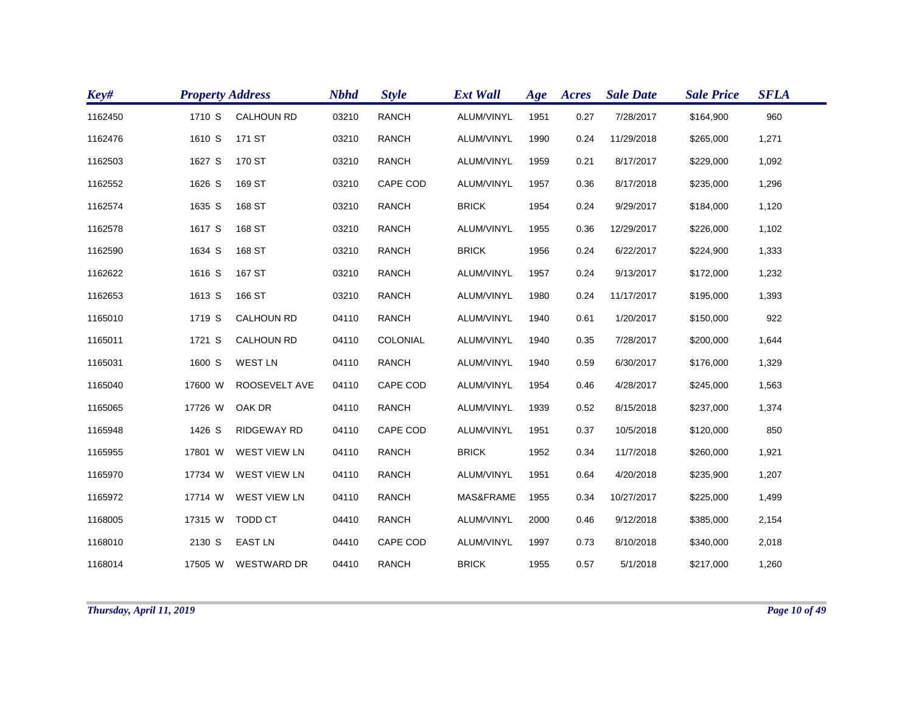| Key# | Property Address | | | Nbhd | Style | Ext Wall | Age | Acres | Sale Date | Sale Price | SFLA |
|---|---|---|---|---|---|---|---|---|---|---|---|
| 1162450 | 1710 | S | CALHOUN RD | 03210 | RANCH | ALUM/VINYL | 1951 | 0.27 | 7/28/2017 | $164,900 | 960 |
| 1162476 | 1610 | S | 171 ST | 03210 | RANCH | ALUM/VINYL | 1990 | 0.24 | 11/29/2018 | $265,000 | 1,271 |
| 1162503 | 1627 | S | 170 ST | 03210 | RANCH | ALUM/VINYL | 1959 | 0.21 | 8/17/2017 | $229,000 | 1,092 |
| 1162552 | 1626 | S | 169 ST | 03210 | CAPE COD | ALUM/VINYL | 1957 | 0.36 | 8/17/2018 | $235,000 | 1,296 |
| 1162574 | 1635 | S | 168 ST | 03210 | RANCH | BRICK | 1954 | 0.24 | 9/29/2017 | $184,000 | 1,120 |
| 1162578 | 1617 | S | 168 ST | 03210 | RANCH | ALUM/VINYL | 1955 | 0.36 | 12/29/2017 | $226,000 | 1,102 |
| 1162590 | 1634 | S | 168 ST | 03210 | RANCH | BRICK | 1956 | 0.24 | 6/22/2017 | $224,900 | 1,333 |
| 1162622 | 1616 | S | 167 ST | 03210 | RANCH | ALUM/VINYL | 1957 | 0.24 | 9/13/2017 | $172,000 | 1,232 |
| 1162653 | 1613 | S | 166 ST | 03210 | RANCH | ALUM/VINYL | 1980 | 0.24 | 11/17/2017 | $195,000 | 1,393 |
| 1165010 | 1719 | S | CALHOUN RD | 04110 | RANCH | ALUM/VINYL | 1940 | 0.61 | 1/20/2017 | $150,000 | 922 |
| 1165011 | 1721 | S | CALHOUN RD | 04110 | COLONIAL | ALUM/VINYL | 1940 | 0.35 | 7/28/2017 | $200,000 | 1,644 |
| 1165031 | 1600 | S | WEST LN | 04110 | RANCH | ALUM/VINYL | 1940 | 0.59 | 6/30/2017 | $176,000 | 1,329 |
| 1165040 | 17600 | W | ROOSEVELT AVE | 04110 | CAPE COD | ALUM/VINYL | 1954 | 0.46 | 4/28/2017 | $245,000 | 1,563 |
| 1165065 | 17726 | W | OAK DR | 04110 | RANCH | ALUM/VINYL | 1939 | 0.52 | 8/15/2018 | $237,000 | 1,374 |
| 1165948 | 1426 | S | RIDGEWAY RD | 04110 | CAPE COD | ALUM/VINYL | 1951 | 0.37 | 10/5/2018 | $120,000 | 850 |
| 1165955 | 17801 | W | WEST VIEW LN | 04110 | RANCH | BRICK | 1952 | 0.34 | 11/7/2018 | $260,000 | 1,921 |
| 1165970 | 17734 | W | WEST VIEW LN | 04110 | RANCH | ALUM/VINYL | 1951 | 0.64 | 4/20/2018 | $235,900 | 1,207 |
| 1165972 | 17714 | W | WEST VIEW LN | 04110 | RANCH | MAS&FRAME | 1955 | 0.34 | 10/27/2017 | $225,000 | 1,499 |
| 1168005 | 17315 | W | TODD CT | 04410 | RANCH | ALUM/VINYL | 2000 | 0.46 | 9/12/2018 | $385,000 | 2,154 |
| 1168010 | 2130 | S | EAST LN | 04410 | CAPE COD | ALUM/VINYL | 1997 | 0.73 | 8/10/2018 | $340,000 | 2,018 |
| 1168014 | 17505 | W | WESTWARD DR | 04410 | RANCH | BRICK | 1955 | 0.57 | 5/1/2018 | $217,000 | 1,260 |

*Thursday, April 11, 2019*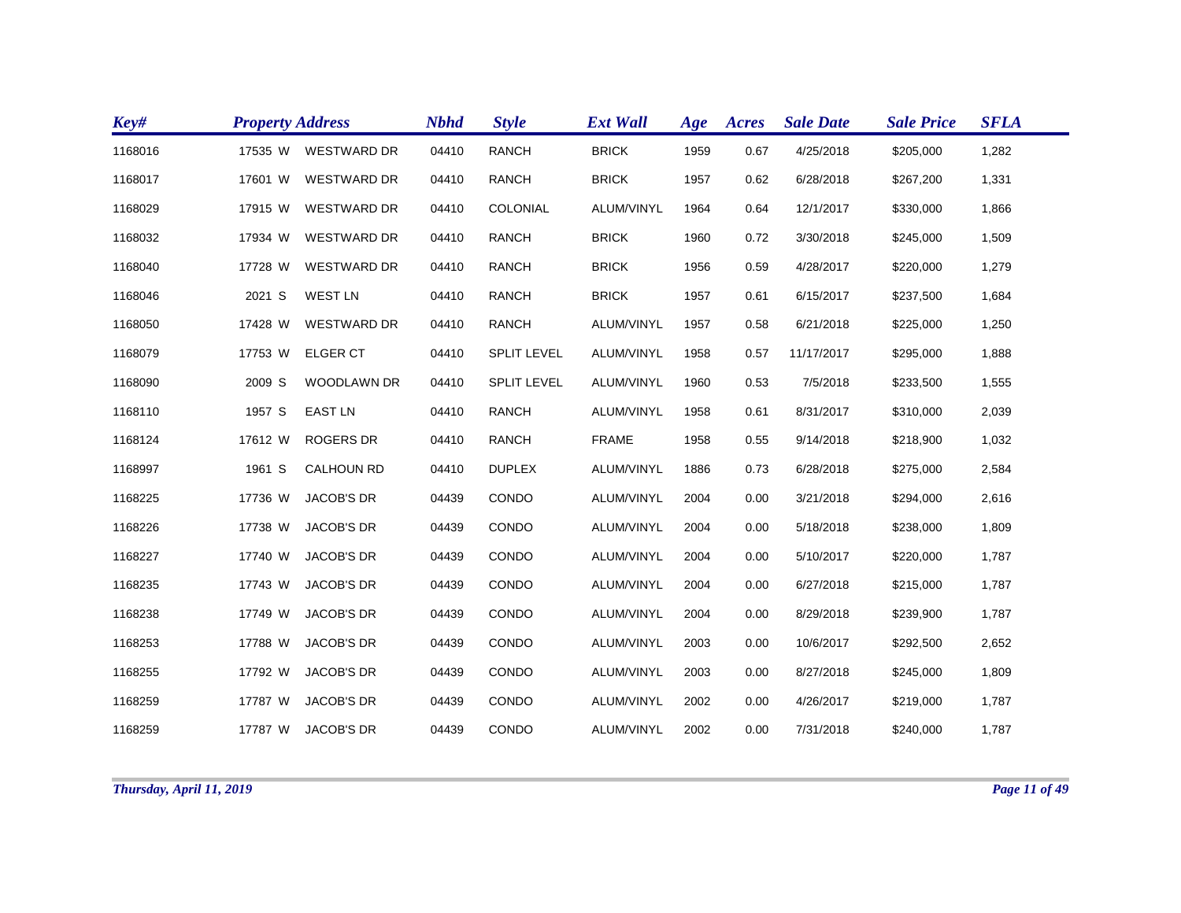| Key# | Property Address | Nbhd | Style | Ext Wall | Age | Acres | Sale Date | Sale Price | SFLA |
|---|---|---|---|---|---|---|---|---|---|
| 1168016 | 17535 W WESTWARD DR | 04410 | RANCH | BRICK | 1959 | 0.67 | 4/25/2018 | $205,000 | 1,282 |
| 1168017 | 17601 W WESTWARD DR | 04410 | RANCH | BRICK | 1957 | 0.62 | 6/28/2018 | $267,200 | 1,331 |
| 1168029 | 17915 W WESTWARD DR | 04410 | COLONIAL | ALUM/VINYL | 1964 | 0.64 | 12/1/2017 | $330,000 | 1,866 |
| 1168032 | 17934 W WESTWARD DR | 04410 | RANCH | BRICK | 1960 | 0.72 | 3/30/2018 | $245,000 | 1,509 |
| 1168040 | 17728 W WESTWARD DR | 04410 | RANCH | BRICK | 1956 | 0.59 | 4/28/2017 | $220,000 | 1,279 |
| 1168046 | 2021 S WEST LN | 04410 | RANCH | BRICK | 1957 | 0.61 | 6/15/2017 | $237,500 | 1,684 |
| 1168050 | 17428 W WESTWARD DR | 04410 | RANCH | ALUM/VINYL | 1957 | 0.58 | 6/21/2018 | $225,000 | 1,250 |
| 1168079 | 17753 W ELGER CT | 04410 | SPLIT LEVEL | ALUM/VINYL | 1958 | 0.57 | 11/17/2017 | $295,000 | 1,888 |
| 1168090 | 2009 S WOODLAWN DR | 04410 | SPLIT LEVEL | ALUM/VINYL | 1960 | 0.53 | 7/5/2018 | $233,500 | 1,555 |
| 1168110 | 1957 S EAST LN | 04410 | RANCH | ALUM/VINYL | 1958 | 0.61 | 8/31/2017 | $310,000 | 2,039 |
| 1168124 | 17612 W ROGERS DR | 04410 | RANCH | FRAME | 1958 | 0.55 | 9/14/2018 | $218,900 | 1,032 |
| 1168997 | 1961 S CALHOUN RD | 04410 | DUPLEX | ALUM/VINYL | 1886 | 0.73 | 6/28/2018 | $275,000 | 2,584 |
| 1168225 | 17736 W JACOB'S DR | 04439 | CONDO | ALUM/VINYL | 2004 | 0.00 | 3/21/2018 | $294,000 | 2,616 |
| 1168226 | 17738 W JACOB'S DR | 04439 | CONDO | ALUM/VINYL | 2004 | 0.00 | 5/18/2018 | $238,000 | 1,809 |
| 1168227 | 17740 W JACOB'S DR | 04439 | CONDO | ALUM/VINYL | 2004 | 0.00 | 5/10/2017 | $220,000 | 1,787 |
| 1168235 | 17743 W JACOB'S DR | 04439 | CONDO | ALUM/VINYL | 2004 | 0.00 | 6/27/2018 | $215,000 | 1,787 |
| 1168238 | 17749 W JACOB'S DR | 04439 | CONDO | ALUM/VINYL | 2004 | 0.00 | 8/29/2018 | $239,900 | 1,787 |
| 1168253 | 17788 W JACOB'S DR | 04439 | CONDO | ALUM/VINYL | 2003 | 0.00 | 10/6/2017 | $292,500 | 2,652 |
| 1168255 | 17792 W JACOB'S DR | 04439 | CONDO | ALUM/VINYL | 2003 | 0.00 | 8/27/2018 | $245,000 | 1,809 |
| 1168259 | 17787 W JACOB'S DR | 04439 | CONDO | ALUM/VINYL | 2002 | 0.00 | 4/26/2017 | $219,000 | 1,787 |
| 1168259 | 17787 W JACOB'S DR | 04439 | CONDO | ALUM/VINYL | 2002 | 0.00 | 7/31/2018 | $240,000 | 1,787 |

*Thursday, April 11, 2019*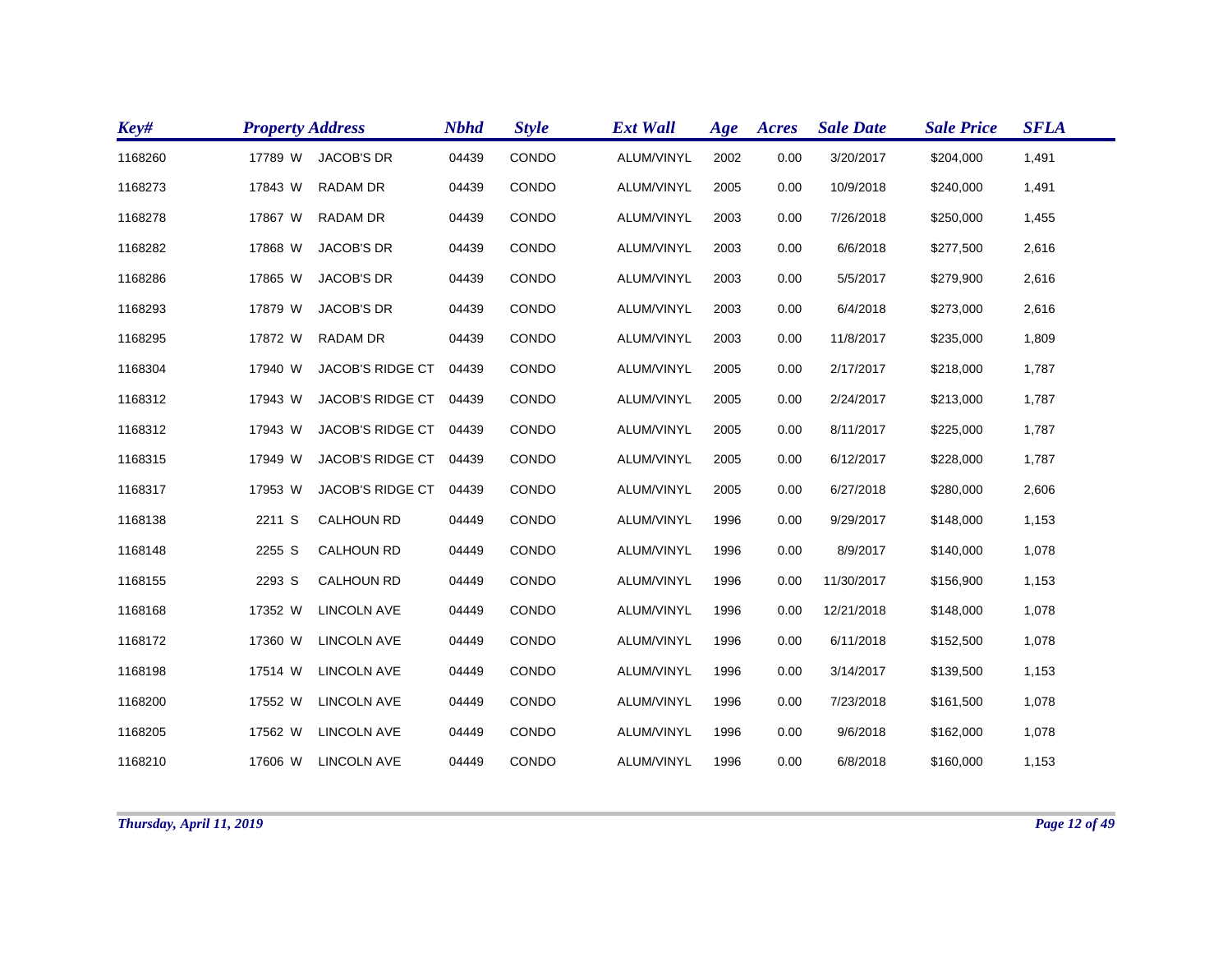| Key# | Property Address | | | Nbhd | Style | Ext Wall | Age | Acres | Sale Date | Sale Price | SFLA |
|---|---|---|---|---|---|---|---|---|---|---|---|
| 1168260 | 17789 | W | JACOB'S DR | 04439 | CONDO | ALUM/VINYL | 2002 | 0.00 | 3/20/2017 | $204,000 | 1,491 |
| 1168273 | 17843 | W | RADAM DR | 04439 | CONDO | ALUM/VINYL | 2005 | 0.00 | 10/9/2018 | $240,000 | 1,491 |
| 1168278 | 17867 | W | RADAM DR | 04439 | CONDO | ALUM/VINYL | 2003 | 0.00 | 7/26/2018 | $250,000 | 1,455 |
| 1168282 | 17868 | W | JACOB'S DR | 04439 | CONDO | ALUM/VINYL | 2003 | 0.00 | 6/6/2018 | $277,500 | 2,616 |
| 1168286 | 17865 | W | JACOB'S DR | 04439 | CONDO | ALUM/VINYL | 2003 | 0.00 | 5/5/2017 | $279,900 | 2,616 |
| 1168293 | 17879 | W | JACOB'S DR | 04439 | CONDO | ALUM/VINYL | 2003 | 0.00 | 6/4/2018 | $273,000 | 2,616 |
| 1168295 | 17872 | W | RADAM DR | 04439 | CONDO | ALUM/VINYL | 2003 | 0.00 | 11/8/2017 | $235,000 | 1,809 |
| 1168304 | 17940 | W | JACOB'S RIDGE CT | 04439 | CONDO | ALUM/VINYL | 2005 | 0.00 | 2/17/2017 | $218,000 | 1,787 |
| 1168312 | 17943 | W | JACOB'S RIDGE CT | 04439 | CONDO | ALUM/VINYL | 2005 | 0.00 | 2/24/2017 | $213,000 | 1,787 |
| 1168312 | 17943 | W | JACOB'S RIDGE CT | 04439 | CONDO | ALUM/VINYL | 2005 | 0.00 | 8/11/2017 | $225,000 | 1,787 |
| 1168315 | 17949 | W | JACOB'S RIDGE CT | 04439 | CONDO | ALUM/VINYL | 2005 | 0.00 | 6/12/2017 | $228,000 | 1,787 |
| 1168317 | 17953 | W | JACOB'S RIDGE CT | 04439 | CONDO | ALUM/VINYL | 2005 | 0.00 | 6/27/2018 | $280,000 | 2,606 |
| 1168138 | 2211 | S | CALHOUN RD | 04449 | CONDO | ALUM/VINYL | 1996 | 0.00 | 9/29/2017 | $148,000 | 1,153 |
| 1168148 | 2255 | S | CALHOUN RD | 04449 | CONDO | ALUM/VINYL | 1996 | 0.00 | 8/9/2017 | $140,000 | 1,078 |
| 1168155 | 2293 | S | CALHOUN RD | 04449 | CONDO | ALUM/VINYL | 1996 | 0.00 | 11/30/2017 | $156,900 | 1,153 |
| 1168168 | 17352 | W | LINCOLN AVE | 04449 | CONDO | ALUM/VINYL | 1996 | 0.00 | 12/21/2018 | $148,000 | 1,078 |
| 1168172 | 17360 | W | LINCOLN AVE | 04449 | CONDO | ALUM/VINYL | 1996 | 0.00 | 6/11/2018 | $152,500 | 1,078 |
| 1168198 | 17514 | W | LINCOLN AVE | 04449 | CONDO | ALUM/VINYL | 1996 | 0.00 | 3/14/2017 | $139,500 | 1,153 |
| 1168200 | 17552 | W | LINCOLN AVE | 04449 | CONDO | ALUM/VINYL | 1996 | 0.00 | 7/23/2018 | $161,500 | 1,078 |
| 1168205 | 17562 | W | LINCOLN AVE | 04449 | CONDO | ALUM/VINYL | 1996 | 0.00 | 9/6/2018 | $162,000 | 1,078 |
| 1168210 | 17606 | W | LINCOLN AVE | 04449 | CONDO | ALUM/VINYL | 1996 | 0.00 | 6/8/2018 | $160,000 | 1,153 |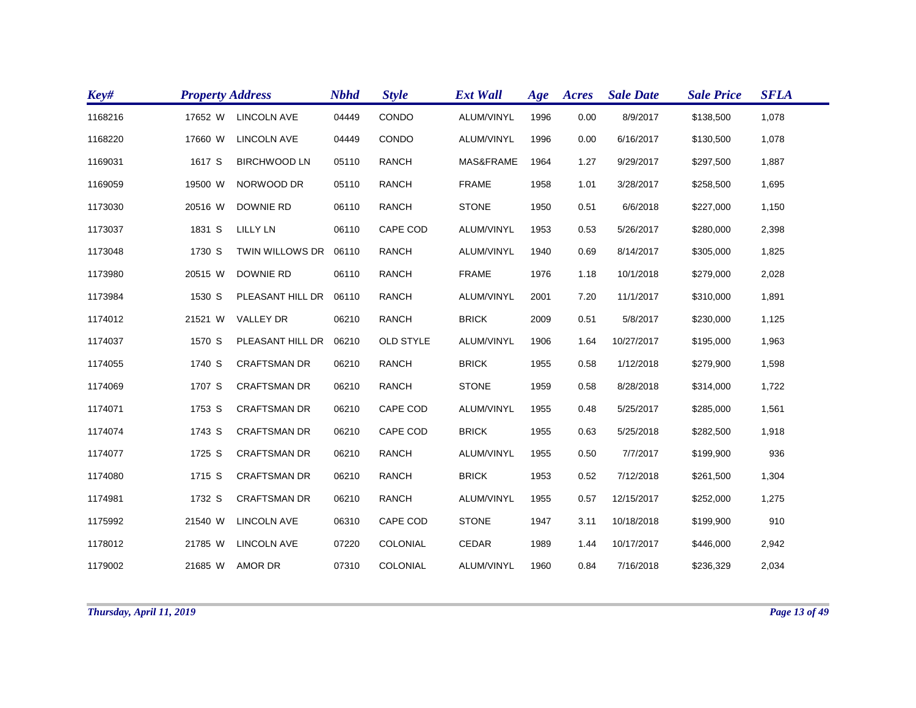| Key# | Property Address | | | Nbhd | Style | Ext Wall | Age | Acres | Sale Date | Sale Price | SFLA |
|---|---|---|---|---|---|---|---|---|---|---|---|
| 1168216 | 17652 | W | LINCOLN AVE | 04449 | CONDO | ALUM/VINYL | 1996 | 0.00 | 8/9/2017 | $138,500 | 1,078 |
| 1168220 | 17660 | W | LINCOLN AVE | 04449 | CONDO | ALUM/VINYL | 1996 | 0.00 | 6/16/2017 | $130,500 | 1,078 |
| 1169031 | 1617 | S | BIRCHWOOD LN | 05110 | RANCH | MAS&FRAME | 1964 | 1.27 | 9/29/2017 | $297,500 | 1,887 |
| 1169059 | 19500 | W | NORWOOD DR | 05110 | RANCH | FRAME | 1958 | 1.01 | 3/28/2017 | $258,500 | 1,695 |
| 1173030 | 20516 | W | DOWNIE RD | 06110 | RANCH | STONE | 1950 | 0.51 | 6/6/2018 | $227,000 | 1,150 |
| 1173037 | 1831 | S | LILLY LN | 06110 | CAPE COD | ALUM/VINYL | 1953 | 0.53 | 5/26/2017 | $280,000 | 2,398 |
| 1173048 | 1730 | S | TWIN WILLOWS DR | 06110 | RANCH | ALUM/VINYL | 1940 | 0.69 | 8/14/2017 | $305,000 | 1,825 |
| 1173980 | 20515 | W | DOWNIE RD | 06110 | RANCH | FRAME | 1976 | 1.18 | 10/1/2018 | $279,000 | 2,028 |
| 1173984 | 1530 | S | PLEASANT HILL DR | 06110 | RANCH | ALUM/VINYL | 2001 | 7.20 | 11/1/2017 | $310,000 | 1,891 |
| 1174012 | 21521 | W | VALLEY DR | 06210 | RANCH | BRICK | 2009 | 0.51 | 5/8/2017 | $230,000 | 1,125 |
| 1174037 | 1570 | S | PLEASANT HILL DR | 06210 | OLD STYLE | ALUM/VINYL | 1906 | 1.64 | 10/27/2017 | $195,000 | 1,963 |
| 1174055 | 1740 | S | CRAFTSMAN DR | 06210 | RANCH | BRICK | 1955 | 0.58 | 1/12/2018 | $279,900 | 1,598 |
| 1174069 | 1707 | S | CRAFTSMAN DR | 06210 | RANCH | STONE | 1959 | 0.58 | 8/28/2018 | $314,000 | 1,722 |
| 1174071 | 1753 | S | CRAFTSMAN DR | 06210 | CAPE COD | ALUM/VINYL | 1955 | 0.48 | 5/25/2017 | $285,000 | 1,561 |
| 1174074 | 1743 | S | CRAFTSMAN DR | 06210 | CAPE COD | BRICK | 1955 | 0.63 | 5/25/2018 | $282,500 | 1,918 |
| 1174077 | 1725 | S | CRAFTSMAN DR | 06210 | RANCH | ALUM/VINYL | 1955 | 0.50 | 7/7/2017 | $199,900 | 936 |
| 1174080 | 1715 | S | CRAFTSMAN DR | 06210 | RANCH | BRICK | 1953 | 0.52 | 7/12/2018 | $261,500 | 1,304 |
| 1174981 | 1732 | S | CRAFTSMAN DR | 06210 | RANCH | ALUM/VINYL | 1955 | 0.57 | 12/15/2017 | $252,000 | 1,275 |
| 1175992 | 21540 | W | LINCOLN AVE | 06310 | CAPE COD | STONE | 1947 | 3.11 | 10/18/2018 | $199,900 | 910 |
| 1178012 | 21785 | W | LINCOLN AVE | 07220 | COLONIAL | CEDAR | 1989 | 1.44 | 10/17/2017 | $446,000 | 2,942 |
| 1179002 | 21685 | W | AMOR DR | 07310 | COLONIAL | ALUM/VINYL | 1960 | 0.84 | 7/16/2018 | $236,329 | 2,034 |

*Thursday, April 11, 2019*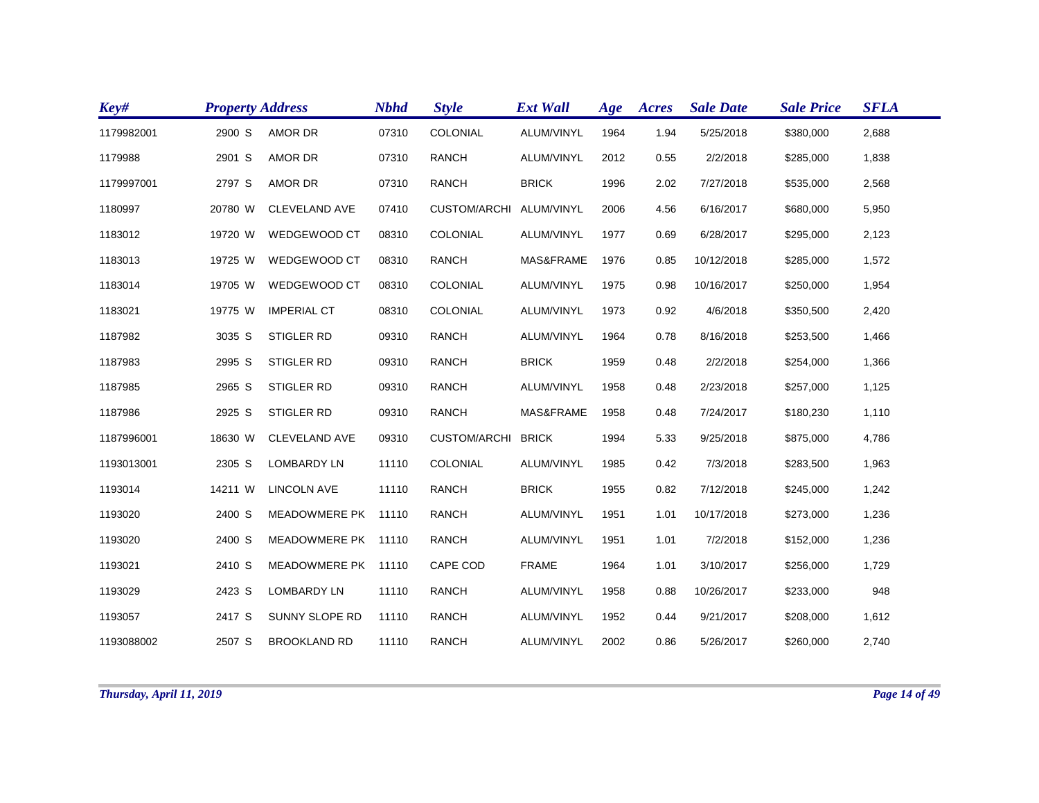| Key# | Property Address | | | Nbhd | Style | Ext Wall | Age | Acres | Sale Date | Sale Price | SFLA |
|---|---|---|---|---|---|---|---|---|---|---|---|
| 1179982001 | 2900 | S | AMOR DR | 07310 | COLONIAL | ALUM/VINYL | 1964 | 1.94 | 5/25/2018 | $380,000 | 2,688 |
| 1179988 | 2901 | S | AMOR DR | 07310 | RANCH | ALUM/VINYL | 2012 | 0.55 | 2/2/2018 | $285,000 | 1,838 |
| 1179997001 | 2797 | S | AMOR DR | 07310 | RANCH | BRICK | 1996 | 2.02 | 7/27/2018 | $535,000 | 2,568 |
| 1180997 | 20780 | W | CLEVELAND AVE | 07410 | CUSTOM/ARCHI | ALUM/VINYL | 2006 | 4.56 | 6/16/2017 | $680,000 | 5,950 |
| 1183012 | 19720 | W | WEDGEWOOD CT | 08310 | COLONIAL | ALUM/VINYL | 1977 | 0.69 | 6/28/2017 | $295,000 | 2,123 |
| 1183013 | 19725 | W | WEDGEWOOD CT | 08310 | RANCH | MAS&FRAME | 1976 | 0.85 | 10/12/2018 | $285,000 | 1,572 |
| 1183014 | 19705 | W | WEDGEWOOD CT | 08310 | COLONIAL | ALUM/VINYL | 1975 | 0.98 | 10/16/2017 | $250,000 | 1,954 |
| 1183021 | 19775 | W | IMPERIAL CT | 08310 | COLONIAL | ALUM/VINYL | 1973 | 0.92 | 4/6/2018 | $350,500 | 2,420 |
| 1187982 | 3035 | S | STIGLER RD | 09310 | RANCH | ALUM/VINYL | 1964 | 0.78 | 8/16/2018 | $253,500 | 1,466 |
| 1187983 | 2995 | S | STIGLER RD | 09310 | RANCH | BRICK | 1959 | 0.48 | 2/2/2018 | $254,000 | 1,366 |
| 1187985 | 2965 | S | STIGLER RD | 09310 | RANCH | ALUM/VINYL | 1958 | 0.48 | 2/23/2018 | $257,000 | 1,125 |
| 1187986 | 2925 | S | STIGLER RD | 09310 | RANCH | MAS&FRAME | 1958 | 0.48 | 7/24/2017 | $180,230 | 1,110 |
| 1187996001 | 18630 | W | CLEVELAND AVE | 09310 | CUSTOM/ARCHI | BRICK | 1994 | 5.33 | 9/25/2018 | $875,000 | 4,786 |
| 1193013001 | 2305 | S | LOMBARDY LN | 11110 | COLONIAL | ALUM/VINYL | 1985 | 0.42 | 7/3/2018 | $283,500 | 1,963 |
| 1193014 | 14211 | W | LINCOLN AVE | 11110 | RANCH | BRICK | 1955 | 0.82 | 7/12/2018 | $245,000 | 1,242 |
| 1193020 | 2400 | S | MEADOWMERE PK | 11110 | RANCH | ALUM/VINYL | 1951 | 1.01 | 10/17/2018 | $273,000 | 1,236 |
| 1193020 | 2400 | S | MEADOWMERE PK | 11110 | RANCH | ALUM/VINYL | 1951 | 1.01 | 7/2/2018 | $152,000 | 1,236 |
| 1193021 | 2410 | S | MEADOWMERE PK | 11110 | CAPE COD | FRAME | 1964 | 1.01 | 3/10/2017 | $256,000 | 1,729 |
| 1193029 | 2423 | S | LOMBARDY LN | 11110 | RANCH | ALUM/VINYL | 1958 | 0.88 | 10/26/2017 | $233,000 | 948 |
| 1193057 | 2417 | S | SUNNY SLOPE RD | 11110 | RANCH | ALUM/VINYL | 1952 | 0.44 | 9/21/2017 | $208,000 | 1,612 |
| 1193088002 | 2507 | S | BROOKLAND RD | 11110 | RANCH | ALUM/VINYL | 2002 | 0.86 | 5/26/2017 | $260,000 | 2,740 |

*Thursday, April 11, 2019*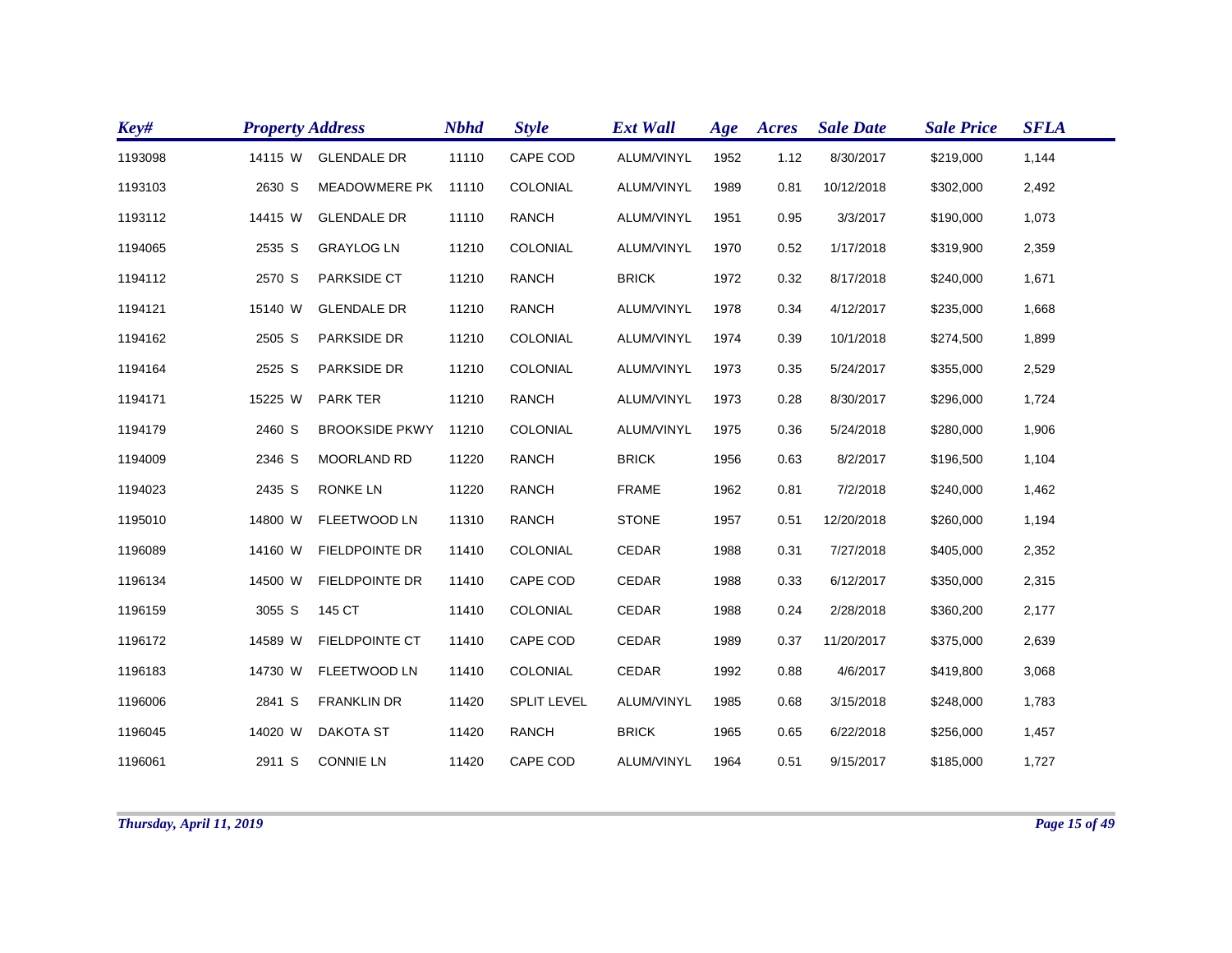| Key# | Property Address | | | Nbhd | Style | Ext Wall | Age | Acres | Sale Date | Sale Price | SFLA |
|---|---|---|---|---|---|---|---|---|---|---|---|
| 1193098 | 14115 | W | GLENDALE DR | 11110 | CAPE COD | ALUM/VINYL | 1952 | 1.12 | 8/30/2017 | $219,000 | 1,144 |
| 1193103 | 2630 | S | MEADOWMERE PK | 11110 | COLONIAL | ALUM/VINYL | 1989 | 0.81 | 10/12/2018 | $302,000 | 2,492 |
| 1193112 | 14415 | W | GLENDALE DR | 11110 | RANCH | ALUM/VINYL | 1951 | 0.95 | 3/3/2017 | $190,000 | 1,073 |
| 1194065 | 2535 | S | GRAYLOG LN | 11210 | COLONIAL | ALUM/VINYL | 1970 | 0.52 | 1/17/2018 | $319,900 | 2,359 |
| 1194112 | 2570 | S | PARKSIDE CT | 11210 | RANCH | BRICK | 1972 | 0.32 | 8/17/2018 | $240,000 | 1,671 |
| 1194121 | 15140 | W | GLENDALE DR | 11210 | RANCH | ALUM/VINYL | 1978 | 0.34 | 4/12/2017 | $235,000 | 1,668 |
| 1194162 | 2505 | S | PARKSIDE DR | 11210 | COLONIAL | ALUM/VINYL | 1974 | 0.39 | 10/1/2018 | $274,500 | 1,899 |
| 1194164 | 2525 | S | PARKSIDE DR | 11210 | COLONIAL | ALUM/VINYL | 1973 | 0.35 | 5/24/2017 | $355,000 | 2,529 |
| 1194171 | 15225 | W | PARK TER | 11210 | RANCH | ALUM/VINYL | 1973 | 0.28 | 8/30/2017 | $296,000 | 1,724 |
| 1194179 | 2460 | S | BROOKSIDE PKWY | 11210 | COLONIAL | ALUM/VINYL | 1975 | 0.36 | 5/24/2018 | $280,000 | 1,906 |
| 1194009 | 2346 | S | MOORLAND RD | 11220 | RANCH | BRICK | 1956 | 0.63 | 8/2/2017 | $196,500 | 1,104 |
| 1194023 | 2435 | S | RONKE LN | 11220 | RANCH | FRAME | 1962 | 0.81 | 7/2/2018 | $240,000 | 1,462 |
| 1195010 | 14800 | W | FLEETWOOD LN | 11310 | RANCH | STONE | 1957 | 0.51 | 12/20/2018 | $260,000 | 1,194 |
| 1196089 | 14160 | W | FIELDPOINTE DR | 11410 | COLONIAL | CEDAR | 1988 | 0.31 | 7/27/2018 | $405,000 | 2,352 |
| 1196134 | 14500 | W | FIELDPOINTE DR | 11410 | CAPE COD | CEDAR | 1988 | 0.33 | 6/12/2017 | $350,000 | 2,315 |
| 1196159 | 3055 | S | 145 CT | 11410 | COLONIAL | CEDAR | 1988 | 0.24 | 2/28/2018 | $360,200 | 2,177 |
| 1196172 | 14589 | W | FIELDPOINTE CT | 11410 | CAPE COD | CEDAR | 1989 | 0.37 | 11/20/2017 | $375,000 | 2,639 |
| 1196183 | 14730 | W | FLEETWOOD LN | 11410 | COLONIAL | CEDAR | 1992 | 0.88 | 4/6/2017 | $419,800 | 3,068 |
| 1196006 | 2841 | S | FRANKLIN DR | 11420 | SPLIT LEVEL | ALUM/VINYL | 1985 | 0.68 | 3/15/2018 | $248,000 | 1,783 |
| 1196045 | 14020 | W | DAKOTA ST | 11420 | RANCH | BRICK | 1965 | 0.65 | 6/22/2018 | $256,000 | 1,457 |
| 1196061 | 2911 | S | CONNIE LN | 11420 | CAPE COD | ALUM/VINYL | 1964 | 0.51 | 9/15/2017 | $185,000 | 1,727 |

*Thursday, April 11, 2019*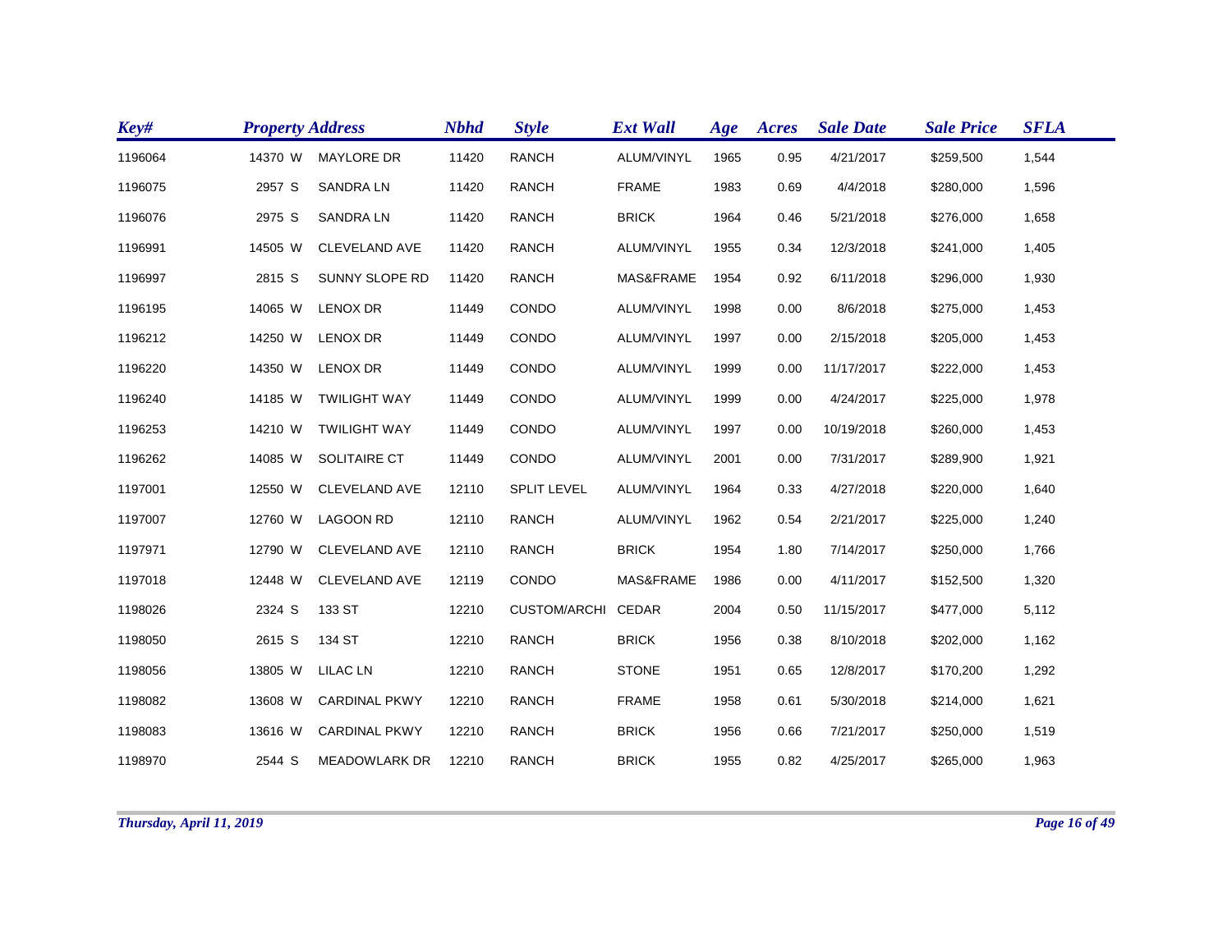| Key# | Property Address | | | Nbhd | Style | Ext Wall | Age | Acres | Sale Date | Sale Price | SFLA |
|---|---|---|---|---|---|---|---|---|---|---|---|
| 1196064 | 14370 | W | MAYLORE DR | 11420 | RANCH | ALUM/VINYL | 1965 | 0.95 | 4/21/2017 | $259,500 | 1,544 |
| 1196075 | 2957 | S | SANDRA LN | 11420 | RANCH | FRAME | 1983 | 0.69 | 4/4/2018 | $280,000 | 1,596 |
| 1196076 | 2975 | S | SANDRA LN | 11420 | RANCH | BRICK | 1964 | 0.46 | 5/21/2018 | $276,000 | 1,658 |
| 1196991 | 14505 | W | CLEVELAND AVE | 11420 | RANCH | ALUM/VINYL | 1955 | 0.34 | 12/3/2018 | $241,000 | 1,405 |
| 1196997 | 2815 | S | SUNNY SLOPE RD | 11420 | RANCH | MAS&FRAME | 1954 | 0.92 | 6/11/2018 | $296,000 | 1,930 |
| 1196195 | 14065 | W | LENOX DR | 11449 | CONDO | ALUM/VINYL | 1998 | 0.00 | 8/6/2018 | $275,000 | 1,453 |
| 1196212 | 14250 | W | LENOX DR | 11449 | CONDO | ALUM/VINYL | 1997 | 0.00 | 2/15/2018 | $205,000 | 1,453 |
| 1196220 | 14350 | W | LENOX DR | 11449 | CONDO | ALUM/VINYL | 1999 | 0.00 | 11/17/2017 | $222,000 | 1,453 |
| 1196240 | 14185 | W | TWILIGHT WAY | 11449 | CONDO | ALUM/VINYL | 1999 | 0.00 | 4/24/2017 | $225,000 | 1,978 |
| 1196253 | 14210 | W | TWILIGHT WAY | 11449 | CONDO | ALUM/VINYL | 1997 | 0.00 | 10/19/2018 | $260,000 | 1,453 |
| 1196262 | 14085 | W | SOLITAIRE CT | 11449 | CONDO | ALUM/VINYL | 2001 | 0.00 | 7/31/2017 | $289,900 | 1,921 |
| 1197001 | 12550 | W | CLEVELAND AVE | 12110 | SPLIT LEVEL | ALUM/VINYL | 1964 | 0.33 | 4/27/2018 | $220,000 | 1,640 |
| 1197007 | 12760 | W | LAGOON RD | 12110 | RANCH | ALUM/VINYL | 1962 | 0.54 | 2/21/2017 | $225,000 | 1,240 |
| 1197971 | 12790 | W | CLEVELAND AVE | 12110 | RANCH | BRICK | 1954 | 1.80 | 7/14/2017 | $250,000 | 1,766 |
| 1197018 | 12448 | W | CLEVELAND AVE | 12119 | CONDO | MAS&FRAME | 1986 | 0.00 | 4/11/2017 | $152,500 | 1,320 |
| 1198026 | 2324 | S | 133 ST | 12210 | CUSTOM/ARCHI | CEDAR | 2004 | 0.50 | 11/15/2017 | $477,000 | 5,112 |
| 1198050 | 2615 | S | 134 ST | 12210 | RANCH | BRICK | 1956 | 0.38 | 8/10/2018 | $202,000 | 1,162 |
| 1198056 | 13805 | W | LILAC LN | 12210 | RANCH | STONE | 1951 | 0.65 | 12/8/2017 | $170,200 | 1,292 |
| 1198082 | 13608 | W | CARDINAL PKWY | 12210 | RANCH | FRAME | 1958 | 0.61 | 5/30/2018 | $214,000 | 1,621 |
| 1198083 | 13616 | W | CARDINAL PKWY | 12210 | RANCH | BRICK | 1956 | 0.66 | 7/21/2017 | $250,000 | 1,519 |
| 1198970 | 2544 | S | MEADOWLARK DR | 12210 | RANCH | BRICK | 1955 | 0.82 | 4/25/2017 | $265,000 | 1,963 |

*Thursday, April 11, 2019*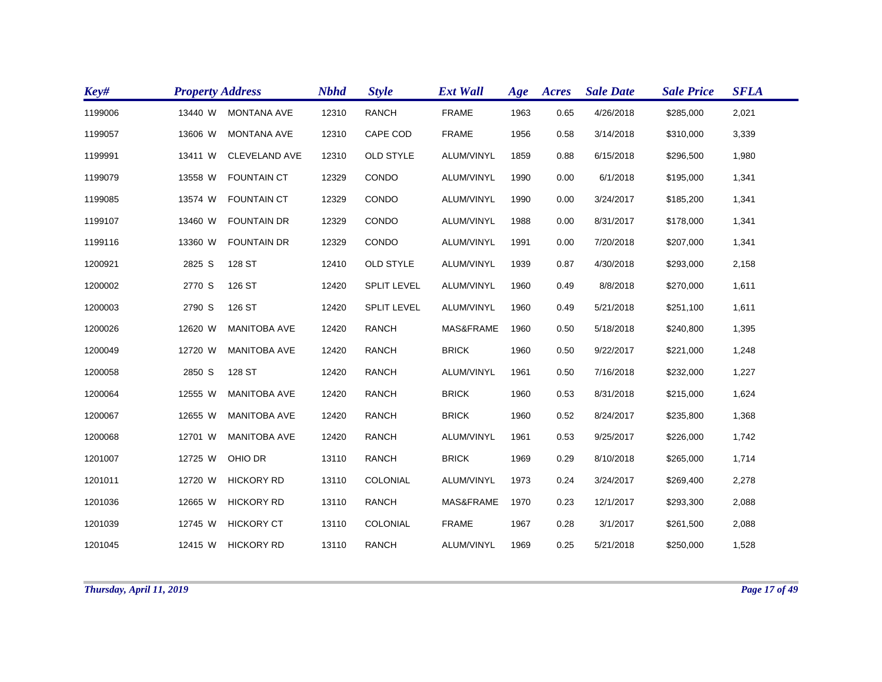| Key# | Property Address | | | Nbhd | Style | Ext Wall | Age | Acres | Sale Date | Sale Price | SFLA |
|---|---|---|---|---|---|---|---|---|---|---|---|
| 1199006 | 13440 | W | MONTANA AVE | 12310 | RANCH | FRAME | 1963 | 0.65 | 4/26/2018 | $285,000 | 2,021 |
| 1199057 | 13606 | W | MONTANA AVE | 12310 | CAPE COD | FRAME | 1956 | 0.58 | 3/14/2018 | $310,000 | 3,339 |
| 1199991 | 13411 | W | CLEVELAND AVE | 12310 | OLD STYLE | ALUM/VINYL | 1859 | 0.88 | 6/15/2018 | $296,500 | 1,980 |
| 1199079 | 13558 | W | FOUNTAIN CT | 12329 | CONDO | ALUM/VINYL | 1990 | 0.00 | 6/1/2018 | $195,000 | 1,341 |
| 1199085 | 13574 | W | FOUNTAIN CT | 12329 | CONDO | ALUM/VINYL | 1990 | 0.00 | 3/24/2017 | $185,200 | 1,341 |
| 1199107 | 13460 | W | FOUNTAIN DR | 12329 | CONDO | ALUM/VINYL | 1988 | 0.00 | 8/31/2017 | $178,000 | 1,341 |
| 1199116 | 13360 | W | FOUNTAIN DR | 12329 | CONDO | ALUM/VINYL | 1991 | 0.00 | 7/20/2018 | $207,000 | 1,341 |
| 1200921 | 2825 | S | 128 ST | 12410 | OLD STYLE | ALUM/VINYL | 1939 | 0.87 | 4/30/2018 | $293,000 | 2,158 |
| 1200002 | 2770 | S | 126 ST | 12420 | SPLIT LEVEL | ALUM/VINYL | 1960 | 0.49 | 8/8/2018 | $270,000 | 1,611 |
| 1200003 | 2790 | S | 126 ST | 12420 | SPLIT LEVEL | ALUM/VINYL | 1960 | 0.49 | 5/21/2018 | $251,100 | 1,611 |
| 1200026 | 12620 | W | MANITOBA AVE | 12420 | RANCH | MAS&FRAME | 1960 | 0.50 | 5/18/2018 | $240,800 | 1,395 |
| 1200049 | 12720 | W | MANITOBA AVE | 12420 | RANCH | BRICK | 1960 | 0.50 | 9/22/2017 | $221,000 | 1,248 |
| 1200058 | 2850 | S | 128 ST | 12420 | RANCH | ALUM/VINYL | 1961 | 0.50 | 7/16/2018 | $232,000 | 1,227 |
| 1200064 | 12555 | W | MANITOBA AVE | 12420 | RANCH | BRICK | 1960 | 0.53 | 8/31/2018 | $215,000 | 1,624 |
| 1200067 | 12655 | W | MANITOBA AVE | 12420 | RANCH | BRICK | 1960 | 0.52 | 8/24/2017 | $235,800 | 1,368 |
| 1200068 | 12701 | W | MANITOBA AVE | 12420 | RANCH | ALUM/VINYL | 1961 | 0.53 | 9/25/2017 | $226,000 | 1,742 |
| 1201007 | 12725 | W | OHIO DR | 13110 | RANCH | BRICK | 1969 | 0.29 | 8/10/2018 | $265,000 | 1,714 |
| 1201011 | 12720 | W | HICKORY RD | 13110 | COLONIAL | ALUM/VINYL | 1973 | 0.24 | 3/24/2017 | $269,400 | 2,278 |
| 1201036 | 12665 | W | HICKORY RD | 13110 | RANCH | MAS&FRAME | 1970 | 0.23 | 12/1/2017 | $293,300 | 2,088 |
| 1201039 | 12745 | W | HICKORY CT | 13110 | COLONIAL | FRAME | 1967 | 0.28 | 3/1/2017 | $261,500 | 2,088 |
| 1201045 | 12415 | W | HICKORY RD | 13110 | RANCH | ALUM/VINYL | 1969 | 0.25 | 5/21/2018 | $250,000 | 1,528 |

*Thursday, April 11, 2019*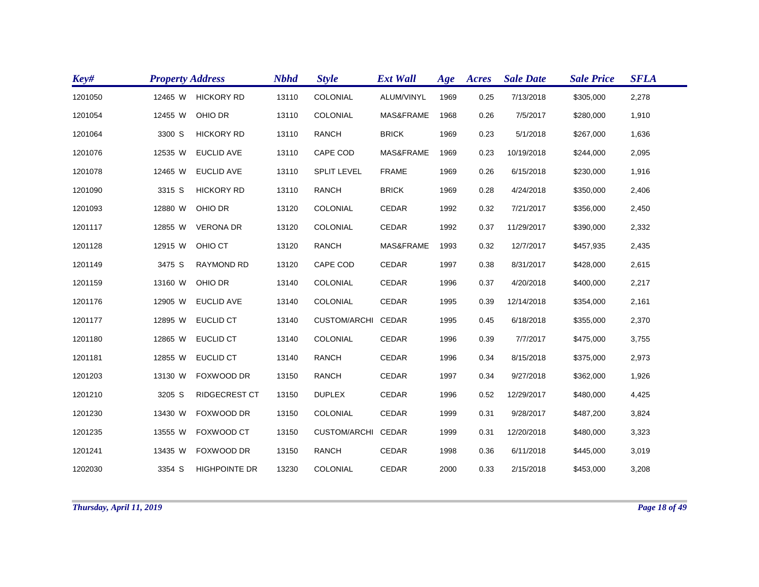| Key# | Property Address | | Nbhd | Style | Ext Wall | Age | Acres | Sale Date | Sale Price | SFLA |
|---|---|---|---|---|---|---|---|---|---|---|
| 1201050 | 12465 W | HICKORY RD | 13110 | COLONIAL | ALUM/VINYL | 1969 | 0.25 | 7/13/2018 | $305,000 | 2,278 |
| 1201054 | 12455 W | OHIO DR | 13110 | COLONIAL | MAS&FRAME | 1968 | 0.26 | 7/5/2017 | $280,000 | 1,910 |
| 1201064 | 3300 S | HICKORY RD | 13110 | RANCH | BRICK | 1969 | 0.23 | 5/1/2018 | $267,000 | 1,636 |
| 1201076 | 12535 W | EUCLID AVE | 13110 | CAPE COD | MAS&FRAME | 1969 | 0.23 | 10/19/2018 | $244,000 | 2,095 |
| 1201078 | 12465 W | EUCLID AVE | 13110 | SPLIT LEVEL | FRAME | 1969 | 0.26 | 6/15/2018 | $230,000 | 1,916 |
| 1201090 | 3315 S | HICKORY RD | 13110 | RANCH | BRICK | 1969 | 0.28 | 4/24/2018 | $350,000 | 2,406 |
| 1201093 | 12880 W | OHIO DR | 13120 | COLONIAL | CEDAR | 1992 | 0.32 | 7/21/2017 | $356,000 | 2,450 |
| 1201117 | 12855 W | VERONA DR | 13120 | COLONIAL | CEDAR | 1992 | 0.37 | 11/29/2017 | $390,000 | 2,332 |
| 1201128 | 12915 W | OHIO CT | 13120 | RANCH | MAS&FRAME | 1993 | 0.32 | 12/7/2017 | $457,935 | 2,435 |
| 1201149 | 3475 S | RAYMOND RD | 13120 | CAPE COD | CEDAR | 1997 | 0.38 | 8/31/2017 | $428,000 | 2,615 |
| 1201159 | 13160 W | OHIO DR | 13140 | COLONIAL | CEDAR | 1996 | 0.37 | 4/20/2018 | $400,000 | 2,217 |
| 1201176 | 12905 W | EUCLID AVE | 13140 | COLONIAL | CEDAR | 1995 | 0.39 | 12/14/2018 | $354,000 | 2,161 |
| 1201177 | 12895 W | EUCLID CT | 13140 | CUSTOM/ARCHI | CEDAR | 1995 | 0.45 | 6/18/2018 | $355,000 | 2,370 |
| 1201180 | 12865 W | EUCLID CT | 13140 | COLONIAL | CEDAR | 1996 | 0.39 | 7/7/2017 | $475,000 | 3,755 |
| 1201181 | 12855 W | EUCLID CT | 13140 | RANCH | CEDAR | 1996 | 0.34 | 8/15/2018 | $375,000 | 2,973 |
| 1201203 | 13130 W | FOXWOOD DR | 13150 | RANCH | CEDAR | 1997 | 0.34 | 9/27/2018 | $362,000 | 1,926 |
| 1201210 | 3205 S | RIDGECREST CT | 13150 | DUPLEX | CEDAR | 1996 | 0.52 | 12/29/2017 | $480,000 | 4,425 |
| 1201230 | 13430 W | FOXWOOD DR | 13150 | COLONIAL | CEDAR | 1999 | 0.31 | 9/28/2017 | $487,200 | 3,824 |
| 1201235 | 13555 W | FOXWOOD CT | 13150 | CUSTOM/ARCHI | CEDAR | 1999 | 0.31 | 12/20/2018 | $480,000 | 3,323 |
| 1201241 | 13435 W | FOXWOOD DR | 13150 | RANCH | CEDAR | 1998 | 0.36 | 6/11/2018 | $445,000 | 3,019 |
| 1202030 | 3354 S | HIGHPOINTE DR | 13230 | COLONIAL | CEDAR | 2000 | 0.33 | 2/15/2018 | $453,000 | 3,208 |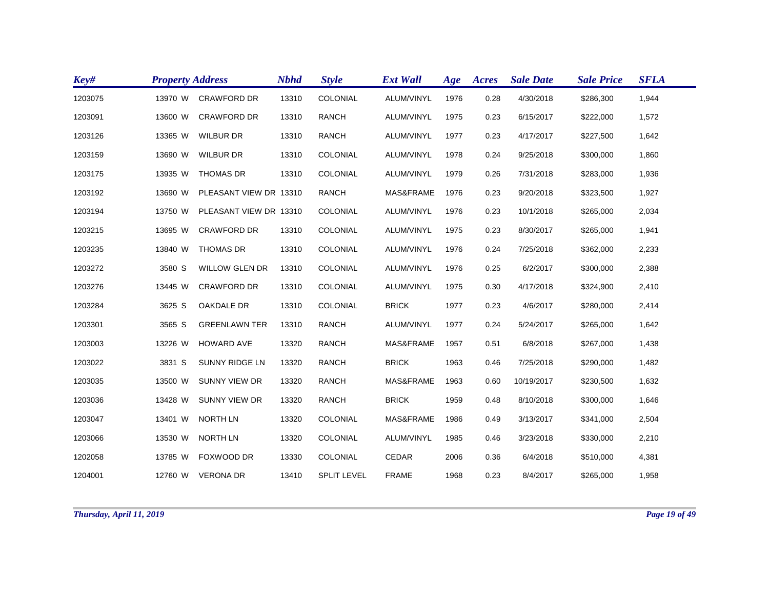| Key# | Property Address | | | Nbhd | Style | Ext Wall | Age | Acres | Sale Date | Sale Price | SFLA |
|---|---|---|---|---|---|---|---|---|---|---|---|
| 1203075 | 13970 | W | CRAWFORD DR | 13310 | COLONIAL | ALUM/VINYL | 1976 | 0.28 | 4/30/2018 | $286,300 | 1,944 |
| 1203091 | 13600 | W | CRAWFORD DR | 13310 | RANCH | ALUM/VINYL | 1975 | 0.23 | 6/15/2017 | $222,000 | 1,572 |
| 1203126 | 13365 | W | WILBUR DR | 13310 | RANCH | ALUM/VINYL | 1977 | 0.23 | 4/17/2017 | $227,500 | 1,642 |
| 1203159 | 13690 | W | WILBUR DR | 13310 | COLONIAL | ALUM/VINYL | 1978 | 0.24 | 9/25/2018 | $300,000 | 1,860 |
| 1203175 | 13935 | W | THOMAS DR | 13310 | COLONIAL | ALUM/VINYL | 1979 | 0.26 | 7/31/2018 | $283,000 | 1,936 |
| 1203192 | 13690 | W | PLEASANT VIEW DR | 13310 | RANCH | MAS&FRAME | 1976 | 0.23 | 9/20/2018 | $323,500 | 1,927 |
| 1203194 | 13750 | W | PLEASANT VIEW DR | 13310 | COLONIAL | ALUM/VINYL | 1976 | 0.23 | 10/1/2018 | $265,000 | 2,034 |
| 1203215 | 13695 | W | CRAWFORD DR | 13310 | COLONIAL | ALUM/VINYL | 1975 | 0.23 | 8/30/2017 | $265,000 | 1,941 |
| 1203235 | 13840 | W | THOMAS DR | 13310 | COLONIAL | ALUM/VINYL | 1976 | 0.24 | 7/25/2018 | $362,000 | 2,233 |
| 1203272 | 3580 | S | WILLOW GLEN DR | 13310 | COLONIAL | ALUM/VINYL | 1976 | 0.25 | 6/2/2017 | $300,000 | 2,388 |
| 1203276 | 13445 | W | CRAWFORD DR | 13310 | COLONIAL | ALUM/VINYL | 1975 | 0.30 | 4/17/2018 | $324,900 | 2,410 |
| 1203284 | 3625 | S | OAKDALE DR | 13310 | COLONIAL | BRICK | 1977 | 0.23 | 4/6/2017 | $280,000 | 2,414 |
| 1203301 | 3565 | S | GREENLAWN TER | 13310 | RANCH | ALUM/VINYL | 1977 | 0.24 | 5/24/2017 | $265,000 | 1,642 |
| 1203003 | 13226 | W | HOWARD AVE | 13320 | RANCH | MAS&FRAME | 1957 | 0.51 | 6/8/2018 | $267,000 | 1,438 |
| 1203022 | 3831 | S | SUNNY RIDGE LN | 13320 | RANCH | BRICK | 1963 | 0.46 | 7/25/2018 | $290,000 | 1,482 |
| 1203035 | 13500 | W | SUNNY VIEW DR | 13320 | RANCH | MAS&FRAME | 1963 | 0.60 | 10/19/2017 | $230,500 | 1,632 |
| 1203036 | 13428 | W | SUNNY VIEW DR | 13320 | RANCH | BRICK | 1959 | 0.48 | 8/10/2018 | $300,000 | 1,646 |
| 1203047 | 13401 | W | NORTH LN | 13320 | COLONIAL | MAS&FRAME | 1986 | 0.49 | 3/13/2017 | $341,000 | 2,504 |
| 1203066 | 13530 | W | NORTH LN | 13320 | COLONIAL | ALUM/VINYL | 1985 | 0.46 | 3/23/2018 | $330,000 | 2,210 |
| 1202058 | 13785 | W | FOXWOOD DR | 13330 | COLONIAL | CEDAR | 2006 | 0.36 | 6/4/2018 | $510,000 | 4,381 |
| 1204001 | 12760 | W | VERONA DR | 13410 | SPLIT LEVEL | FRAME | 1968 | 0.23 | 8/4/2017 | $265,000 | 1,958 |

*Thursday, April 11, 2019*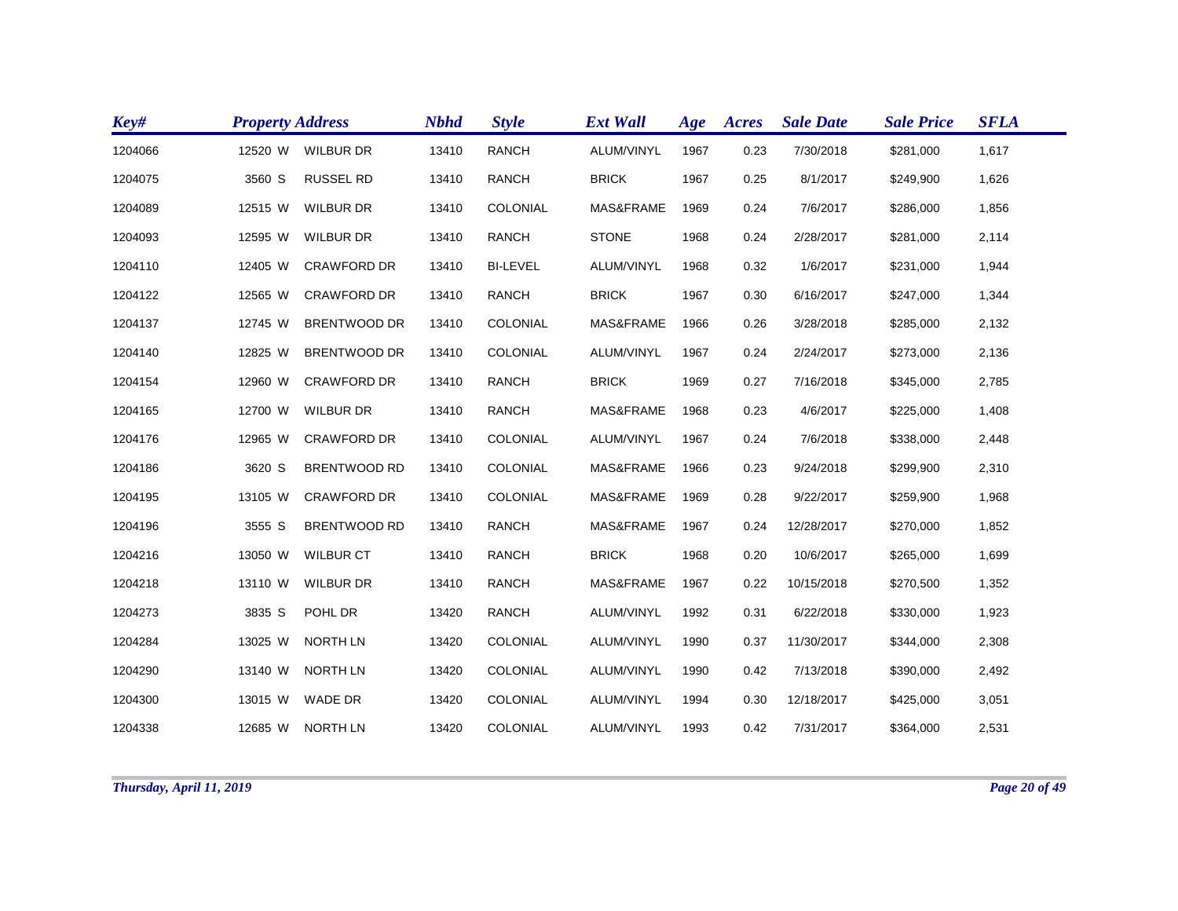| Key# | Property Address | | | Nbhd | Style | Ext Wall | Age | Acres | Sale Date | Sale Price | SFLA |
|---|---|---|---|---|---|---|---|---|---|---|---|
| 1204066 | 12520 | W | WILBUR DR | 13410 | RANCH | ALUM/VINYL | 1967 | 0.23 | 7/30/2018 | $281,000 | 1,617 |
| 1204075 | 3560 | S | RUSSEL RD | 13410 | RANCH | BRICK | 1967 | 0.25 | 8/1/2017 | $249,900 | 1,626 |
| 1204089 | 12515 | W | WILBUR DR | 13410 | COLONIAL | MAS&FRAME | 1969 | 0.24 | 7/6/2017 | $286,000 | 1,856 |
| 1204093 | 12595 | W | WILBUR DR | 13410 | RANCH | STONE | 1968 | 0.24 | 2/28/2017 | $281,000 | 2,114 |
| 1204110 | 12405 | W | CRAWFORD DR | 13410 | BI-LEVEL | ALUM/VINYL | 1968 | 0.32 | 1/6/2017 | $231,000 | 1,944 |
| 1204122 | 12565 | W | CRAWFORD DR | 13410 | RANCH | BRICK | 1967 | 0.30 | 6/16/2017 | $247,000 | 1,344 |
| 1204137 | 12745 | W | BRENTWOOD DR | 13410 | COLONIAL | MAS&FRAME | 1966 | 0.26 | 3/28/2018 | $285,000 | 2,132 |
| 1204140 | 12825 | W | BRENTWOOD DR | 13410 | COLONIAL | ALUM/VINYL | 1967 | 0.24 | 2/24/2017 | $273,000 | 2,136 |
| 1204154 | 12960 | W | CRAWFORD DR | 13410 | RANCH | BRICK | 1969 | 0.27 | 7/16/2018 | $345,000 | 2,785 |
| 1204165 | 12700 | W | WILBUR DR | 13410 | RANCH | MAS&FRAME | 1968 | 0.23 | 4/6/2017 | $225,000 | 1,408 |
| 1204176 | 12965 | W | CRAWFORD DR | 13410 | COLONIAL | ALUM/VINYL | 1967 | 0.24 | 7/6/2018 | $338,000 | 2,448 |
| 1204186 | 3620 | S | BRENTWOOD RD | 13410 | COLONIAL | MAS&FRAME | 1966 | 0.23 | 9/24/2018 | $299,900 | 2,310 |
| 1204195 | 13105 | W | CRAWFORD DR | 13410 | COLONIAL | MAS&FRAME | 1969 | 0.28 | 9/22/2017 | $259,900 | 1,968 |
| 1204196 | 3555 | S | BRENTWOOD RD | 13410 | RANCH | MAS&FRAME | 1967 | 0.24 | 12/28/2017 | $270,000 | 1,852 |
| 1204216 | 13050 | W | WILBUR CT | 13410 | RANCH | BRICK | 1968 | 0.20 | 10/6/2017 | $265,000 | 1,699 |
| 1204218 | 13110 | W | WILBUR DR | 13410 | RANCH | MAS&FRAME | 1967 | 0.22 | 10/15/2018 | $270,500 | 1,352 |
| 1204273 | 3835 | S | POHL DR | 13420 | RANCH | ALUM/VINYL | 1992 | 0.31 | 6/22/2018 | $330,000 | 1,923 |
| 1204284 | 13025 | W | NORTH LN | 13420 | COLONIAL | ALUM/VINYL | 1990 | 0.37 | 11/30/2017 | $344,000 | 2,308 |
| 1204290 | 13140 | W | NORTH LN | 13420 | COLONIAL | ALUM/VINYL | 1990 | 0.42 | 7/13/2018 | $390,000 | 2,492 |
| 1204300 | 13015 | W | WADE DR | 13420 | COLONIAL | ALUM/VINYL | 1994 | 0.30 | 12/18/2017 | $425,000 | 3,051 |
| 1204338 | 12685 | W | NORTH LN | 13420 | COLONIAL | ALUM/VINYL | 1993 | 0.42 | 7/31/2017 | $364,000 | 2,531 |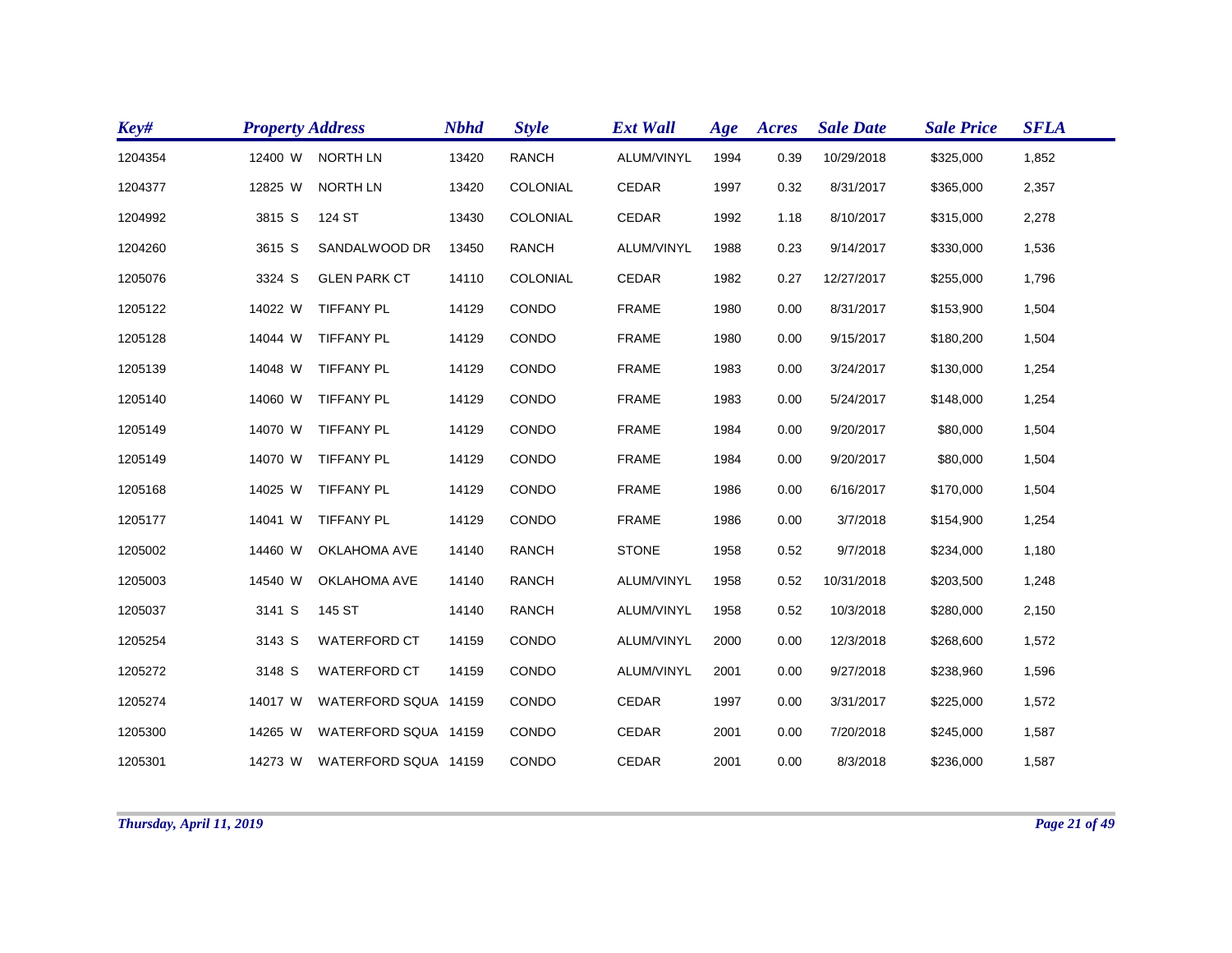| Key# | Property Address | | | Nbhd | Style | Ext Wall | Age | Acres | Sale Date | Sale Price | SFLA |
|---|---|---|---|---|---|---|---|---|---|---|---|
| 1204354 | 12400 | W | NORTH LN | 13420 | RANCH | ALUM/VINYL | 1994 | 0.39 | 10/29/2018 | $325,000 | 1,852 |
| 1204377 | 12825 | W | NORTH LN | 13420 | COLONIAL | CEDAR | 1997 | 0.32 | 8/31/2017 | $365,000 | 2,357 |
| 1204992 | 3815 | S | 124 ST | 13430 | COLONIAL | CEDAR | 1992 | 1.18 | 8/10/2017 | $315,000 | 2,278 |
| 1204260 | 3615 | S | SANDALWOOD DR | 13450 | RANCH | ALUM/VINYL | 1988 | 0.23 | 9/14/2017 | $330,000 | 1,536 |
| 1205076 | 3324 | S | GLEN PARK CT | 14110 | COLONIAL | CEDAR | 1982 | 0.27 | 12/27/2017 | $255,000 | 1,796 |
| 1205122 | 14022 | W | TIFFANY PL | 14129 | CONDO | FRAME | 1980 | 0.00 | 8/31/2017 | $153,900 | 1,504 |
| 1205128 | 14044 | W | TIFFANY PL | 14129 | CONDO | FRAME | 1980 | 0.00 | 9/15/2017 | $180,200 | 1,504 |
| 1205139 | 14048 | W | TIFFANY PL | 14129 | CONDO | FRAME | 1983 | 0.00 | 3/24/2017 | $130,000 | 1,254 |
| 1205140 | 14060 | W | TIFFANY PL | 14129 | CONDO | FRAME | 1983 | 0.00 | 5/24/2017 | $148,000 | 1,254 |
| 1205149 | 14070 | W | TIFFANY PL | 14129 | CONDO | FRAME | 1984 | 0.00 | 9/20/2017 | $80,000 | 1,504 |
| 1205149 | 14070 | W | TIFFANY PL | 14129 | CONDO | FRAME | 1984 | 0.00 | 9/20/2017 | $80,000 | 1,504 |
| 1205168 | 14025 | W | TIFFANY PL | 14129 | CONDO | FRAME | 1986 | 0.00 | 6/16/2017 | $170,000 | 1,504 |
| 1205177 | 14041 | W | TIFFANY PL | 14129 | CONDO | FRAME | 1986 | 0.00 | 3/7/2018 | $154,900 | 1,254 |
| 1205002 | 14460 | W | OKLAHOMA AVE | 14140 | RANCH | STONE | 1958 | 0.52 | 9/7/2018 | $234,000 | 1,180 |
| 1205003 | 14540 | W | OKLAHOMA AVE | 14140 | RANCH | ALUM/VINYL | 1958 | 0.52 | 10/31/2018 | $203,500 | 1,248 |
| 1205037 | 3141 | S | 145 ST | 14140 | RANCH | ALUM/VINYL | 1958 | 0.52 | 10/3/2018 | $280,000 | 2,150 |
| 1205254 | 3143 | S | WATERFORD CT | 14159 | CONDO | ALUM/VINYL | 2000 | 0.00 | 12/3/2018 | $268,600 | 1,572 |
| 1205272 | 3148 | S | WATERFORD CT | 14159 | CONDO | ALUM/VINYL | 2001 | 0.00 | 9/27/2018 | $238,960 | 1,596 |
| 1205274 | 14017 | W | WATERFORD SQUA | 14159 | CONDO | CEDAR | 1997 | 0.00 | 3/31/2017 | $225,000 | 1,572 |
| 1205300 | 14265 | W | WATERFORD SQUA | 14159 | CONDO | CEDAR | 2001 | 0.00 | 7/20/2018 | $245,000 | 1,587 |
| 1205301 | 14273 | W | WATERFORD SQUA | 14159 | CONDO | CEDAR | 2001 | 0.00 | 8/3/2018 | $236,000 | 1,587 |

*Thursday, April 11, 2019*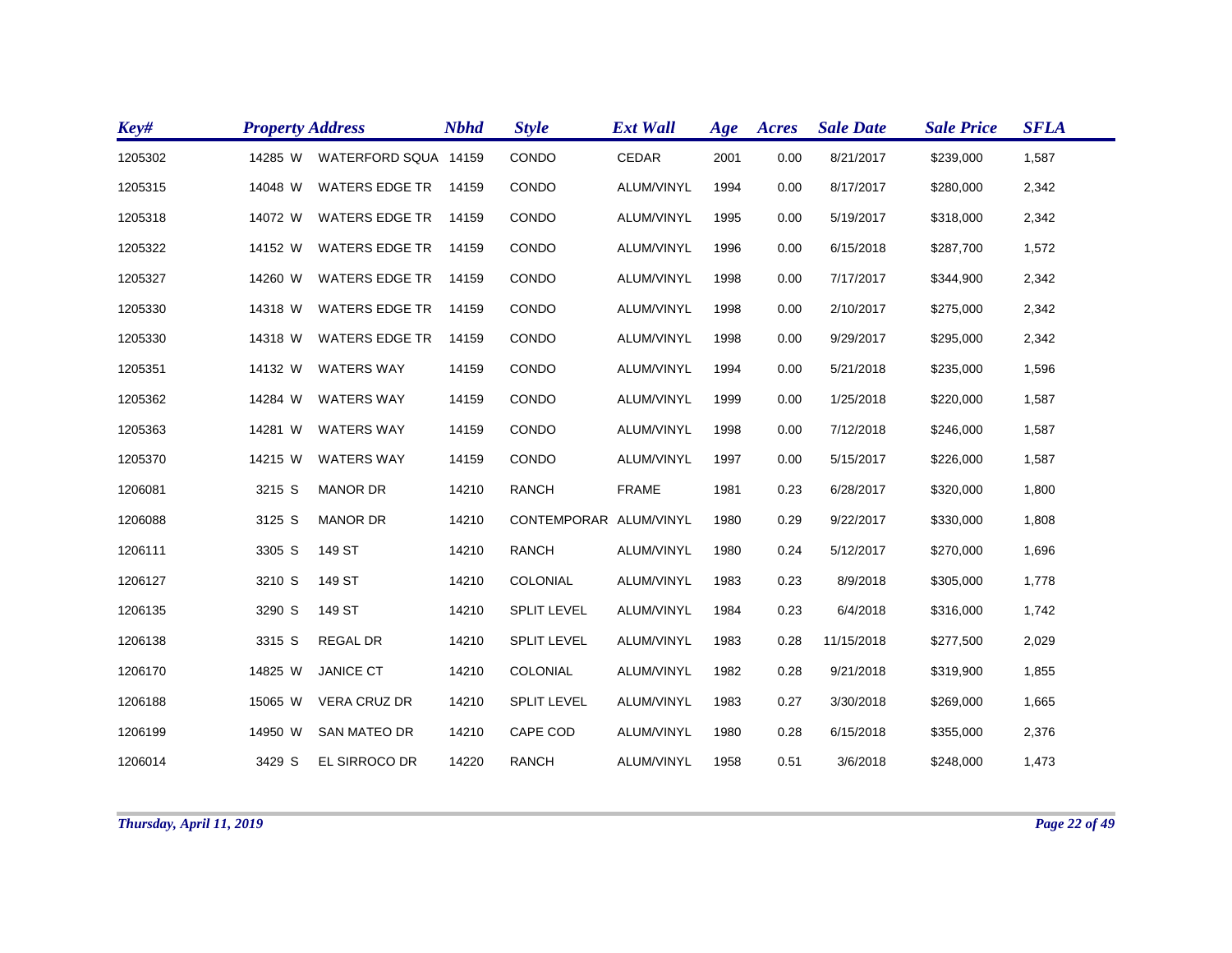| Key# | Property Address | | | Nbhd | Style | Ext Wall | Age | Acres | Sale Date | Sale Price | SFLA |
|---|---|---|---|---|---|---|---|---|---|---|---|
| 1205302 | 14285 | W | WATERFORD SQUA | 14159 | CONDO | CEDAR | 2001 | 0.00 | 8/21/2017 | $239,000 | 1,587 |
| 1205315 | 14048 | W | WATERS EDGE TR | 14159 | CONDO | ALUM/VINYL | 1994 | 0.00 | 8/17/2017 | $280,000 | 2,342 |
| 1205318 | 14072 | W | WATERS EDGE TR | 14159 | CONDO | ALUM/VINYL | 1995 | 0.00 | 5/19/2017 | $318,000 | 2,342 |
| 1205322 | 14152 | W | WATERS EDGE TR | 14159 | CONDO | ALUM/VINYL | 1996 | 0.00 | 6/15/2018 | $287,700 | 1,572 |
| 1205327 | 14260 | W | WATERS EDGE TR | 14159 | CONDO | ALUM/VINYL | 1998 | 0.00 | 7/17/2017 | $344,900 | 2,342 |
| 1205330 | 14318 | W | WATERS EDGE TR | 14159 | CONDO | ALUM/VINYL | 1998 | 0.00 | 2/10/2017 | $275,000 | 2,342 |
| 1205330 | 14318 | W | WATERS EDGE TR | 14159 | CONDO | ALUM/VINYL | 1998 | 0.00 | 9/29/2017 | $295,000 | 2,342 |
| 1205351 | 14132 | W | WATERS WAY | 14159 | CONDO | ALUM/VINYL | 1994 | 0.00 | 5/21/2018 | $235,000 | 1,596 |
| 1205362 | 14284 | W | WATERS WAY | 14159 | CONDO | ALUM/VINYL | 1999 | 0.00 | 1/25/2018 | $220,000 | 1,587 |
| 1205363 | 14281 | W | WATERS WAY | 14159 | CONDO | ALUM/VINYL | 1998 | 0.00 | 7/12/2018 | $246,000 | 1,587 |
| 1205370 | 14215 | W | WATERS WAY | 14159 | CONDO | ALUM/VINYL | 1997 | 0.00 | 5/15/2017 | $226,000 | 1,587 |
| 1206081 | 3215 | S | MANOR DR | 14210 | RANCH | FRAME | 1981 | 0.23 | 6/28/2017 | $320,000 | 1,800 |
| 1206088 | 3125 | S | MANOR DR | 14210 | CONTEMPORAR | ALUM/VINYL | 1980 | 0.29 | 9/22/2017 | $330,000 | 1,808 |
| 1206111 | 3305 | S | 149 ST | 14210 | RANCH | ALUM/VINYL | 1980 | 0.24 | 5/12/2017 | $270,000 | 1,696 |
| 1206127 | 3210 | S | 149 ST | 14210 | COLONIAL | ALUM/VINYL | 1983 | 0.23 | 8/9/2018 | $305,000 | 1,778 |
| 1206135 | 3290 | S | 149 ST | 14210 | SPLIT LEVEL | ALUM/VINYL | 1984 | 0.23 | 6/4/2018 | $316,000 | 1,742 |
| 1206138 | 3315 | S | REGAL DR | 14210 | SPLIT LEVEL | ALUM/VINYL | 1983 | 0.28 | 11/15/2018 | $277,500 | 2,029 |
| 1206170 | 14825 | W | JANICE CT | 14210 | COLONIAL | ALUM/VINYL | 1982 | 0.28 | 9/21/2018 | $319,900 | 1,855 |
| 1206188 | 15065 | W | VERA CRUZ DR | 14210 | SPLIT LEVEL | ALUM/VINYL | 1983 | 0.27 | 3/30/2018 | $269,000 | 1,665 |
| 1206199 | 14950 | W | SAN MATEO DR | 14210 | CAPE COD | ALUM/VINYL | 1980 | 0.28 | 6/15/2018 | $355,000 | 2,376 |
| 1206014 | 3429 | S | EL SIRROCO DR | 14220 | RANCH | ALUM/VINYL | 1958 | 0.51 | 3/6/2018 | $248,000 | 1,473 |

*Thursday, April 11, 2019*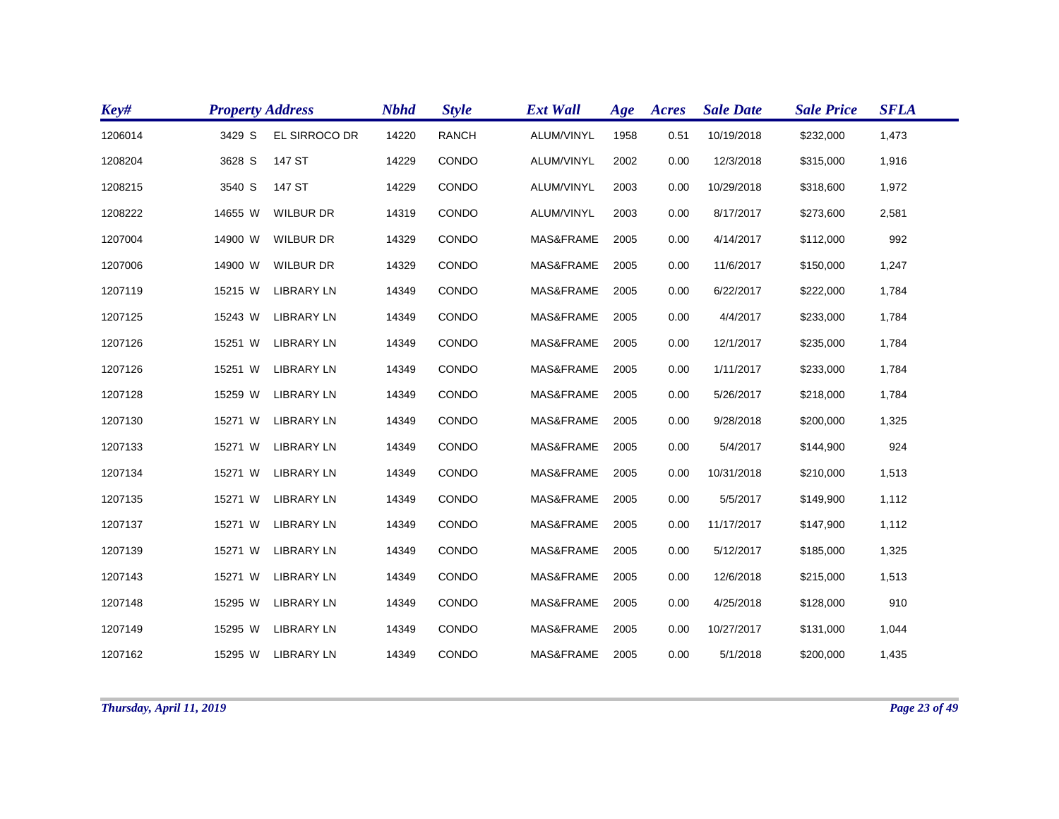| Key# | Property Address | | | Nbhd | Style | Ext Wall | Age | Acres | Sale Date | Sale Price | SFLA |
|---|---|---|---|---|---|---|---|---|---|---|---|
| 1206014 | 3429 | S | EL SIRROCO DR | 14220 | RANCH | ALUM/VINYL | 1958 | 0.51 | 10/19/2018 | $232,000 | 1,473 |
| 1208204 | 3628 | S | 147 ST | 14229 | CONDO | ALUM/VINYL | 2002 | 0.00 | 12/3/2018 | $315,000 | 1,916 |
| 1208215 | 3540 | S | 147 ST | 14229 | CONDO | ALUM/VINYL | 2003 | 0.00 | 10/29/2018 | $318,600 | 1,972 |
| 1208222 | 14655 | W | WILBUR DR | 14319 | CONDO | ALUM/VINYL | 2003 | 0.00 | 8/17/2017 | $273,600 | 2,581 |
| 1207004 | 14900 | W | WILBUR DR | 14329 | CONDO | MAS&FRAME | 2005 | 0.00 | 4/14/2017 | $112,000 | 992 |
| 1207006 | 14900 | W | WILBUR DR | 14329 | CONDO | MAS&FRAME | 2005 | 0.00 | 11/6/2017 | $150,000 | 1,247 |
| 1207119 | 15215 | W | LIBRARY LN | 14349 | CONDO | MAS&FRAME | 2005 | 0.00 | 6/22/2017 | $222,000 | 1,784 |
| 1207125 | 15243 | W | LIBRARY LN | 14349 | CONDO | MAS&FRAME | 2005 | 0.00 | 4/4/2017 | $233,000 | 1,784 |
| 1207126 | 15251 | W | LIBRARY LN | 14349 | CONDO | MAS&FRAME | 2005 | 0.00 | 12/1/2017 | $235,000 | 1,784 |
| 1207126 | 15251 | W | LIBRARY LN | 14349 | CONDO | MAS&FRAME | 2005 | 0.00 | 1/11/2017 | $233,000 | 1,784 |
| 1207128 | 15259 | W | LIBRARY LN | 14349 | CONDO | MAS&FRAME | 2005 | 0.00 | 5/26/2017 | $218,000 | 1,784 |
| 1207130 | 15271 | W | LIBRARY LN | 14349 | CONDO | MAS&FRAME | 2005 | 0.00 | 9/28/2018 | $200,000 | 1,325 |
| 1207133 | 15271 | W | LIBRARY LN | 14349 | CONDO | MAS&FRAME | 2005 | 0.00 | 5/4/2017 | $144,900 | 924 |
| 1207134 | 15271 | W | LIBRARY LN | 14349 | CONDO | MAS&FRAME | 2005 | 0.00 | 10/31/2018 | $210,000 | 1,513 |
| 1207135 | 15271 | W | LIBRARY LN | 14349 | CONDO | MAS&FRAME | 2005 | 0.00 | 5/5/2017 | $149,900 | 1,112 |
| 1207137 | 15271 | W | LIBRARY LN | 14349 | CONDO | MAS&FRAME | 2005 | 0.00 | 11/17/2017 | $147,900 | 1,112 |
| 1207139 | 15271 | W | LIBRARY LN | 14349 | CONDO | MAS&FRAME | 2005 | 0.00 | 5/12/2017 | $185,000 | 1,325 |
| 1207143 | 15271 | W | LIBRARY LN | 14349 | CONDO | MAS&FRAME | 2005 | 0.00 | 12/6/2018 | $215,000 | 1,513 |
| 1207148 | 15295 | W | LIBRARY LN | 14349 | CONDO | MAS&FRAME | 2005 | 0.00 | 4/25/2018 | $128,000 | 910 |
| 1207149 | 15295 | W | LIBRARY LN | 14349 | CONDO | MAS&FRAME | 2005 | 0.00 | 10/27/2017 | $131,000 | 1,044 |
| 1207162 | 15295 | W | LIBRARY LN | 14349 | CONDO | MAS&FRAME | 2005 | 0.00 | 5/1/2018 | $200,000 | 1,435 |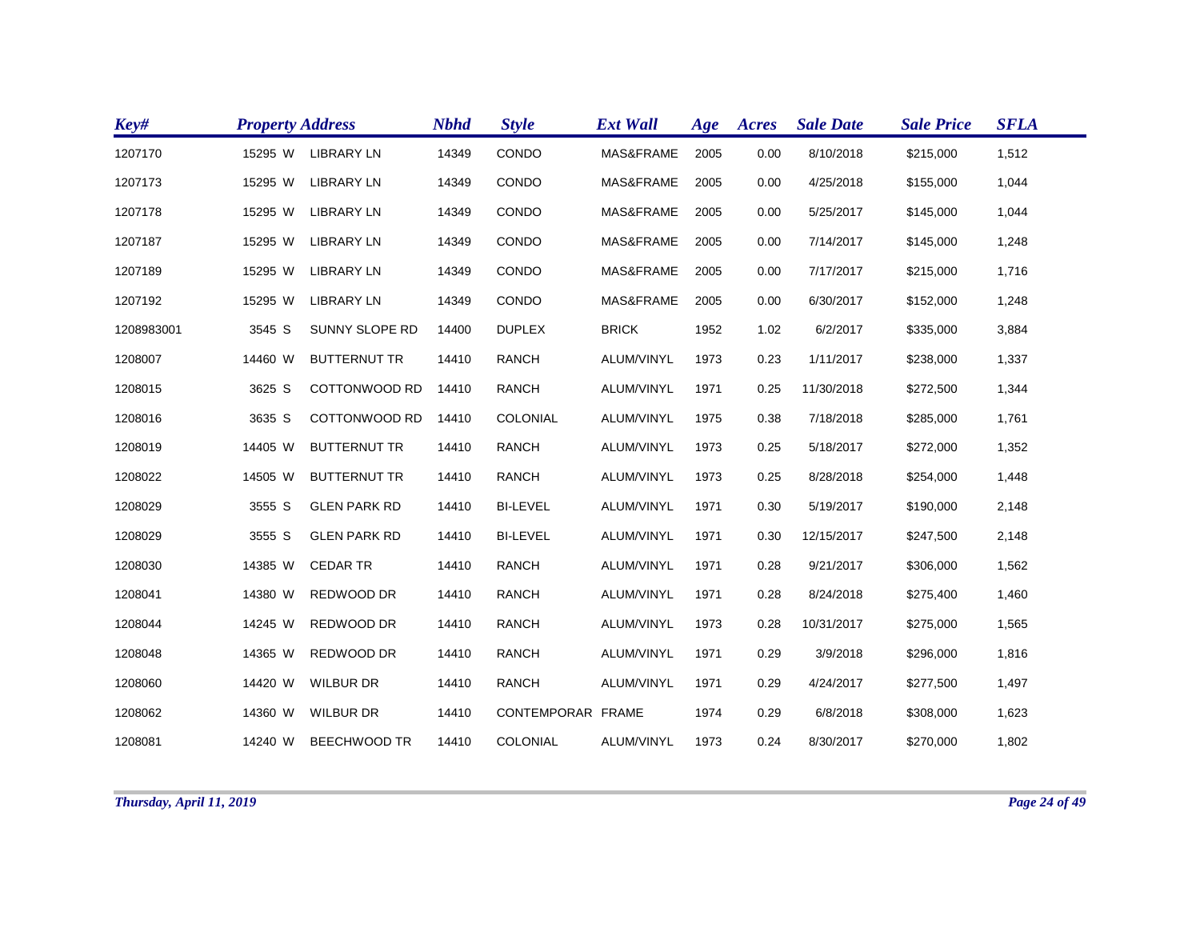| Key# | Property Address | | | Nbhd | Style | Ext Wall | Age | Acres | Sale Date | Sale Price | SFLA |
|---|---|---|---|---|---|---|---|---|---|---|---|
| 1207170 | 15295 | W | LIBRARY LN | 14349 | CONDO | MAS&FRAME | 2005 | 0.00 | 8/10/2018 | $215,000 | 1,512 |
| 1207173 | 15295 | W | LIBRARY LN | 14349 | CONDO | MAS&FRAME | 2005 | 0.00 | 4/25/2018 | $155,000 | 1,044 |
| 1207178 | 15295 | W | LIBRARY LN | 14349 | CONDO | MAS&FRAME | 2005 | 0.00 | 5/25/2017 | $145,000 | 1,044 |
| 1207187 | 15295 | W | LIBRARY LN | 14349 | CONDO | MAS&FRAME | 2005 | 0.00 | 7/14/2017 | $145,000 | 1,248 |
| 1207189 | 15295 | W | LIBRARY LN | 14349 | CONDO | MAS&FRAME | 2005 | 0.00 | 7/17/2017 | $215,000 | 1,716 |
| 1207192 | 15295 | W | LIBRARY LN | 14349 | CONDO | MAS&FRAME | 2005 | 0.00 | 6/30/2017 | $152,000 | 1,248 |
| 1208983001 | 3545 | S | SUNNY SLOPE RD | 14400 | DUPLEX | BRICK | 1952 | 1.02 | 6/2/2017 | $335,000 | 3,884 |
| 1208007 | 14460 | W | BUTTERNUT TR | 14410 | RANCH | ALUM/VINYL | 1973 | 0.23 | 1/11/2017 | $238,000 | 1,337 |
| 1208015 | 3625 | S | COTTONWOOD RD | 14410 | RANCH | ALUM/VINYL | 1971 | 0.25 | 11/30/2018 | $272,500 | 1,344 |
| 1208016 | 3635 | S | COTTONWOOD RD | 14410 | COLONIAL | ALUM/VINYL | 1975 | 0.38 | 7/18/2018 | $285,000 | 1,761 |
| 1208019 | 14405 | W | BUTTERNUT TR | 14410 | RANCH | ALUM/VINYL | 1973 | 0.25 | 5/18/2017 | $272,000 | 1,352 |
| 1208022 | 14505 | W | BUTTERNUT TR | 14410 | RANCH | ALUM/VINYL | 1973 | 0.25 | 8/28/2018 | $254,000 | 1,448 |
| 1208029 | 3555 | S | GLEN PARK RD | 14410 | BI-LEVEL | ALUM/VINYL | 1971 | 0.30 | 5/19/2017 | $190,000 | 2,148 |
| 1208029 | 3555 | S | GLEN PARK RD | 14410 | BI-LEVEL | ALUM/VINYL | 1971 | 0.30 | 12/15/2017 | $247,500 | 2,148 |
| 1208030 | 14385 | W | CEDAR TR | 14410 | RANCH | ALUM/VINYL | 1971 | 0.28 | 9/21/2017 | $306,000 | 1,562 |
| 1208041 | 14380 | W | REDWOOD DR | 14410 | RANCH | ALUM/VINYL | 1971 | 0.28 | 8/24/2018 | $275,400 | 1,460 |
| 1208044 | 14245 | W | REDWOOD DR | 14410 | RANCH | ALUM/VINYL | 1973 | 0.28 | 10/31/2017 | $275,000 | 1,565 |
| 1208048 | 14365 | W | REDWOOD DR | 14410 | RANCH | ALUM/VINYL | 1971 | 0.29 | 3/9/2018 | $296,000 | 1,816 |
| 1208060 | 14420 | W | WILBUR DR | 14410 | RANCH | ALUM/VINYL | 1971 | 0.29 | 4/24/2017 | $277,500 | 1,497 |
| 1208062 | 14360 | W | WILBUR DR | 14410 | CONTEMPORAR | FRAME | 1974 | 0.29 | 6/8/2018 | $308,000 | 1,623 |
| 1208081 | 14240 | W | BEECHWOOD TR | 14410 | COLONIAL | ALUM/VINYL | 1973 | 0.24 | 8/30/2017 | $270,000 | 1,802 |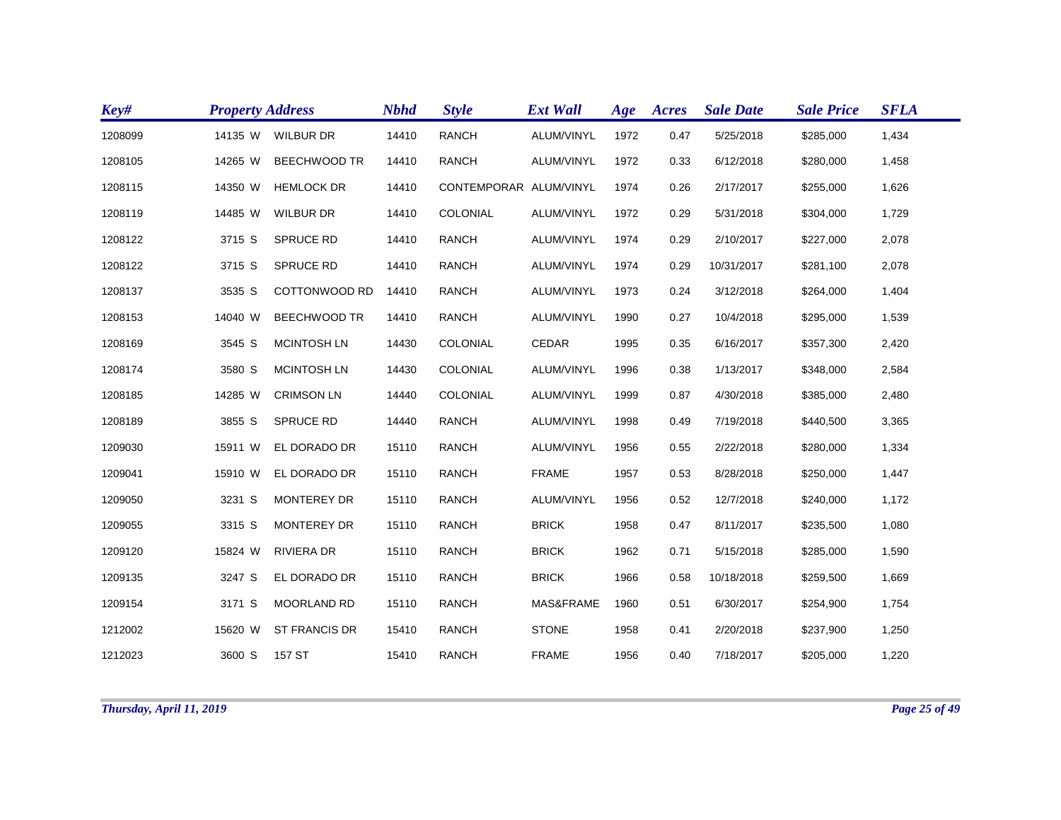| Key# | Property Address | | | Nbhd | Style | Ext Wall | Age | Acres | Sale Date | Sale Price | SFLA |
|---|---|---|---|---|---|---|---|---|---|---|---|
| 1208099 | 14135 | W | WILBUR DR | 14410 | RANCH | ALUM/VINYL | 1972 | 0.47 | 5/25/2018 | $285,000 | 1,434 |
| 1208105 | 14265 | W | BEECHWOOD TR | 14410 | RANCH | ALUM/VINYL | 1972 | 0.33 | 6/12/2018 | $280,000 | 1,458 |
| 1208115 | 14350 | W | HEMLOCK DR | 14410 | CONTEMPORAR | ALUM/VINYL | 1974 | 0.26 | 2/17/2017 | $255,000 | 1,626 |
| 1208119 | 14485 | W | WILBUR DR | 14410 | COLONIAL | ALUM/VINYL | 1972 | 0.29 | 5/31/2018 | $304,000 | 1,729 |
| 1208122 | 3715 | S | SPRUCE RD | 14410 | RANCH | ALUM/VINYL | 1974 | 0.29 | 2/10/2017 | $227,000 | 2,078 |
| 1208122 | 3715 | S | SPRUCE RD | 14410 | RANCH | ALUM/VINYL | 1974 | 0.29 | 10/31/2017 | $281,100 | 2,078 |
| 1208137 | 3535 | S | COTTONWOOD RD | 14410 | RANCH | ALUM/VINYL | 1973 | 0.24 | 3/12/2018 | $264,000 | 1,404 |
| 1208153 | 14040 | W | BEECHWOOD TR | 14410 | RANCH | ALUM/VINYL | 1990 | 0.27 | 10/4/2018 | $295,000 | 1,539 |
| 1208169 | 3545 | S | MCINTOSH LN | 14430 | COLONIAL | CEDAR | 1995 | 0.35 | 6/16/2017 | $357,300 | 2,420 |
| 1208174 | 3580 | S | MCINTOSH LN | 14430 | COLONIAL | ALUM/VINYL | 1996 | 0.38 | 1/13/2017 | $348,000 | 2,584 |
| 1208185 | 14285 | W | CRIMSON LN | 14440 | COLONIAL | ALUM/VINYL | 1999 | 0.87 | 4/30/2018 | $385,000 | 2,480 |
| 1208189 | 3855 | S | SPRUCE RD | 14440 | RANCH | ALUM/VINYL | 1998 | 0.49 | 7/19/2018 | $440,500 | 3,365 |
| 1209030 | 15911 | W | EL DORADO DR | 15110 | RANCH | ALUM/VINYL | 1956 | 0.55 | 2/22/2018 | $280,000 | 1,334 |
| 1209041 | 15910 | W | EL DORADO DR | 15110 | RANCH | FRAME | 1957 | 0.53 | 8/28/2018 | $250,000 | 1,447 |
| 1209050 | 3231 | S | MONTEREY DR | 15110 | RANCH | ALUM/VINYL | 1956 | 0.52 | 12/7/2018 | $240,000 | 1,172 |
| 1209055 | 3315 | S | MONTEREY DR | 15110 | RANCH | BRICK | 1958 | 0.47 | 8/11/2017 | $235,500 | 1,080 |
| 1209120 | 15824 | W | RIVIERA DR | 15110 | RANCH | BRICK | 1962 | 0.71 | 5/15/2018 | $285,000 | 1,590 |
| 1209135 | 3247 | S | EL DORADO DR | 15110 | RANCH | BRICK | 1966 | 0.58 | 10/18/2018 | $259,500 | 1,669 |
| 1209154 | 3171 | S | MOORLAND RD | 15110 | RANCH | MAS&FRAME | 1960 | 0.51 | 6/30/2017 | $254,900 | 1,754 |
| 1212002 | 15620 | W | ST FRANCIS DR | 15410 | RANCH | STONE | 1958 | 0.41 | 2/20/2018 | $237,900 | 1,250 |
| 1212023 | 3600 | S | 157 ST | 15410 | RANCH | FRAME | 1956 | 0.40 | 7/18/2017 | $205,000 | 1,220 |

*Thursday, April 11, 2019*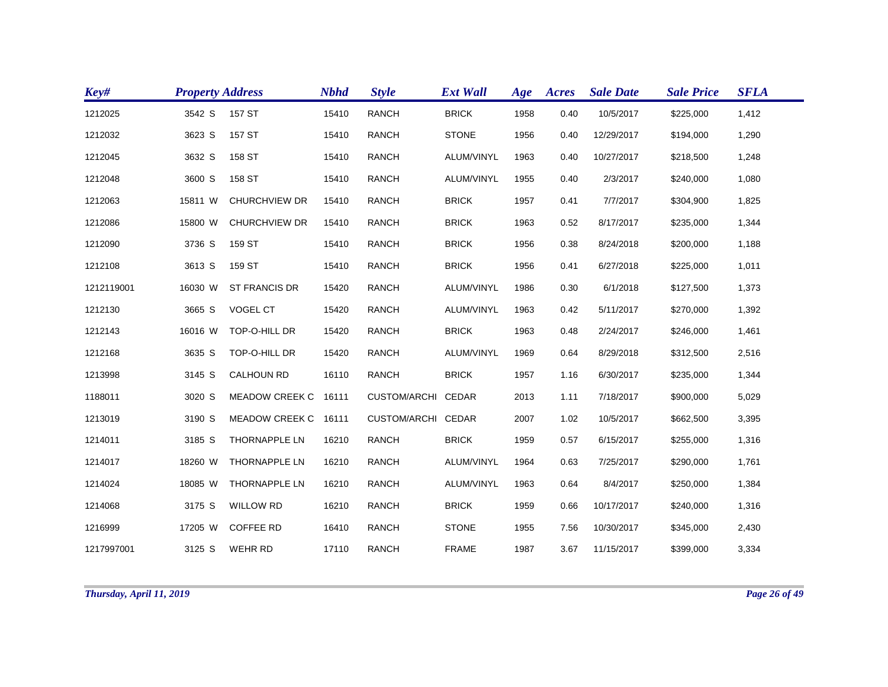| Key# | Property Address | | | Nbhd | Style | Ext Wall | Age | Acres | Sale Date | Sale Price | SFLA |
|---|---|---|---|---|---|---|---|---|---|---|---|
| 1212025 | 3542 | S | 157 ST | 15410 | RANCH | BRICK | 1958 | 0.40 | 10/5/2017 | $225,000 | 1,412 |
| 1212032 | 3623 | S | 157 ST | 15410 | RANCH | STONE | 1956 | 0.40 | 12/29/2017 | $194,000 | 1,290 |
| 1212045 | 3632 | S | 158 ST | 15410 | RANCH | ALUM/VINYL | 1963 | 0.40 | 10/27/2017 | $218,500 | 1,248 |
| 1212048 | 3600 | S | 158 ST | 15410 | RANCH | ALUM/VINYL | 1955 | 0.40 | 2/3/2017 | $240,000 | 1,080 |
| 1212063 | 15811 | W | CHURCHVIEW DR | 15410 | RANCH | BRICK | 1957 | 0.41 | 7/7/2017 | $304,900 | 1,825 |
| 1212086 | 15800 | W | CHURCHVIEW DR | 15410 | RANCH | BRICK | 1963 | 0.52 | 8/17/2017 | $235,000 | 1,344 |
| 1212090 | 3736 | S | 159 ST | 15410 | RANCH | BRICK | 1956 | 0.38 | 8/24/2018 | $200,000 | 1,188 |
| 1212108 | 3613 | S | 159 ST | 15410 | RANCH | BRICK | 1956 | 0.41 | 6/27/2018 | $225,000 | 1,011 |
| 1212119001 | 16030 | W | ST FRANCIS DR | 15420 | RANCH | ALUM/VINYL | 1986 | 0.30 | 6/1/2018 | $127,500 | 1,373 |
| 1212130 | 3665 | S | VOGEL CT | 15420 | RANCH | ALUM/VINYL | 1963 | 0.42 | 5/11/2017 | $270,000 | 1,392 |
| 1212143 | 16016 | W | TOP-O-HILL DR | 15420 | RANCH | BRICK | 1963 | 0.48 | 2/24/2017 | $246,000 | 1,461 |
| 1212168 | 3635 | S | TOP-O-HILL DR | 15420 | RANCH | ALUM/VINYL | 1969 | 0.64 | 8/29/2018 | $312,500 | 2,516 |
| 1213998 | 3145 | S | CALHOUN RD | 16110 | RANCH | BRICK | 1957 | 1.16 | 6/30/2017 | $235,000 | 1,344 |
| 1188011 | 3020 | S | MEADOW CREEK C | 16111 | CUSTOM/ARCHI | CEDAR | 2013 | 1.11 | 7/18/2017 | $900,000 | 5,029 |
| 1213019 | 3190 | S | MEADOW CREEK C | 16111 | CUSTOM/ARCHI | CEDAR | 2007 | 1.02 | 10/5/2017 | $662,500 | 3,395 |
| 1214011 | 3185 | S | THORNAPPLE LN | 16210 | RANCH | BRICK | 1959 | 0.57 | 6/15/2017 | $255,000 | 1,316 |
| 1214017 | 18260 | W | THORNAPPLE LN | 16210 | RANCH | ALUM/VINYL | 1964 | 0.63 | 7/25/2017 | $290,000 | 1,761 |
| 1214024 | 18085 | W | THORNAPPLE LN | 16210 | RANCH | ALUM/VINYL | 1963 | 0.64 | 8/4/2017 | $250,000 | 1,384 |
| 1214068 | 3175 | S | WILLOW RD | 16210 | RANCH | BRICK | 1959 | 0.66 | 10/17/2017 | $240,000 | 1,316 |
| 1216999 | 17205 | W | COFFEE RD | 16410 | RANCH | STONE | 1955 | 7.56 | 10/30/2017 | $345,000 | 2,430 |
| 1217997001 | 3125 | S | WEHR RD | 17110 | RANCH | FRAME | 1987 | 3.67 | 11/15/2017 | $399,000 | 3,334 |

*Thursday, April 11, 2019*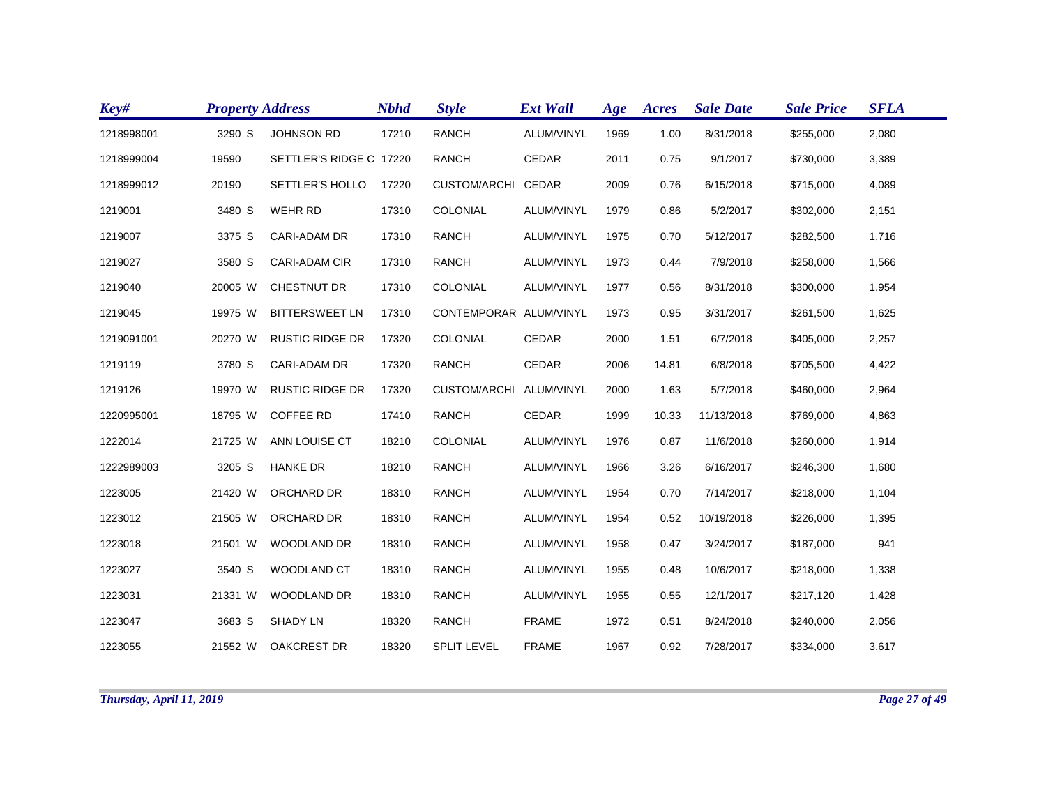| Key# | Property Address | | | Nbhd | Style | Ext Wall | Age | Acres | Sale Date | Sale Price | SFLA |
|---|---|---|---|---|---|---|---|---|---|---|---|
| 1218998001 | 3290 | S | JOHNSON RD | 17210 | RANCH | ALUM/VINYL | 1969 | 1.00 | 8/31/2018 | $255,000 | 2,080 |
| 1218999004 | 19590 | | SETTLER'S RIDGE C | 17220 | RANCH | CEDAR | 2011 | 0.75 | 9/1/2017 | $730,000 | 3,389 |
| 1218999012 | 20190 | | SETTLER'S HOLLO | 17220 | CUSTOM/ARCHI | CEDAR | 2009 | 0.76 | 6/15/2018 | $715,000 | 4,089 |
| 1219001 | 3480 | S | WEHR RD | 17310 | COLONIAL | ALUM/VINYL | 1979 | 0.86 | 5/2/2017 | $302,000 | 2,151 |
| 1219007 | 3375 | S | CARI-ADAM DR | 17310 | RANCH | ALUM/VINYL | 1975 | 0.70 | 5/12/2017 | $282,500 | 1,716 |
| 1219027 | 3580 | S | CARI-ADAM CIR | 17310 | RANCH | ALUM/VINYL | 1973 | 0.44 | 7/9/2018 | $258,000 | 1,566 |
| 1219040 | 20005 | W | CHESTNUT DR | 17310 | COLONIAL | ALUM/VINYL | 1977 | 0.56 | 8/31/2018 | $300,000 | 1,954 |
| 1219045 | 19975 | W | BITTERSWEET LN | 17310 | CONTEMPORAR | ALUM/VINYL | 1973 | 0.95 | 3/31/2017 | $261,500 | 1,625 |
| 1219091001 | 20270 | W | RUSTIC RIDGE DR | 17320 | COLONIAL | CEDAR | 2000 | 1.51 | 6/7/2018 | $405,000 | 2,257 |
| 1219119 | 3780 | S | CARI-ADAM DR | 17320 | RANCH | CEDAR | 2006 | 14.81 | 6/8/2018 | $705,500 | 4,422 |
| 1219126 | 19970 | W | RUSTIC RIDGE DR | 17320 | CUSTOM/ARCHI | ALUM/VINYL | 2000 | 1.63 | 5/7/2018 | $460,000 | 2,964 |
| 1220995001 | 18795 | W | COFFEE RD | 17410 | RANCH | CEDAR | 1999 | 10.33 | 11/13/2018 | $769,000 | 4,863 |
| 1222014 | 21725 | W | ANN LOUISE CT | 18210 | COLONIAL | ALUM/VINYL | 1976 | 0.87 | 11/6/2018 | $260,000 | 1,914 |
| 1222989003 | 3205 | S | HANKE DR | 18210 | RANCH | ALUM/VINYL | 1966 | 3.26 | 6/16/2017 | $246,300 | 1,680 |
| 1223005 | 21420 | W | ORCHARD DR | 18310 | RANCH | ALUM/VINYL | 1954 | 0.70 | 7/14/2017 | $218,000 | 1,104 |
| 1223012 | 21505 | W | ORCHARD DR | 18310 | RANCH | ALUM/VINYL | 1954 | 0.52 | 10/19/2018 | $226,000 | 1,395 |
| 1223018 | 21501 | W | WOODLAND DR | 18310 | RANCH | ALUM/VINYL | 1958 | 0.47 | 3/24/2017 | $187,000 | 941 |
| 1223027 | 3540 | S | WOODLAND CT | 18310 | RANCH | ALUM/VINYL | 1955 | 0.48 | 10/6/2017 | $218,000 | 1,338 |
| 1223031 | 21331 | W | WOODLAND DR | 18310 | RANCH | ALUM/VINYL | 1955 | 0.55 | 12/1/2017 | $217,120 | 1,428 |
| 1223047 | 3683 | S | SHADY LN | 18320 | RANCH | FRAME | 1972 | 0.51 | 8/24/2018 | $240,000 | 2,056 |
| 1223055 | 21552 | W | OAKCREST DR | 18320 | SPLIT LEVEL | FRAME | 1967 | 0.92 | 7/28/2017 | $334,000 | 3,617 |

*Thursday, April 11, 2019*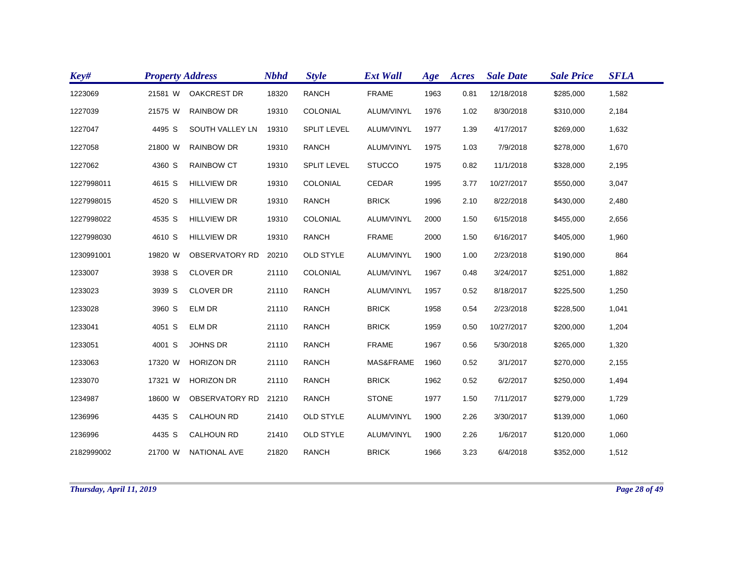| Key# | Property Address | | | Nbhd | Style | Ext Wall | Age | Acres | Sale Date | Sale Price | SFLA |
|---|---|---|---|---|---|---|---|---|---|---|---|
| 1223069 | 21581 | W | OAKCREST DR | 18320 | RANCH | FRAME | 1963 | 0.81 | 12/18/2018 | $285,000 | 1,582 |
| 1227039 | 21575 | W | RAINBOW DR | 19310 | COLONIAL | ALUM/VINYL | 1976 | 1.02 | 8/30/2018 | $310,000 | 2,184 |
| 1227047 | 4495 | S | SOUTH VALLEY LN | 19310 | SPLIT LEVEL | ALUM/VINYL | 1977 | 1.39 | 4/17/2017 | $269,000 | 1,632 |
| 1227058 | 21800 | W | RAINBOW DR | 19310 | RANCH | ALUM/VINYL | 1975 | 1.03 | 7/9/2018 | $278,000 | 1,670 |
| 1227062 | 4360 | S | RAINBOW CT | 19310 | SPLIT LEVEL | STUCCO | 1975 | 0.82 | 11/1/2018 | $328,000 | 2,195 |
| 1227998011 | 4615 | S | HILLVIEW DR | 19310 | COLONIAL | CEDAR | 1995 | 3.77 | 10/27/2017 | $550,000 | 3,047 |
| 1227998015 | 4520 | S | HILLVIEW DR | 19310 | RANCH | BRICK | 1996 | 2.10 | 8/22/2018 | $430,000 | 2,480 |
| 1227998022 | 4535 | S | HILLVIEW DR | 19310 | COLONIAL | ALUM/VINYL | 2000 | 1.50 | 6/15/2018 | $455,000 | 2,656 |
| 1227998030 | 4610 | S | HILLVIEW DR | 19310 | RANCH | FRAME | 2000 | 1.50 | 6/16/2017 | $405,000 | 1,960 |
| 1230991001 | 19820 | W | OBSERVATORY RD | 20210 | OLD STYLE | ALUM/VINYL | 1900 | 1.00 | 2/23/2018 | $190,000 | 864 |
| 1233007 | 3938 | S | CLOVER DR | 21110 | COLONIAL | ALUM/VINYL | 1967 | 0.48 | 3/24/2017 | $251,000 | 1,882 |
| 1233023 | 3939 | S | CLOVER DR | 21110 | RANCH | ALUM/VINYL | 1957 | 0.52 | 8/18/2017 | $225,500 | 1,250 |
| 1233028 | 3960 | S | ELM DR | 21110 | RANCH | BRICK | 1958 | 0.54 | 2/23/2018 | $228,500 | 1,041 |
| 1233041 | 4051 | S | ELM DR | 21110 | RANCH | BRICK | 1959 | 0.50 | 10/27/2017 | $200,000 | 1,204 |
| 1233051 | 4001 | S | JOHNS DR | 21110 | RANCH | FRAME | 1967 | 0.56 | 5/30/2018 | $265,000 | 1,320 |
| 1233063 | 17320 | W | HORIZON DR | 21110 | RANCH | MAS&FRAME | 1960 | 0.52 | 3/1/2017 | $270,000 | 2,155 |
| 1233070 | 17321 | W | HORIZON DR | 21110 | RANCH | BRICK | 1962 | 0.52 | 6/2/2017 | $250,000 | 1,494 |
| 1234987 | 18600 | W | OBSERVATORY RD | 21210 | RANCH | STONE | 1977 | 1.50 | 7/11/2017 | $279,000 | 1,729 |
| 1236996 | 4435 | S | CALHOUN RD | 21410 | OLD STYLE | ALUM/VINYL | 1900 | 2.26 | 3/30/2017 | $139,000 | 1,060 |
| 1236996 | 4435 | S | CALHOUN RD | 21410 | OLD STYLE | ALUM/VINYL | 1900 | 2.26 | 1/6/2017 | $120,000 | 1,060 |
| 2182999002 | 21700 | W | NATIONAL AVE | 21820 | RANCH | BRICK | 1966 | 3.23 | 6/4/2018 | $352,000 | 1,512 |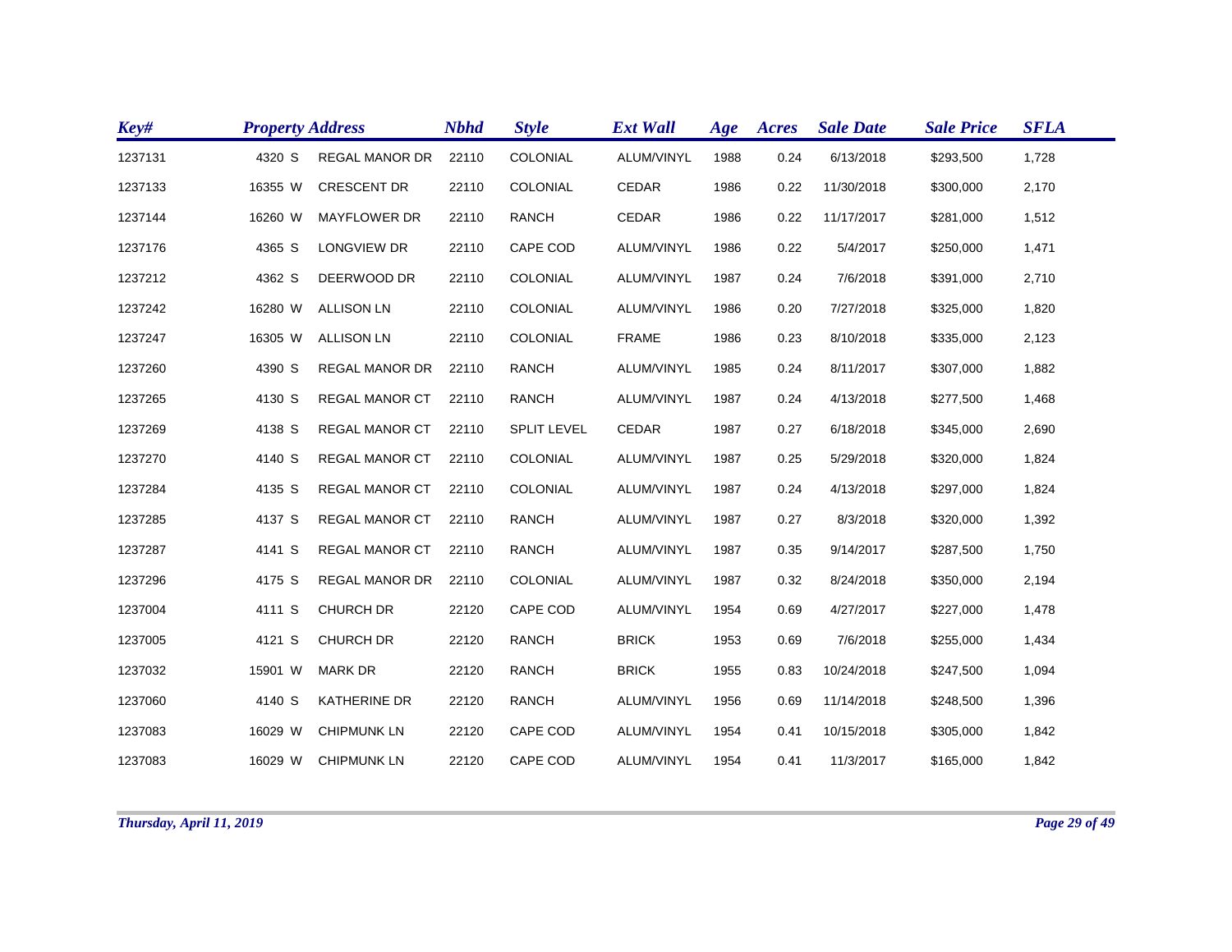| Key# | Property Address | | | Nbhd | Style | Ext Wall | Age | Acres | Sale Date | Sale Price | SFLA |
|---|---|---|---|---|---|---|---|---|---|---|---|
| 1237131 | 4320 | S | REGAL MANOR DR | 22110 | COLONIAL | ALUM/VINYL | 1988 | 0.24 | 6/13/2018 | $293,500 | 1,728 |
| 1237133 | 16355 | W | CRESCENT DR | 22110 | COLONIAL | CEDAR | 1986 | 0.22 | 11/30/2018 | $300,000 | 2,170 |
| 1237144 | 16260 | W | MAYFLOWER DR | 22110 | RANCH | CEDAR | 1986 | 0.22 | 11/17/2017 | $281,000 | 1,512 |
| 1237176 | 4365 | S | LONGVIEW DR | 22110 | CAPE COD | ALUM/VINYL | 1986 | 0.22 | 5/4/2017 | $250,000 | 1,471 |
| 1237212 | 4362 | S | DEERWOOD DR | 22110 | COLONIAL | ALUM/VINYL | 1987 | 0.24 | 7/6/2018 | $391,000 | 2,710 |
| 1237242 | 16280 | W | ALLISON LN | 22110 | COLONIAL | ALUM/VINYL | 1986 | 0.20 | 7/27/2018 | $325,000 | 1,820 |
| 1237247 | 16305 | W | ALLISON LN | 22110 | COLONIAL | FRAME | 1986 | 0.23 | 8/10/2018 | $335,000 | 2,123 |
| 1237260 | 4390 | S | REGAL MANOR DR | 22110 | RANCH | ALUM/VINYL | 1985 | 0.24 | 8/11/2017 | $307,000 | 1,882 |
| 1237265 | 4130 | S | REGAL MANOR CT | 22110 | RANCH | ALUM/VINYL | 1987 | 0.24 | 4/13/2018 | $277,500 | 1,468 |
| 1237269 | 4138 | S | REGAL MANOR CT | 22110 | SPLIT LEVEL | CEDAR | 1987 | 0.27 | 6/18/2018 | $345,000 | 2,690 |
| 1237270 | 4140 | S | REGAL MANOR CT | 22110 | COLONIAL | ALUM/VINYL | 1987 | 0.25 | 5/29/2018 | $320,000 | 1,824 |
| 1237284 | 4135 | S | REGAL MANOR CT | 22110 | COLONIAL | ALUM/VINYL | 1987 | 0.24 | 4/13/2018 | $297,000 | 1,824 |
| 1237285 | 4137 | S | REGAL MANOR CT | 22110 | RANCH | ALUM/VINYL | 1987 | 0.27 | 8/3/2018 | $320,000 | 1,392 |
| 1237287 | 4141 | S | REGAL MANOR CT | 22110 | RANCH | ALUM/VINYL | 1987 | 0.35 | 9/14/2017 | $287,500 | 1,750 |
| 1237296 | 4175 | S | REGAL MANOR DR | 22110 | COLONIAL | ALUM/VINYL | 1987 | 0.32 | 8/24/2018 | $350,000 | 2,194 |
| 1237004 | 4111 | S | CHURCH DR | 22120 | CAPE COD | ALUM/VINYL | 1954 | 0.69 | 4/27/2017 | $227,000 | 1,478 |
| 1237005 | 4121 | S | CHURCH DR | 22120 | RANCH | BRICK | 1953 | 0.69 | 7/6/2018 | $255,000 | 1,434 |
| 1237032 | 15901 | W | MARK DR | 22120 | RANCH | BRICK | 1955 | 0.83 | 10/24/2018 | $247,500 | 1,094 |
| 1237060 | 4140 | S | KATHERINE DR | 22120 | RANCH | ALUM/VINYL | 1956 | 0.69 | 11/14/2018 | $248,500 | 1,396 |
| 1237083 | 16029 | W | CHIPMUNK LN | 22120 | CAPE COD | ALUM/VINYL | 1954 | 0.41 | 10/15/2018 | $305,000 | 1,842 |
| 1237083 | 16029 | W | CHIPMUNK LN | 22120 | CAPE COD | ALUM/VINYL | 1954 | 0.41 | 11/3/2017 | $165,000 | 1,842 |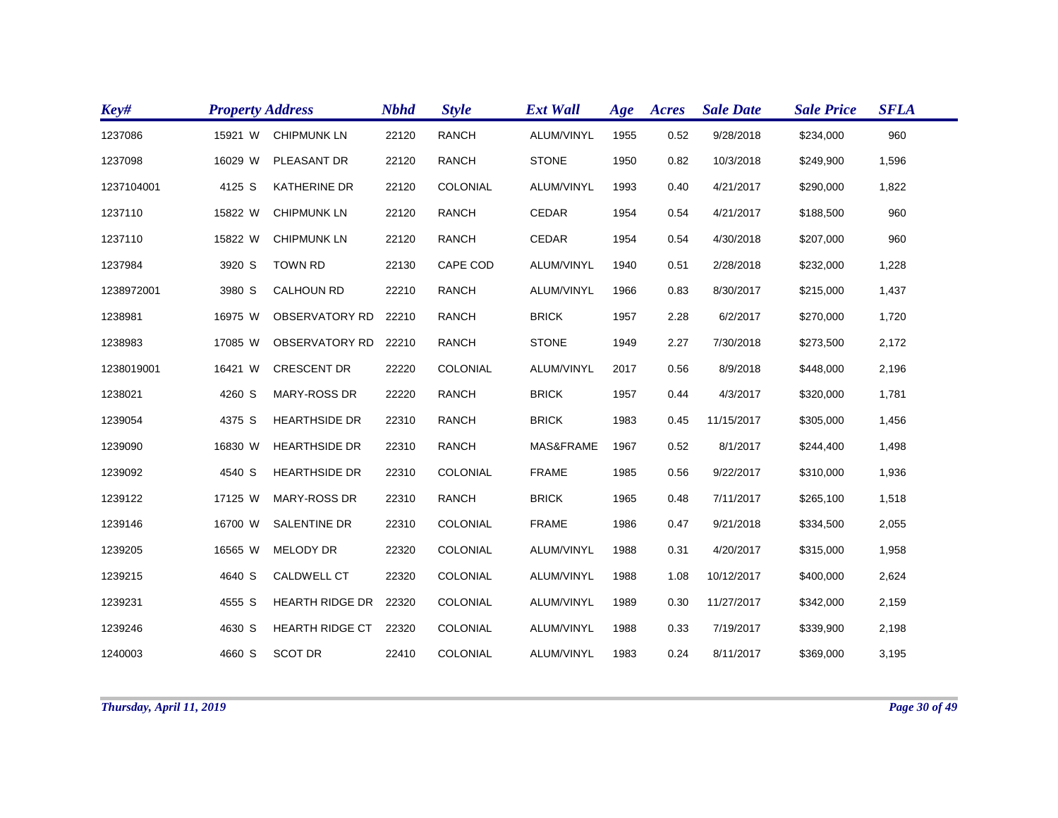| Key# | Property Address | | | Nbhd | Style | Ext Wall | Age | Acres | Sale Date | Sale Price | SFLA |
|---|---|---|---|---|---|---|---|---|---|---|---|
| 1237086 | 15921 | W | CHIPMUNK LN | 22120 | RANCH | ALUM/VINYL | 1955 | 0.52 | 9/28/2018 | $234,000 | 960 |
| 1237098 | 16029 | W | PLEASANT DR | 22120 | RANCH | STONE | 1950 | 0.82 | 10/3/2018 | $249,900 | 1,596 |
| 1237104001 | 4125 | S | KATHERINE DR | 22120 | COLONIAL | ALUM/VINYL | 1993 | 0.40 | 4/21/2017 | $290,000 | 1,822 |
| 1237110 | 15822 | W | CHIPMUNK LN | 22120 | RANCH | CEDAR | 1954 | 0.54 | 4/21/2017 | $188,500 | 960 |
| 1237110 | 15822 | W | CHIPMUNK LN | 22120 | RANCH | CEDAR | 1954 | 0.54 | 4/30/2018 | $207,000 | 960 |
| 1237984 | 3920 | S | TOWN RD | 22130 | CAPE COD | ALUM/VINYL | 1940 | 0.51 | 2/28/2018 | $232,000 | 1,228 |
| 1238972001 | 3980 | S | CALHOUN RD | 22210 | RANCH | ALUM/VINYL | 1966 | 0.83 | 8/30/2017 | $215,000 | 1,437 |
| 1238981 | 16975 | W | OBSERVATORY RD | 22210 | RANCH | BRICK | 1957 | 2.28 | 6/2/2017 | $270,000 | 1,720 |
| 1238983 | 17085 | W | OBSERVATORY RD | 22210 | RANCH | STONE | 1949 | 2.27 | 7/30/2018 | $273,500 | 2,172 |
| 1238019001 | 16421 | W | CRESCENT DR | 22220 | COLONIAL | ALUM/VINYL | 2017 | 0.56 | 8/9/2018 | $448,000 | 2,196 |
| 1238021 | 4260 | S | MARY-ROSS DR | 22220 | RANCH | BRICK | 1957 | 0.44 | 4/3/2017 | $320,000 | 1,781 |
| 1239054 | 4375 | S | HEARTHSIDE DR | 22310 | RANCH | BRICK | 1983 | 0.45 | 11/15/2017 | $305,000 | 1,456 |
| 1239090 | 16830 | W | HEARTHSIDE DR | 22310 | RANCH | MAS&FRAME | 1967 | 0.52 | 8/1/2017 | $244,400 | 1,498 |
| 1239092 | 4540 | S | HEARTHSIDE DR | 22310 | COLONIAL | FRAME | 1985 | 0.56 | 9/22/2017 | $310,000 | 1,936 |
| 1239122 | 17125 | W | MARY-ROSS DR | 22310 | RANCH | BRICK | 1965 | 0.48 | 7/11/2017 | $265,100 | 1,518 |
| 1239146 | 16700 | W | SALENTINE DR | 22310 | COLONIAL | FRAME | 1986 | 0.47 | 9/21/2018 | $334,500 | 2,055 |
| 1239205 | 16565 | W | MELODY DR | 22320 | COLONIAL | ALUM/VINYL | 1988 | 0.31 | 4/20/2017 | $315,000 | 1,958 |
| 1239215 | 4640 | S | CALDWELL CT | 22320 | COLONIAL | ALUM/VINYL | 1988 | 1.08 | 10/12/2017 | $400,000 | 2,624 |
| 1239231 | 4555 | S | HEARTH RIDGE DR | 22320 | COLONIAL | ALUM/VINYL | 1989 | 0.30 | 11/27/2017 | $342,000 | 2,159 |
| 1239246 | 4630 | S | HEARTH RIDGE CT | 22320 | COLONIAL | ALUM/VINYL | 1988 | 0.33 | 7/19/2017 | $339,900 | 2,198 |
| 1240003 | 4660 | S | SCOT DR | 22410 | COLONIAL | ALUM/VINYL | 1983 | 0.24 | 8/11/2017 | $369,000 | 3,195 |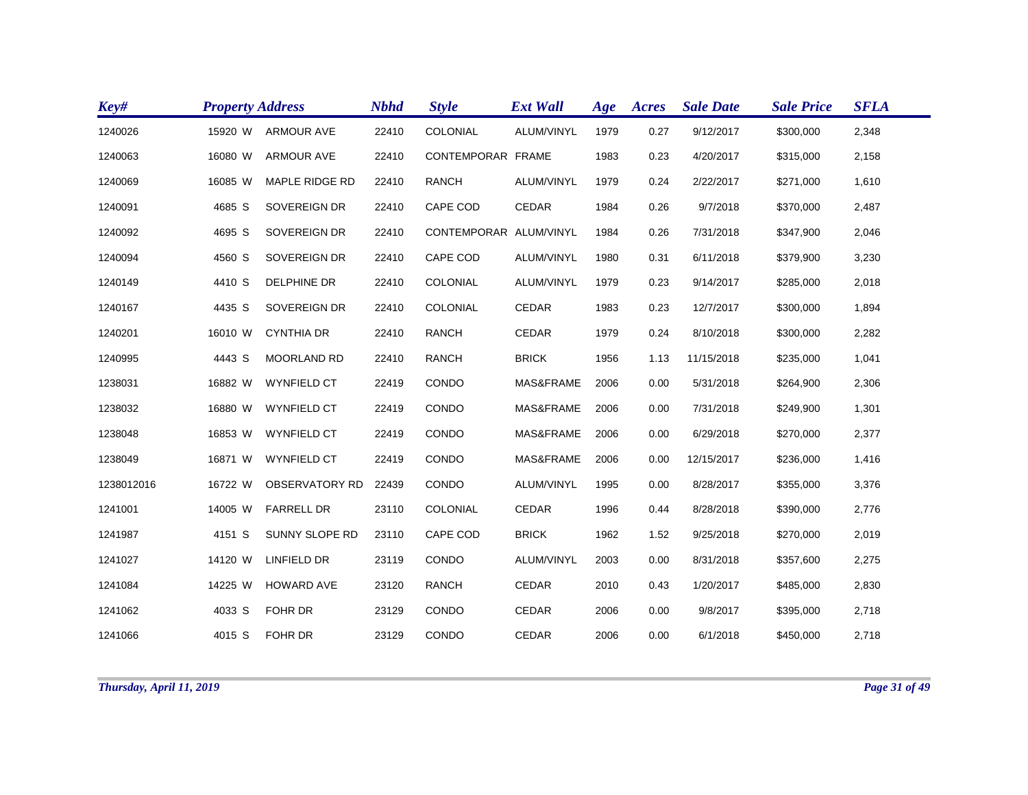| Key# | Property Address | | | Nbhd | Style | Ext Wall | Age | Acres | Sale Date | Sale Price | SFLA |
|---|---|---|---|---|---|---|---|---|---|---|---|
| 1240026 | 15920 | W | ARMOUR AVE | 22410 | COLONIAL | ALUM/VINYL | 1979 | 0.27 | 9/12/2017 | $300,000 | 2,348 |
| 1240063 | 16080 | W | ARMOUR AVE | 22410 | CONTEMPORAR | FRAME | 1983 | 0.23 | 4/20/2017 | $315,000 | 2,158 |
| 1240069 | 16085 | W | MAPLE RIDGE RD | 22410 | RANCH | ALUM/VINYL | 1979 | 0.24 | 2/22/2017 | $271,000 | 1,610 |
| 1240091 | 4685 | S | SOVEREIGN DR | 22410 | CAPE COD | CEDAR | 1984 | 0.26 | 9/7/2018 | $370,000 | 2,487 |
| 1240092 | 4695 | S | SOVEREIGN DR | 22410 | CONTEMPORAR | ALUM/VINYL | 1984 | 0.26 | 7/31/2018 | $347,900 | 2,046 |
| 1240094 | 4560 | S | SOVEREIGN DR | 22410 | CAPE COD | ALUM/VINYL | 1980 | 0.31 | 6/11/2018 | $379,900 | 3,230 |
| 1240149 | 4410 | S | DELPHINE DR | 22410 | COLONIAL | ALUM/VINYL | 1979 | 0.23 | 9/14/2017 | $285,000 | 2,018 |
| 1240167 | 4435 | S | SOVEREIGN DR | 22410 | COLONIAL | CEDAR | 1983 | 0.23 | 12/7/2017 | $300,000 | 1,894 |
| 1240201 | 16010 | W | CYNTHIA DR | 22410 | RANCH | CEDAR | 1979 | 0.24 | 8/10/2018 | $300,000 | 2,282 |
| 1240995 | 4443 | S | MOORLAND RD | 22410 | RANCH | BRICK | 1956 | 1.13 | 11/15/2018 | $235,000 | 1,041 |
| 1238031 | 16882 | W | WYNFIELD CT | 22419 | CONDO | MAS&FRAME | 2006 | 0.00 | 5/31/2018 | $264,900 | 2,306 |
| 1238032 | 16880 | W | WYNFIELD CT | 22419 | CONDO | MAS&FRAME | 2006 | 0.00 | 7/31/2018 | $249,900 | 1,301 |
| 1238048 | 16853 | W | WYNFIELD CT | 22419 | CONDO | MAS&FRAME | 2006 | 0.00 | 6/29/2018 | $270,000 | 2,377 |
| 1238049 | 16871 | W | WYNFIELD CT | 22419 | CONDO | MAS&FRAME | 2006 | 0.00 | 12/15/2017 | $236,000 | 1,416 |
| 1238012016 | 16722 | W | OBSERVATORY RD | 22439 | CONDO | ALUM/VINYL | 1995 | 0.00 | 8/28/2017 | $355,000 | 3,376 |
| 1241001 | 14005 | W | FARRELL DR | 23110 | COLONIAL | CEDAR | 1996 | 0.44 | 8/28/2018 | $390,000 | 2,776 |
| 1241987 | 4151 | S | SUNNY SLOPE RD | 23110 | CAPE COD | BRICK | 1962 | 1.52 | 9/25/2018 | $270,000 | 2,019 |
| 1241027 | 14120 | W | LINFIELD DR | 23119 | CONDO | ALUM/VINYL | 2003 | 0.00 | 8/31/2018 | $357,600 | 2,275 |
| 1241084 | 14225 | W | HOWARD AVE | 23120 | RANCH | CEDAR | 2010 | 0.43 | 1/20/2017 | $485,000 | 2,830 |
| 1241062 | 4033 | S | FOHR DR | 23129 | CONDO | CEDAR | 2006 | 0.00 | 9/8/2017 | $395,000 | 2,718 |
| 1241066 | 4015 | S | FOHR DR | 23129 | CONDO | CEDAR | 2006 | 0.00 | 6/1/2018 | $450,000 | 2,718 |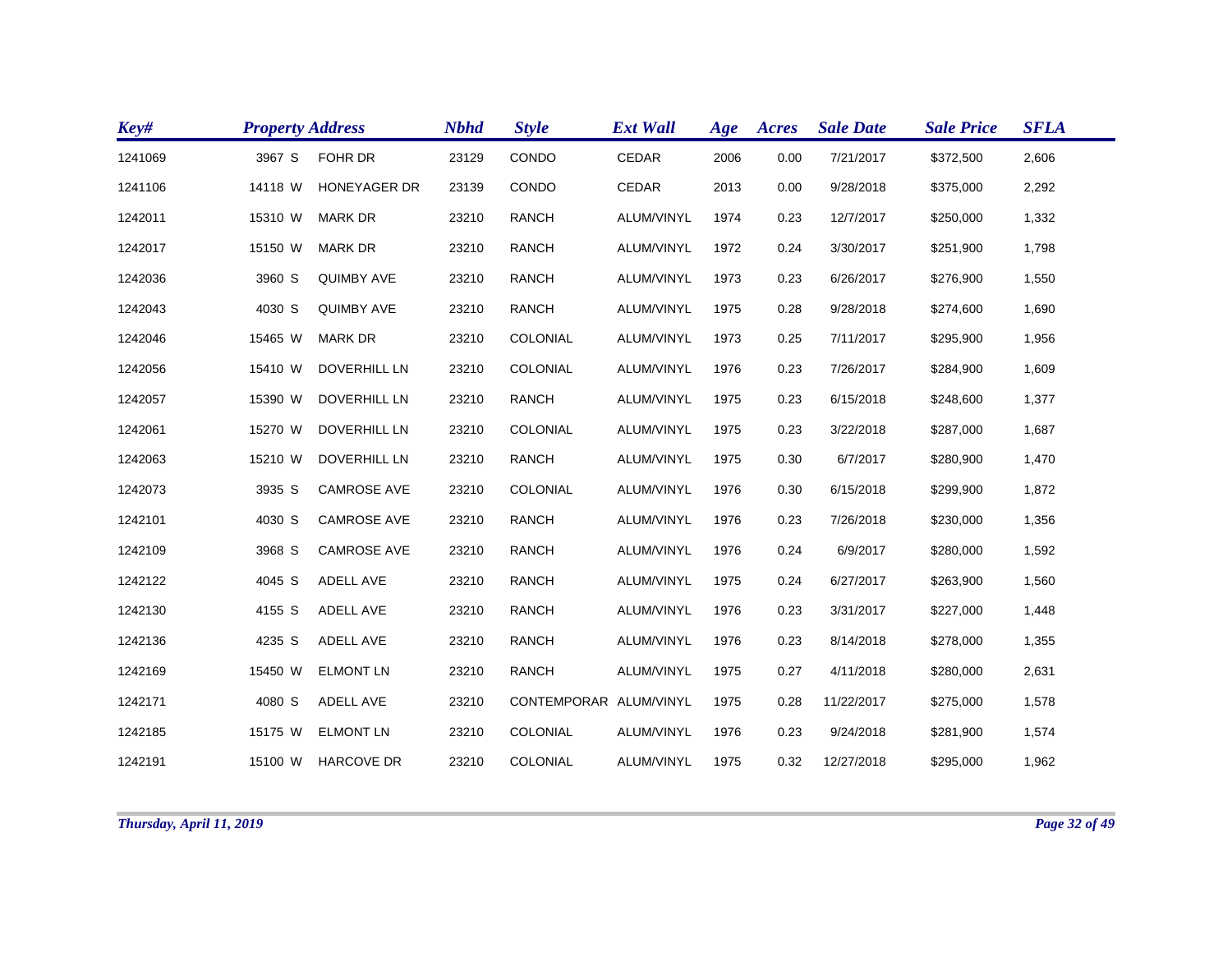| Key# | Property Address | | | Nbhd | Style | Ext Wall | Age | Acres | Sale Date | Sale Price | SFLA |
|---|---|---|---|---|---|---|---|---|---|---|---|
| 1241069 | 3967 | S | FOHR DR | 23129 | CONDO | CEDAR | 2006 | 0.00 | 7/21/2017 | $372,500 | 2,606 |
| 1241106 | 14118 | W | HONEYAGER DR | 23139 | CONDO | CEDAR | 2013 | 0.00 | 9/28/2018 | $375,000 | 2,292 |
| 1242011 | 15310 | W | MARK DR | 23210 | RANCH | ALUM/VINYL | 1974 | 0.23 | 12/7/2017 | $250,000 | 1,332 |
| 1242017 | 15150 | W | MARK DR | 23210 | RANCH | ALUM/VINYL | 1972 | 0.24 | 3/30/2017 | $251,900 | 1,798 |
| 1242036 | 3960 | S | QUIMBY AVE | 23210 | RANCH | ALUM/VINYL | 1973 | 0.23 | 6/26/2017 | $276,900 | 1,550 |
| 1242043 | 4030 | S | QUIMBY AVE | 23210 | RANCH | ALUM/VINYL | 1975 | 0.28 | 9/28/2018 | $274,600 | 1,690 |
| 1242046 | 15465 | W | MARK DR | 23210 | COLONIAL | ALUM/VINYL | 1973 | 0.25 | 7/11/2017 | $295,900 | 1,956 |
| 1242056 | 15410 | W | DOVERHILL LN | 23210 | COLONIAL | ALUM/VINYL | 1976 | 0.23 | 7/26/2017 | $284,900 | 1,609 |
| 1242057 | 15390 | W | DOVERHILL LN | 23210 | RANCH | ALUM/VINYL | 1975 | 0.23 | 6/15/2018 | $248,600 | 1,377 |
| 1242061 | 15270 | W | DOVERHILL LN | 23210 | COLONIAL | ALUM/VINYL | 1975 | 0.23 | 3/22/2018 | $287,000 | 1,687 |
| 1242063 | 15210 | W | DOVERHILL LN | 23210 | RANCH | ALUM/VINYL | 1975 | 0.30 | 6/7/2017 | $280,900 | 1,470 |
| 1242073 | 3935 | S | CAMROSE AVE | 23210 | COLONIAL | ALUM/VINYL | 1976 | 0.30 | 6/15/2018 | $299,900 | 1,872 |
| 1242101 | 4030 | S | CAMROSE AVE | 23210 | RANCH | ALUM/VINYL | 1976 | 0.23 | 7/26/2018 | $230,000 | 1,356 |
| 1242109 | 3968 | S | CAMROSE AVE | 23210 | RANCH | ALUM/VINYL | 1976 | 0.24 | 6/9/2017 | $280,000 | 1,592 |
| 1242122 | 4045 | S | ADELL AVE | 23210 | RANCH | ALUM/VINYL | 1975 | 0.24 | 6/27/2017 | $263,900 | 1,560 |
| 1242130 | 4155 | S | ADELL AVE | 23210 | RANCH | ALUM/VINYL | 1976 | 0.23 | 3/31/2017 | $227,000 | 1,448 |
| 1242136 | 4235 | S | ADELL AVE | 23210 | RANCH | ALUM/VINYL | 1976 | 0.23 | 8/14/2018 | $278,000 | 1,355 |
| 1242169 | 15450 | W | ELMONT LN | 23210 | RANCH | ALUM/VINYL | 1975 | 0.27 | 4/11/2018 | $280,000 | 2,631 |
| 1242171 | 4080 | S | ADELL AVE | 23210 | CONTEMPORAR | ALUM/VINYL | 1975 | 0.28 | 11/22/2017 | $275,000 | 1,578 |
| 1242185 | 15175 | W | ELMONT LN | 23210 | COLONIAL | ALUM/VINYL | 1976 | 0.23 | 9/24/2018 | $281,900 | 1,574 |
| 1242191 | 15100 | W | HARCOVE DR | 23210 | COLONIAL | ALUM/VINYL | 1975 | 0.32 | 12/27/2018 | $295,000 | 1,962 |

*Thursday, April 11, 2019*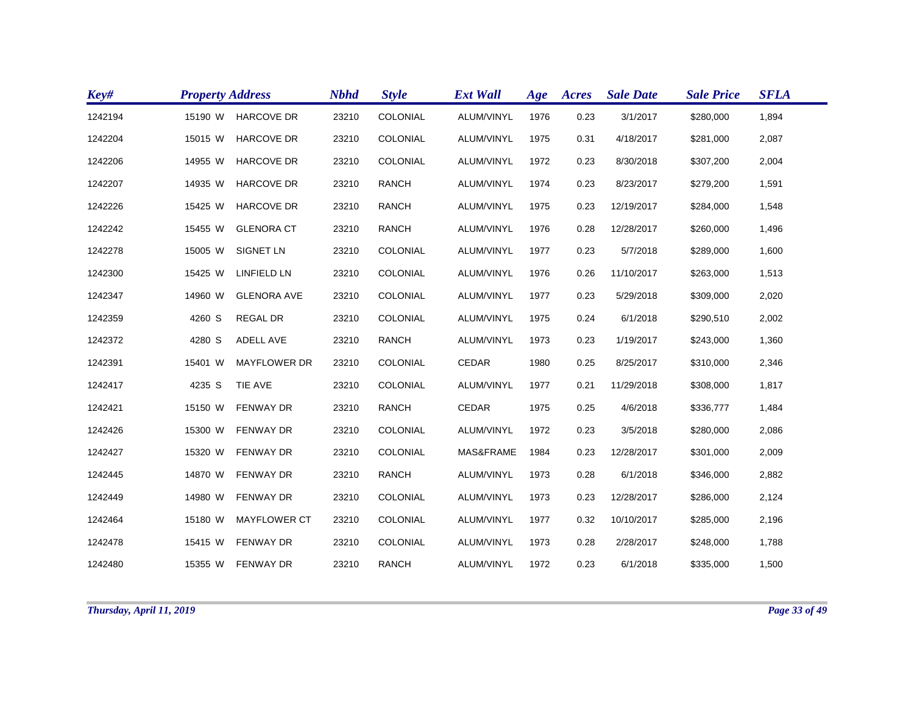| Key# | Property Address | | Nbhd | Style | Ext Wall | Age | Acres | Sale Date | Sale Price | SFLA |
|---|---|---|---|---|---|---|---|---|---|---|
| 1242194 | 15190 W | HARCOVE DR | 23210 | COLONIAL | ALUM/VINYL | 1976 | 0.23 | 3/1/2017 | $280,000 | 1,894 |
| 1242204 | 15015 W | HARCOVE DR | 23210 | COLONIAL | ALUM/VINYL | 1975 | 0.31 | 4/18/2017 | $281,000 | 2,087 |
| 1242206 | 14955 W | HARCOVE DR | 23210 | COLONIAL | ALUM/VINYL | 1972 | 0.23 | 8/30/2018 | $307,200 | 2,004 |
| 1242207 | 14935 W | HARCOVE DR | 23210 | RANCH | ALUM/VINYL | 1974 | 0.23 | 8/23/2017 | $279,200 | 1,591 |
| 1242226 | 15425 W | HARCOVE DR | 23210 | RANCH | ALUM/VINYL | 1975 | 0.23 | 12/19/2017 | $284,000 | 1,548 |
| 1242242 | 15455 W | GLENORA CT | 23210 | RANCH | ALUM/VINYL | 1976 | 0.28 | 12/28/2017 | $260,000 | 1,496 |
| 1242278 | 15005 W | SIGNET LN | 23210 | COLONIAL | ALUM/VINYL | 1977 | 0.23 | 5/7/2018 | $289,000 | 1,600 |
| 1242300 | 15425 W | LINFIELD LN | 23210 | COLONIAL | ALUM/VINYL | 1976 | 0.26 | 11/10/2017 | $263,000 | 1,513 |
| 1242347 | 14960 W | GLENORA AVE | 23210 | COLONIAL | ALUM/VINYL | 1977 | 0.23 | 5/29/2018 | $309,000 | 2,020 |
| 1242359 | 4260 S | REGAL DR | 23210 | COLONIAL | ALUM/VINYL | 1975 | 0.24 | 6/1/2018 | $290,510 | 2,002 |
| 1242372 | 4280 S | ADELL AVE | 23210 | RANCH | ALUM/VINYL | 1973 | 0.23 | 1/19/2017 | $243,000 | 1,360 |
| 1242391 | 15401 W | MAYFLOWER DR | 23210 | COLONIAL | CEDAR | 1980 | 0.25 | 8/25/2017 | $310,000 | 2,346 |
| 1242417 | 4235 S | TIE AVE | 23210 | COLONIAL | ALUM/VINYL | 1977 | 0.21 | 11/29/2018 | $308,000 | 1,817 |
| 1242421 | 15150 W | FENWAY DR | 23210 | RANCH | CEDAR | 1975 | 0.25 | 4/6/2018 | $336,777 | 1,484 |
| 1242426 | 15300 W | FENWAY DR | 23210 | COLONIAL | ALUM/VINYL | 1972 | 0.23 | 3/5/2018 | $280,000 | 2,086 |
| 1242427 | 15320 W | FENWAY DR | 23210 | COLONIAL | MAS&FRAME | 1984 | 0.23 | 12/28/2017 | $301,000 | 2,009 |
| 1242445 | 14870 W | FENWAY DR | 23210 | RANCH | ALUM/VINYL | 1973 | 0.28 | 6/1/2018 | $346,000 | 2,882 |
| 1242449 | 14980 W | FENWAY DR | 23210 | COLONIAL | ALUM/VINYL | 1973 | 0.23 | 12/28/2017 | $286,000 | 2,124 |
| 1242464 | 15180 W | MAYFLOWER CT | 23210 | COLONIAL | ALUM/VINYL | 1977 | 0.32 | 10/10/2017 | $285,000 | 2,196 |
| 1242478 | 15415 W | FENWAY DR | 23210 | COLONIAL | ALUM/VINYL | 1973 | 0.28 | 2/28/2017 | $248,000 | 1,788 |
| 1242480 | 15355 W | FENWAY DR | 23210 | RANCH | ALUM/VINYL | 1972 | 0.23 | 6/1/2018 | $335,000 | 1,500 |

*Thursday, April 11, 2019*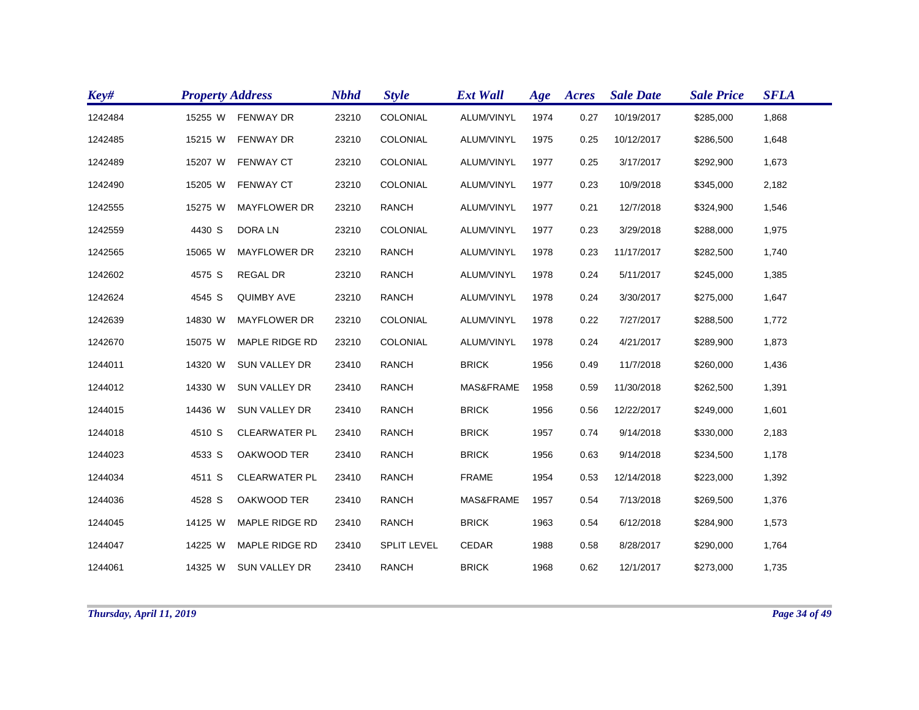| Key# | Property Address | Nbhd | Style | Ext Wall | Age | Acres | Sale Date | Sale Price | SFLA |
|---|---|---|---|---|---|---|---|---|---|
| 1242484 | 15255 W FENWAY DR | 23210 | COLONIAL | ALUM/VINYL | 1974 | 0.27 | 10/19/2017 | $285,000 | 1,868 |
| 1242485 | 15215 W FENWAY DR | 23210 | COLONIAL | ALUM/VINYL | 1975 | 0.25 | 10/12/2017 | $286,500 | 1,648 |
| 1242489 | 15207 W FENWAY CT | 23210 | COLONIAL | ALUM/VINYL | 1977 | 0.25 | 3/17/2017 | $292,900 | 1,673 |
| 1242490 | 15205 W FENWAY CT | 23210 | COLONIAL | ALUM/VINYL | 1977 | 0.23 | 10/9/2018 | $345,000 | 2,182 |
| 1242555 | 15275 W MAYFLOWER DR | 23210 | RANCH | ALUM/VINYL | 1977 | 0.21 | 12/7/2018 | $324,900 | 1,546 |
| 1242559 | 4430 S DORA LN | 23210 | COLONIAL | ALUM/VINYL | 1977 | 0.23 | 3/29/2018 | $288,000 | 1,975 |
| 1242565 | 15065 W MAYFLOWER DR | 23210 | RANCH | ALUM/VINYL | 1978 | 0.23 | 11/17/2017 | $282,500 | 1,740 |
| 1242602 | 4575 S REGAL DR | 23210 | RANCH | ALUM/VINYL | 1978 | 0.24 | 5/11/2017 | $245,000 | 1,385 |
| 1242624 | 4545 S QUIMBY AVE | 23210 | RANCH | ALUM/VINYL | 1978 | 0.24 | 3/30/2017 | $275,000 | 1,647 |
| 1242639 | 14830 W MAYFLOWER DR | 23210 | COLONIAL | ALUM/VINYL | 1978 | 0.22 | 7/27/2017 | $288,500 | 1,772 |
| 1242670 | 15075 W MAPLE RIDGE RD | 23210 | COLONIAL | ALUM/VINYL | 1978 | 0.24 | 4/21/2017 | $289,900 | 1,873 |
| 1244011 | 14320 W SUN VALLEY DR | 23410 | RANCH | BRICK | 1956 | 0.49 | 11/7/2018 | $260,000 | 1,436 |
| 1244012 | 14330 W SUN VALLEY DR | 23410 | RANCH | MAS&FRAME | 1958 | 0.59 | 11/30/2018 | $262,500 | 1,391 |
| 1244015 | 14436 W SUN VALLEY DR | 23410 | RANCH | BRICK | 1956 | 0.56 | 12/22/2017 | $249,000 | 1,601 |
| 1244018 | 4510 S CLEARWATER PL | 23410 | RANCH | BRICK | 1957 | 0.74 | 9/14/2018 | $330,000 | 2,183 |
| 1244023 | 4533 S OAKWOOD TER | 23410 | RANCH | BRICK | 1956 | 0.63 | 9/14/2018 | $234,500 | 1,178 |
| 1244034 | 4511 S CLEARWATER PL | 23410 | RANCH | FRAME | 1954 | 0.53 | 12/14/2018 | $223,000 | 1,392 |
| 1244036 | 4528 S OAKWOOD TER | 23410 | RANCH | MAS&FRAME | 1957 | 0.54 | 7/13/2018 | $269,500 | 1,376 |
| 1244045 | 14125 W MAPLE RIDGE RD | 23410 | RANCH | BRICK | 1963 | 0.54 | 6/12/2018 | $284,900 | 1,573 |
| 1244047 | 14225 W MAPLE RIDGE RD | 23410 | SPLIT LEVEL | CEDAR | 1988 | 0.58 | 8/28/2017 | $290,000 | 1,764 |
| 1244061 | 14325 W SUN VALLEY DR | 23410 | RANCH | BRICK | 1968 | 0.62 | 12/1/2017 | $273,000 | 1,735 |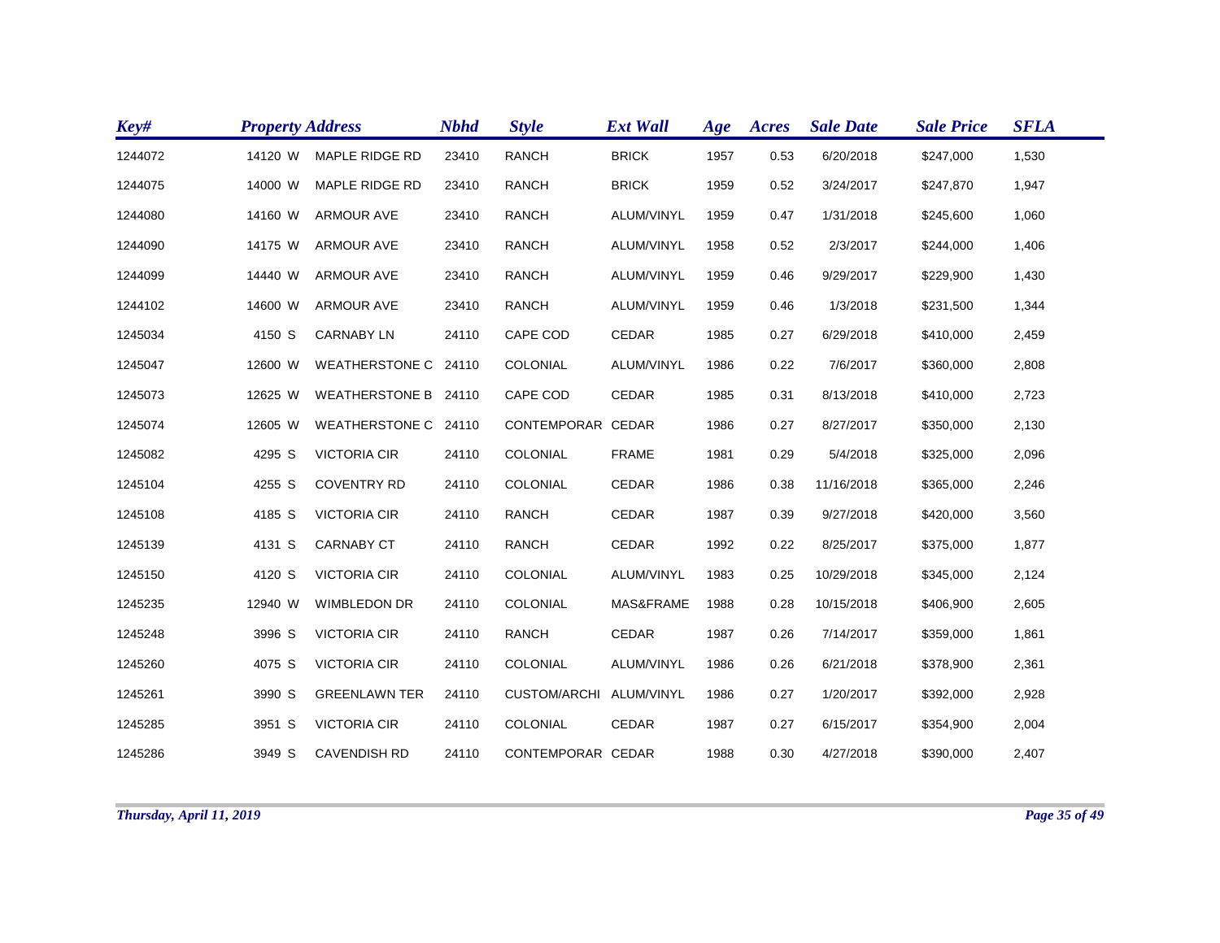| Key# | Property Address | | | Nbhd | Style | Ext Wall | Age | Acres | Sale Date | Sale Price | SFLA |
|---|---|---|---|---|---|---|---|---|---|---|---|
| 1244072 | 14120 | W | MAPLE RIDGE RD | 23410 | RANCH | BRICK | 1957 | 0.53 | 6/20/2018 | $247,000 | 1,530 |
| 1244075 | 14000 | W | MAPLE RIDGE RD | 23410 | RANCH | BRICK | 1959 | 0.52 | 3/24/2017 | $247,870 | 1,947 |
| 1244080 | 14160 | W | ARMOUR AVE | 23410 | RANCH | ALUM/VINYL | 1959 | 0.47 | 1/31/2018 | $245,600 | 1,060 |
| 1244090 | 14175 | W | ARMOUR AVE | 23410 | RANCH | ALUM/VINYL | 1958 | 0.52 | 2/3/2017 | $244,000 | 1,406 |
| 1244099 | 14440 | W | ARMOUR AVE | 23410 | RANCH | ALUM/VINYL | 1959 | 0.46 | 9/29/2017 | $229,900 | 1,430 |
| 1244102 | 14600 | W | ARMOUR AVE | 23410 | RANCH | ALUM/VINYL | 1959 | 0.46 | 1/3/2018 | $231,500 | 1,344 |
| 1245034 | 4150 | S | CARNABY LN | 24110 | CAPE COD | CEDAR | 1985 | 0.27 | 6/29/2018 | $410,000 | 2,459 |
| 1245047 | 12600 | W | WEATHERSTONE C | 24110 | COLONIAL | ALUM/VINYL | 1986 | 0.22 | 7/6/2017 | $360,000 | 2,808 |
| 1245073 | 12625 | W | WEATHERSTONE B | 24110 | CAPE COD | CEDAR | 1985 | 0.31 | 8/13/2018 | $410,000 | 2,723 |
| 1245074 | 12605 | W | WEATHERSTONE C | 24110 | CONTEMPORAR | CEDAR | 1986 | 0.27 | 8/27/2017 | $350,000 | 2,130 |
| 1245082 | 4295 | S | VICTORIA CIR | 24110 | COLONIAL | FRAME | 1981 | 0.29 | 5/4/2018 | $325,000 | 2,096 |
| 1245104 | 4255 | S | COVENTRY RD | 24110 | COLONIAL | CEDAR | 1986 | 0.38 | 11/16/2018 | $365,000 | 2,246 |
| 1245108 | 4185 | S | VICTORIA CIR | 24110 | RANCH | CEDAR | 1987 | 0.39 | 9/27/2018 | $420,000 | 3,560 |
| 1245139 | 4131 | S | CARNABY CT | 24110 | RANCH | CEDAR | 1992 | 0.22 | 8/25/2017 | $375,000 | 1,877 |
| 1245150 | 4120 | S | VICTORIA CIR | 24110 | COLONIAL | ALUM/VINYL | 1983 | 0.25 | 10/29/2018 | $345,000 | 2,124 |
| 1245235 | 12940 | W | WIMBLEDON DR | 24110 | COLONIAL | MAS&FRAME | 1988 | 0.28 | 10/15/2018 | $406,900 | 2,605 |
| 1245248 | 3996 | S | VICTORIA CIR | 24110 | RANCH | CEDAR | 1987 | 0.26 | 7/14/2017 | $359,000 | 1,861 |
| 1245260 | 4075 | S | VICTORIA CIR | 24110 | COLONIAL | ALUM/VINYL | 1986 | 0.26 | 6/21/2018 | $378,900 | 2,361 |
| 1245261 | 3990 | S | GREENLAWN TER | 24110 | CUSTOM/ARCHI | ALUM/VINYL | 1986 | 0.27 | 1/20/2017 | $392,000 | 2,928 |
| 1245285 | 3951 | S | VICTORIA CIR | 24110 | COLONIAL | CEDAR | 1987 | 0.27 | 6/15/2017 | $354,900 | 2,004 |
| 1245286 | 3949 | S | CAVENDISH RD | 24110 | CONTEMPORAR | CEDAR | 1988 | 0.30 | 4/27/2018 | $390,000 | 2,407 |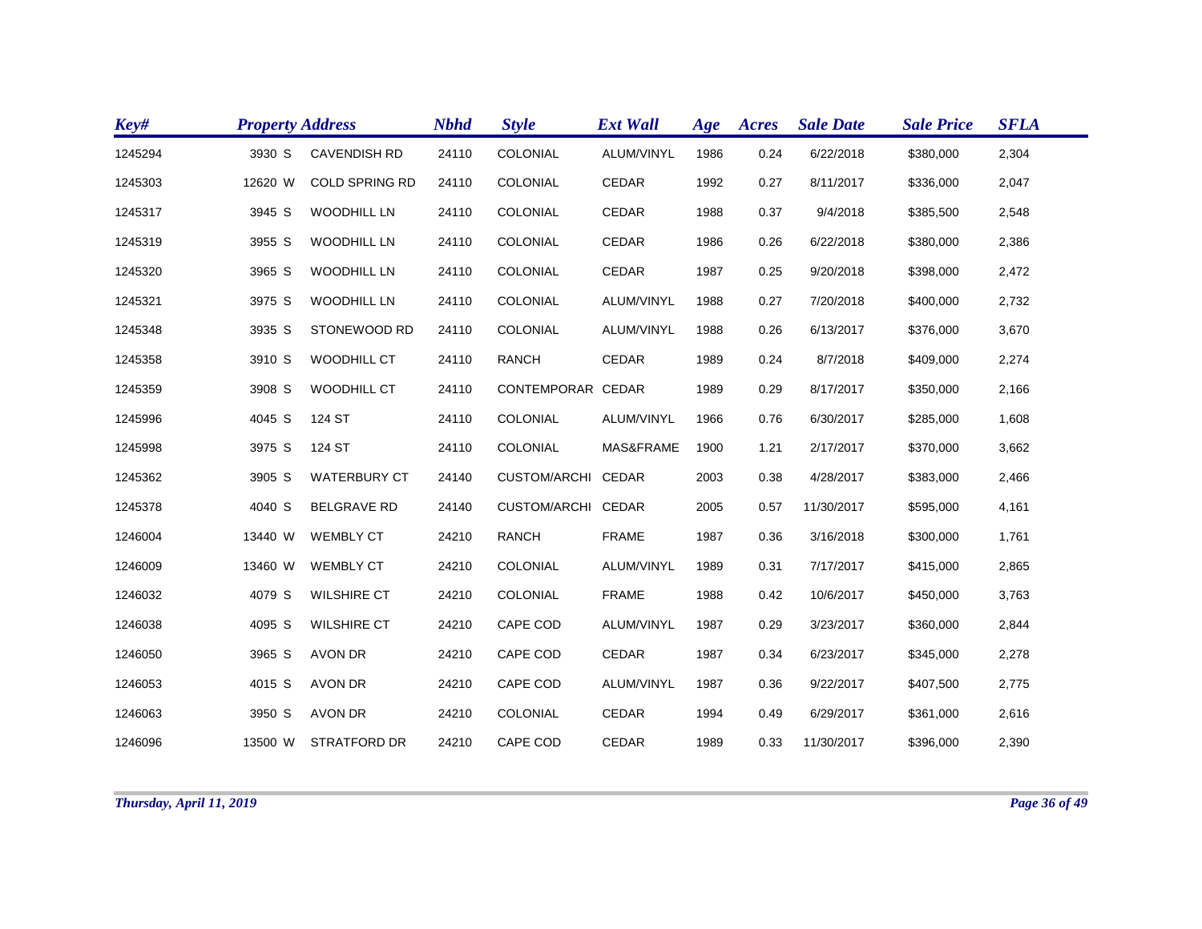| Key# | Property Address | | | Nbhd | Style | Ext Wall | Age | Acres | Sale Date | Sale Price | SFLA |
|---|---|---|---|---|---|---|---|---|---|---|---|
| 1245294 | 3930 | S | CAVENDISH RD | 24110 | COLONIAL | ALUM/VINYL | 1986 | 0.24 | 6/22/2018 | $380,000 | 2,304 |
| 1245303 | 12620 | W | COLD SPRING RD | 24110 | COLONIAL | CEDAR | 1992 | 0.27 | 8/11/2017 | $336,000 | 2,047 |
| 1245317 | 3945 | S | WOODHILL LN | 24110 | COLONIAL | CEDAR | 1988 | 0.37 | 9/4/2018 | $385,500 | 2,548 |
| 1245319 | 3955 | S | WOODHILL LN | 24110 | COLONIAL | CEDAR | 1986 | 0.26 | 6/22/2018 | $380,000 | 2,386 |
| 1245320 | 3965 | S | WOODHILL LN | 24110 | COLONIAL | CEDAR | 1987 | 0.25 | 9/20/2018 | $398,000 | 2,472 |
| 1245321 | 3975 | S | WOODHILL LN | 24110 | COLONIAL | ALUM/VINYL | 1988 | 0.27 | 7/20/2018 | $400,000 | 2,732 |
| 1245348 | 3935 | S | STONEWOOD RD | 24110 | COLONIAL | ALUM/VINYL | 1988 | 0.26 | 6/13/2017 | $376,000 | 3,670 |
| 1245358 | 3910 | S | WOODHILL CT | 24110 | RANCH | CEDAR | 1989 | 0.24 | 8/7/2018 | $409,000 | 2,274 |
| 1245359 | 3908 | S | WOODHILL CT | 24110 | CONTEMPORAR | CEDAR | 1989 | 0.29 | 8/17/2017 | $350,000 | 2,166 |
| 1245996 | 4045 | S | 124 ST | 24110 | COLONIAL | ALUM/VINYL | 1966 | 0.76 | 6/30/2017 | $285,000 | 1,608 |
| 1245998 | 3975 | S | 124 ST | 24110 | COLONIAL | MAS&FRAME | 1900 | 1.21 | 2/17/2017 | $370,000 | 3,662 |
| 1245362 | 3905 | S | WATERBURY CT | 24140 | CUSTOM/ARCHI | CEDAR | 2003 | 0.38 | 4/28/2017 | $383,000 | 2,466 |
| 1245378 | 4040 | S | BELGRAVE RD | 24140 | CUSTOM/ARCHI | CEDAR | 2005 | 0.57 | 11/30/2017 | $595,000 | 4,161 |
| 1246004 | 13440 | W | WEMBLY CT | 24210 | RANCH | FRAME | 1987 | 0.36 | 3/16/2018 | $300,000 | 1,761 |
| 1246009 | 13460 | W | WEMBLY CT | 24210 | COLONIAL | ALUM/VINYL | 1989 | 0.31 | 7/17/2017 | $415,000 | 2,865 |
| 1246032 | 4079 | S | WILSHIRE CT | 24210 | COLONIAL | FRAME | 1988 | 0.42 | 10/6/2017 | $450,000 | 3,763 |
| 1246038 | 4095 | S | WILSHIRE CT | 24210 | CAPE COD | ALUM/VINYL | 1987 | 0.29 | 3/23/2017 | $360,000 | 2,844 |
| 1246050 | 3965 | S | AVON DR | 24210 | CAPE COD | CEDAR | 1987 | 0.34 | 6/23/2017 | $345,000 | 2,278 |
| 1246053 | 4015 | S | AVON DR | 24210 | CAPE COD | ALUM/VINYL | 1987 | 0.36 | 9/22/2017 | $407,500 | 2,775 |
| 1246063 | 3950 | S | AVON DR | 24210 | COLONIAL | CEDAR | 1994 | 0.49 | 6/29/2017 | $361,000 | 2,616 |
| 1246096 | 13500 | W | STRATFORD DR | 24210 | CAPE COD | CEDAR | 1989 | 0.33 | 11/30/2017 | $396,000 | 2,390 |

*Thursday, April 11, 2019*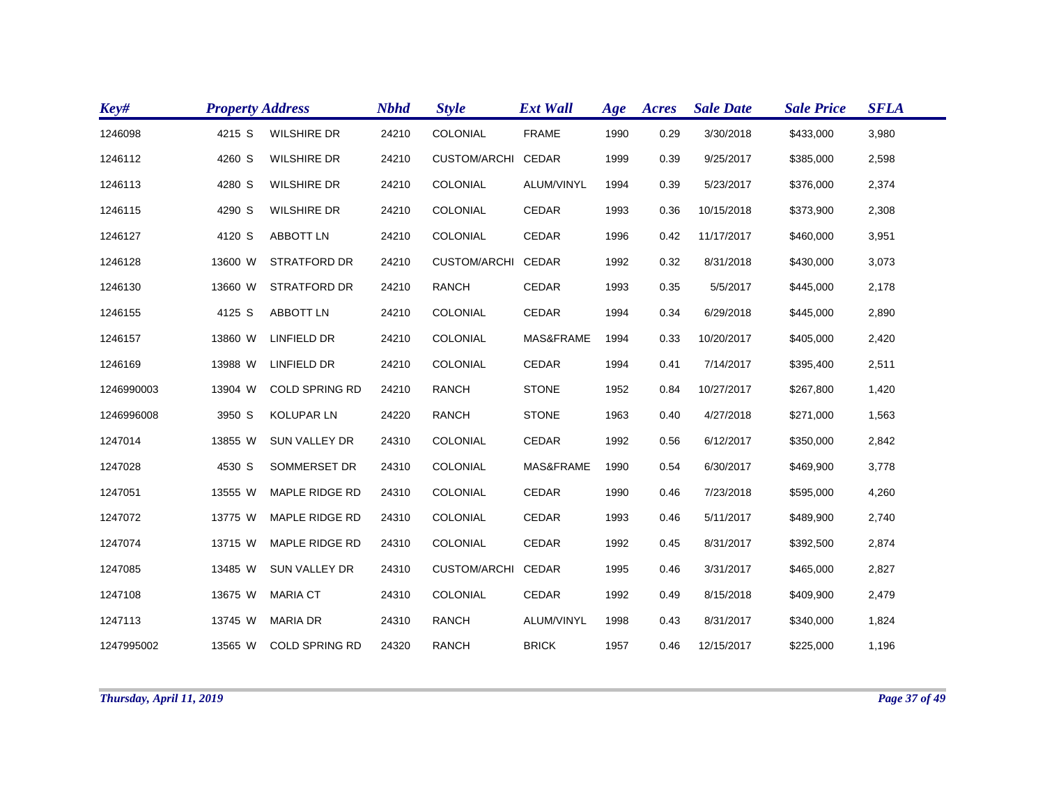| Key# | Property Address | | | Nbhd | Style | Ext Wall | Age | Acres | Sale Date | Sale Price | SFLA |
|---|---|---|---|---|---|---|---|---|---|---|---|
| 1246098 | 4215 | S | WILSHIRE DR | 24210 | COLONIAL | FRAME | 1990 | 0.29 | 3/30/2018 | $433,000 | 3,980 |
| 1246112 | 4260 | S | WILSHIRE DR | 24210 | CUSTOM/ARCHI | CEDAR | 1999 | 0.39 | 9/25/2017 | $385,000 | 2,598 |
| 1246113 | 4280 | S | WILSHIRE DR | 24210 | COLONIAL | ALUM/VINYL | 1994 | 0.39 | 5/23/2017 | $376,000 | 2,374 |
| 1246115 | 4290 | S | WILSHIRE DR | 24210 | COLONIAL | CEDAR | 1993 | 0.36 | 10/15/2018 | $373,900 | 2,308 |
| 1246127 | 4120 | S | ABBOTT LN | 24210 | COLONIAL | CEDAR | 1996 | 0.42 | 11/17/2017 | $460,000 | 3,951 |
| 1246128 | 13600 | W | STRATFORD DR | 24210 | CUSTOM/ARCHI | CEDAR | 1992 | 0.32 | 8/31/2018 | $430,000 | 3,073 |
| 1246130 | 13660 | W | STRATFORD DR | 24210 | RANCH | CEDAR | 1993 | 0.35 | 5/5/2017 | $445,000 | 2,178 |
| 1246155 | 4125 | S | ABBOTT LN | 24210 | COLONIAL | CEDAR | 1994 | 0.34 | 6/29/2018 | $445,000 | 2,890 |
| 1246157 | 13860 | W | LINFIELD DR | 24210 | COLONIAL | MAS&FRAME | 1994 | 0.33 | 10/20/2017 | $405,000 | 2,420 |
| 1246169 | 13988 | W | LINFIELD DR | 24210 | COLONIAL | CEDAR | 1994 | 0.41 | 7/14/2017 | $395,400 | 2,511 |
| 1246990003 | 13904 | W | COLD SPRING RD | 24210 | RANCH | STONE | 1952 | 0.84 | 10/27/2017 | $267,800 | 1,420 |
| 1246996008 | 3950 | S | KOLUPAR LN | 24220 | RANCH | STONE | 1963 | 0.40 | 4/27/2018 | $271,000 | 1,563 |
| 1247014 | 13855 | W | SUN VALLEY DR | 24310 | COLONIAL | CEDAR | 1992 | 0.56 | 6/12/2017 | $350,000 | 2,842 |
| 1247028 | 4530 | S | SOMMERSET DR | 24310 | COLONIAL | MAS&FRAME | 1990 | 0.54 | 6/30/2017 | $469,900 | 3,778 |
| 1247051 | 13555 | W | MAPLE RIDGE RD | 24310 | COLONIAL | CEDAR | 1990 | 0.46 | 7/23/2018 | $595,000 | 4,260 |
| 1247072 | 13775 | W | MAPLE RIDGE RD | 24310 | COLONIAL | CEDAR | 1993 | 0.46 | 5/11/2017 | $489,900 | 2,740 |
| 1247074 | 13715 | W | MAPLE RIDGE RD | 24310 | COLONIAL | CEDAR | 1992 | 0.45 | 8/31/2017 | $392,500 | 2,874 |
| 1247085 | 13485 | W | SUN VALLEY DR | 24310 | CUSTOM/ARCHI | CEDAR | 1995 | 0.46 | 3/31/2017 | $465,000 | 2,827 |
| 1247108 | 13675 | W | MARIA CT | 24310 | COLONIAL | CEDAR | 1992 | 0.49 | 8/15/2018 | $409,900 | 2,479 |
| 1247113 | 13745 | W | MARIA DR | 24310 | RANCH | ALUM/VINYL | 1998 | 0.43 | 8/31/2017 | $340,000 | 1,824 |
| 1247995002 | 13565 | W | COLD SPRING RD | 24320 | RANCH | BRICK | 1957 | 0.46 | 12/15/2017 | $225,000 | 1,196 |

*Thursday, April 11, 2019*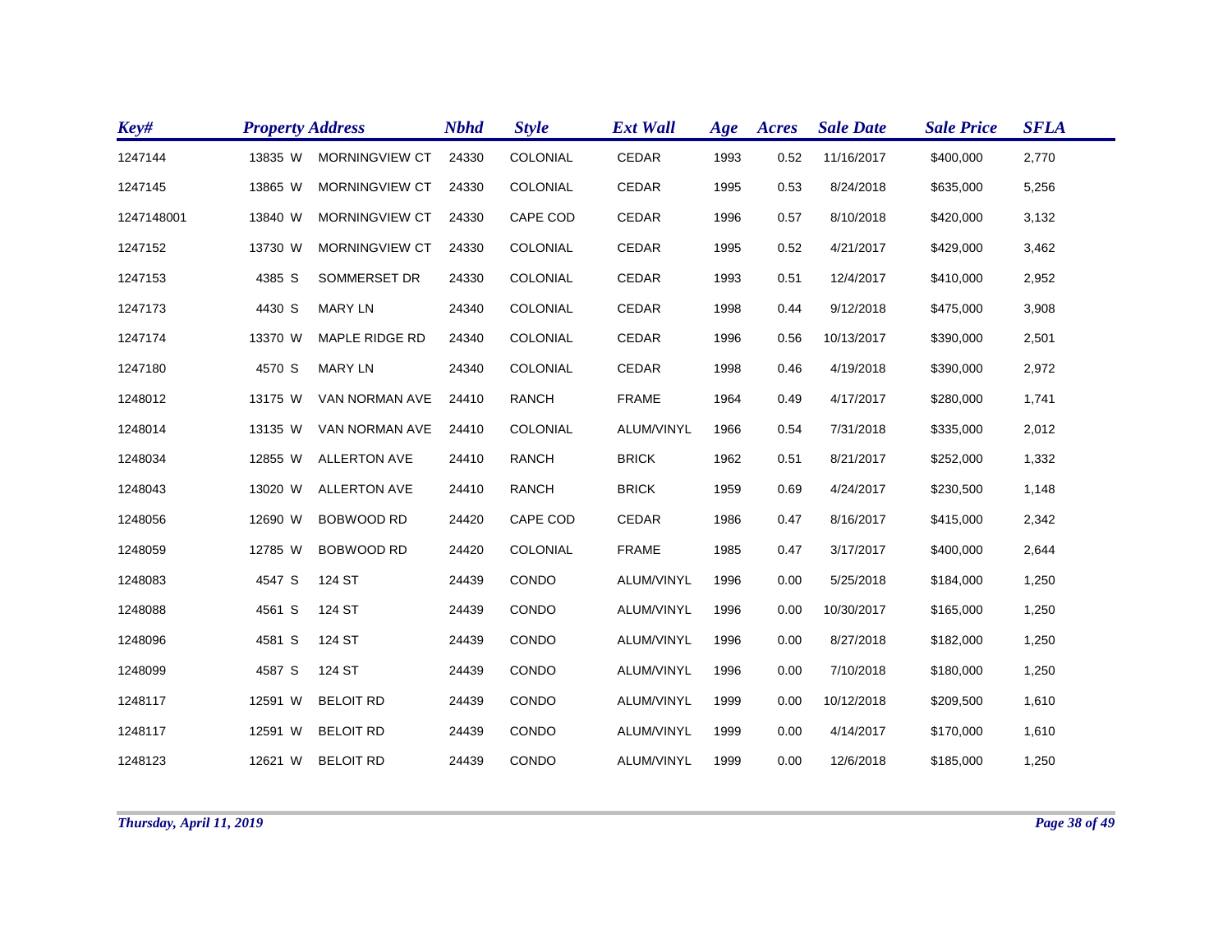| Key# | Property Address | | | Nbhd | Style | Ext Wall | Age | Acres | Sale Date | Sale Price | SFLA |
|---|---|---|---|---|---|---|---|---|---|---|---|
| 1247144 | 13835 | W | MORNINGVIEW CT | 24330 | COLONIAL | CEDAR | 1993 | 0.52 | 11/16/2017 | $400,000 | 2,770 |
| 1247145 | 13865 | W | MORNINGVIEW CT | 24330 | COLONIAL | CEDAR | 1995 | 0.53 | 8/24/2018 | $635,000 | 5,256 |
| 1247148001 | 13840 | W | MORNINGVIEW CT | 24330 | CAPE COD | CEDAR | 1996 | 0.57 | 8/10/2018 | $420,000 | 3,132 |
| 1247152 | 13730 | W | MORNINGVIEW CT | 24330 | COLONIAL | CEDAR | 1995 | 0.52 | 4/21/2017 | $429,000 | 3,462 |
| 1247153 | 4385 | S | SOMMERSET DR | 24330 | COLONIAL | CEDAR | 1993 | 0.51 | 12/4/2017 | $410,000 | 2,952 |
| 1247173 | 4430 | S | MARY LN | 24340 | COLONIAL | CEDAR | 1998 | 0.44 | 9/12/2018 | $475,000 | 3,908 |
| 1247174 | 13370 | W | MAPLE RIDGE RD | 24340 | COLONIAL | CEDAR | 1996 | 0.56 | 10/13/2017 | $390,000 | 2,501 |
| 1247180 | 4570 | S | MARY LN | 24340 | COLONIAL | CEDAR | 1998 | 0.46 | 4/19/2018 | $390,000 | 2,972 |
| 1248012 | 13175 | W | VAN NORMAN AVE | 24410 | RANCH | FRAME | 1964 | 0.49 | 4/17/2017 | $280,000 | 1,741 |
| 1248014 | 13135 | W | VAN NORMAN AVE | 24410 | COLONIAL | ALUM/VINYL | 1966 | 0.54 | 7/31/2018 | $335,000 | 2,012 |
| 1248034 | 12855 | W | ALLERTON AVE | 24410 | RANCH | BRICK | 1962 | 0.51 | 8/21/2017 | $252,000 | 1,332 |
| 1248043 | 13020 | W | ALLERTON AVE | 24410 | RANCH | BRICK | 1959 | 0.69 | 4/24/2017 | $230,500 | 1,148 |
| 1248056 | 12690 | W | BOBWOOD RD | 24420 | CAPE COD | CEDAR | 1986 | 0.47 | 8/16/2017 | $415,000 | 2,342 |
| 1248059 | 12785 | W | BOBWOOD RD | 24420 | COLONIAL | FRAME | 1985 | 0.47 | 3/17/2017 | $400,000 | 2,644 |
| 1248083 | 4547 | S | 124 ST | 24439 | CONDO | ALUM/VINYL | 1996 | 0.00 | 5/25/2018 | $184,000 | 1,250 |
| 1248088 | 4561 | S | 124 ST | 24439 | CONDO | ALUM/VINYL | 1996 | 0.00 | 10/30/2017 | $165,000 | 1,250 |
| 1248096 | 4581 | S | 124 ST | 24439 | CONDO | ALUM/VINYL | 1996 | 0.00 | 8/27/2018 | $182,000 | 1,250 |
| 1248099 | 4587 | S | 124 ST | 24439 | CONDO | ALUM/VINYL | 1996 | 0.00 | 7/10/2018 | $180,000 | 1,250 |
| 1248117 | 12591 | W | BELOIT RD | 24439 | CONDO | ALUM/VINYL | 1999 | 0.00 | 10/12/2018 | $209,500 | 1,610 |
| 1248117 | 12591 | W | BELOIT RD | 24439 | CONDO | ALUM/VINYL | 1999 | 0.00 | 4/14/2017 | $170,000 | 1,610 |
| 1248123 | 12621 | W | BELOIT RD | 24439 | CONDO | ALUM/VINYL | 1999 | 0.00 | 12/6/2018 | $185,000 | 1,250 |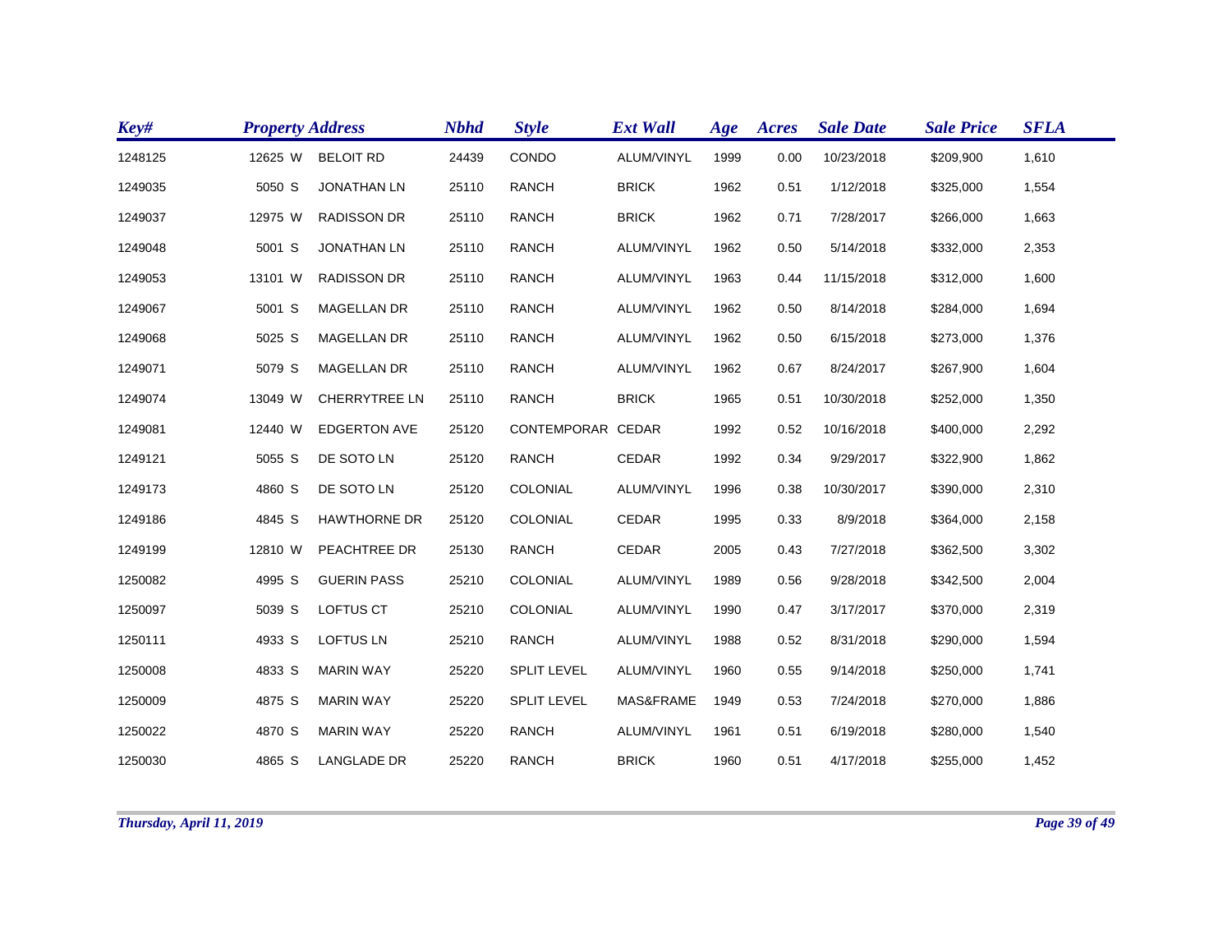| Key# | Property Address | | | Nbhd | Style | Ext Wall | Age | Acres | Sale Date | Sale Price | SFLA |
|---|---|---|---|---|---|---|---|---|---|---|---|
| 1248125 | 12625 | W | BELOIT RD | 24439 | CONDO | ALUM/VINYL | 1999 | 0.00 | 10/23/2018 | $209,900 | 1,610 |
| 1249035 | 5050 | S | JONATHAN LN | 25110 | RANCH | BRICK | 1962 | 0.51 | 1/12/2018 | $325,000 | 1,554 |
| 1249037 | 12975 | W | RADISSON DR | 25110 | RANCH | BRICK | 1962 | 0.71 | 7/28/2017 | $266,000 | 1,663 |
| 1249048 | 5001 | S | JONATHAN LN | 25110 | RANCH | ALUM/VINYL | 1962 | 0.50 | 5/14/2018 | $332,000 | 2,353 |
| 1249053 | 13101 | W | RADISSON DR | 25110 | RANCH | ALUM/VINYL | 1963 | 0.44 | 11/15/2018 | $312,000 | 1,600 |
| 1249067 | 5001 | S | MAGELLAN DR | 25110 | RANCH | ALUM/VINYL | 1962 | 0.50 | 8/14/2018 | $284,000 | 1,694 |
| 1249068 | 5025 | S | MAGELLAN DR | 25110 | RANCH | ALUM/VINYL | 1962 | 0.50 | 6/15/2018 | $273,000 | 1,376 |
| 1249071 | 5079 | S | MAGELLAN DR | 25110 | RANCH | ALUM/VINYL | 1962 | 0.67 | 8/24/2017 | $267,900 | 1,604 |
| 1249074 | 13049 | W | CHERRYTREE LN | 25110 | RANCH | BRICK | 1965 | 0.51 | 10/30/2018 | $252,000 | 1,350 |
| 1249081 | 12440 | W | EDGERTON AVE | 25120 | CONTEMPORAR | CEDAR | 1992 | 0.52 | 10/16/2018 | $400,000 | 2,292 |
| 1249121 | 5055 | S | DE SOTO LN | 25120 | RANCH | CEDAR | 1992 | 0.34 | 9/29/2017 | $322,900 | 1,862 |
| 1249173 | 4860 | S | DE SOTO LN | 25120 | COLONIAL | ALUM/VINYL | 1996 | 0.38 | 10/30/2017 | $390,000 | 2,310 |
| 1249186 | 4845 | S | HAWTHORNE DR | 25120 | COLONIAL | CEDAR | 1995 | 0.33 | 8/9/2018 | $364,000 | 2,158 |
| 1249199 | 12810 | W | PEACHTREE DR | 25130 | RANCH | CEDAR | 2005 | 0.43 | 7/27/2018 | $362,500 | 3,302 |
| 1250082 | 4995 | S | GUERIN PASS | 25210 | COLONIAL | ALUM/VINYL | 1989 | 0.56 | 9/28/2018 | $342,500 | 2,004 |
| 1250097 | 5039 | S | LOFTUS CT | 25210 | COLONIAL | ALUM/VINYL | 1990 | 0.47 | 3/17/2017 | $370,000 | 2,319 |
| 1250111 | 4933 | S | LOFTUS LN | 25210 | RANCH | ALUM/VINYL | 1988 | 0.52 | 8/31/2018 | $290,000 | 1,594 |
| 1250008 | 4833 | S | MARIN WAY | 25220 | SPLIT LEVEL | ALUM/VINYL | 1960 | 0.55 | 9/14/2018 | $250,000 | 1,741 |
| 1250009 | 4875 | S | MARIN WAY | 25220 | SPLIT LEVEL | MAS&FRAME | 1949 | 0.53 | 7/24/2018 | $270,000 | 1,886 |
| 1250022 | 4870 | S | MARIN WAY | 25220 | RANCH | ALUM/VINYL | 1961 | 0.51 | 6/19/2018 | $280,000 | 1,540 |
| 1250030 | 4865 | S | LANGLADE DR | 25220 | RANCH | BRICK | 1960 | 0.51 | 4/17/2018 | $255,000 | 1,452 |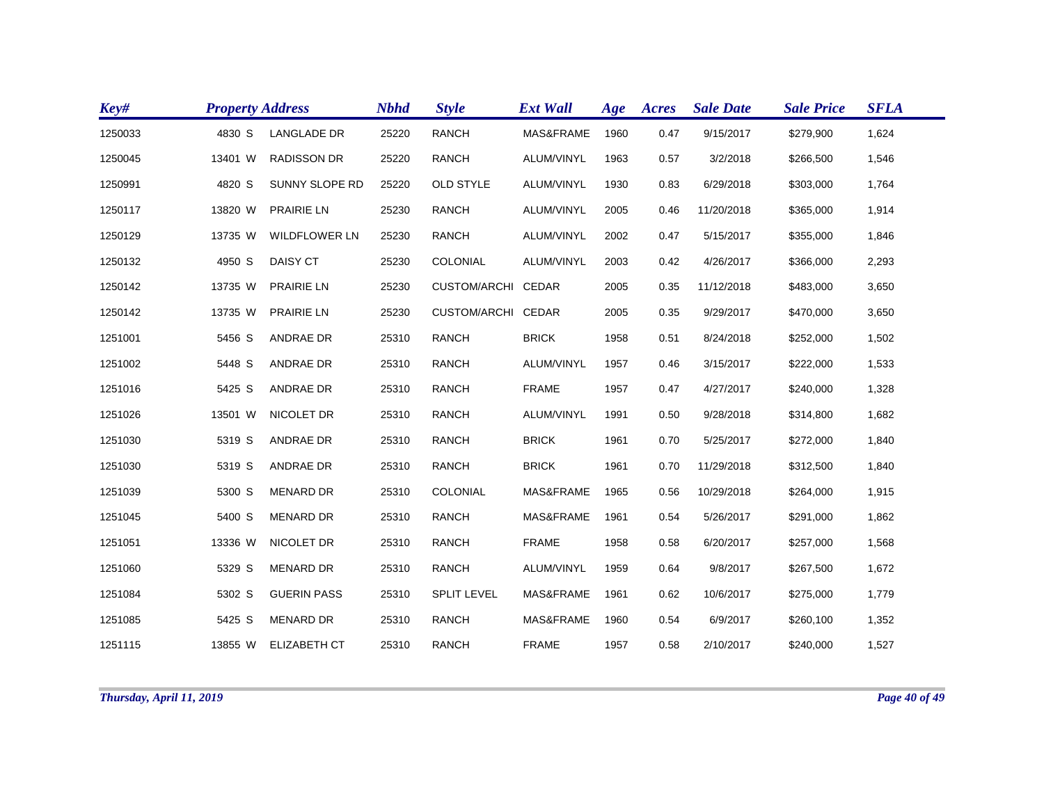| Key# | Property Address | | | Nbhd | Style | Ext Wall | Age | Acres | Sale Date | Sale Price | SFLA |
|---|---|---|---|---|---|---|---|---|---|---|---|
| 1250033 | 4830 | S | LANGLADE DR | 25220 | RANCH | MAS&FRAME | 1960 | 0.47 | 9/15/2017 | $279,900 | 1,624 |
| 1250045 | 13401 | W | RADISSON DR | 25220 | RANCH | ALUM/VINYL | 1963 | 0.57 | 3/2/2018 | $266,500 | 1,546 |
| 1250991 | 4820 | S | SUNNY SLOPE RD | 25220 | OLD STYLE | ALUM/VINYL | 1930 | 0.83 | 6/29/2018 | $303,000 | 1,764 |
| 1250117 | 13820 | W | PRAIRIE LN | 25230 | RANCH | ALUM/VINYL | 2005 | 0.46 | 11/20/2018 | $365,000 | 1,914 |
| 1250129 | 13735 | W | WILDFLOWER LN | 25230 | RANCH | ALUM/VINYL | 2002 | 0.47 | 5/15/2017 | $355,000 | 1,846 |
| 1250132 | 4950 | S | DAISY CT | 25230 | COLONIAL | ALUM/VINYL | 2003 | 0.42 | 4/26/2017 | $366,000 | 2,293 |
| 1250142 | 13735 | W | PRAIRIE LN | 25230 | CUSTOM/ARCHI | CEDAR | 2005 | 0.35 | 11/12/2018 | $483,000 | 3,650 |
| 1250142 | 13735 | W | PRAIRIE LN | 25230 | CUSTOM/ARCHI | CEDAR | 2005 | 0.35 | 9/29/2017 | $470,000 | 3,650 |
| 1251001 | 5456 | S | ANDRAE DR | 25310 | RANCH | BRICK | 1958 | 0.51 | 8/24/2018 | $252,000 | 1,502 |
| 1251002 | 5448 | S | ANDRAE DR | 25310 | RANCH | ALUM/VINYL | 1957 | 0.46 | 3/15/2017 | $222,000 | 1,533 |
| 1251016 | 5425 | S | ANDRAE DR | 25310 | RANCH | FRAME | 1957 | 0.47 | 4/27/2017 | $240,000 | 1,328 |
| 1251026 | 13501 | W | NICOLET DR | 25310 | RANCH | ALUM/VINYL | 1991 | 0.50 | 9/28/2018 | $314,800 | 1,682 |
| 1251030 | 5319 | S | ANDRAE DR | 25310 | RANCH | BRICK | 1961 | 0.70 | 5/25/2017 | $272,000 | 1,840 |
| 1251030 | 5319 | S | ANDRAE DR | 25310 | RANCH | BRICK | 1961 | 0.70 | 11/29/2018 | $312,500 | 1,840 |
| 1251039 | 5300 | S | MENARD DR | 25310 | COLONIAL | MAS&FRAME | 1965 | 0.56 | 10/29/2018 | $264,000 | 1,915 |
| 1251045 | 5400 | S | MENARD DR | 25310 | RANCH | MAS&FRAME | 1961 | 0.54 | 5/26/2017 | $291,000 | 1,862 |
| 1251051 | 13336 | W | NICOLET DR | 25310 | RANCH | FRAME | 1958 | 0.58 | 6/20/2017 | $257,000 | 1,568 |
| 1251060 | 5329 | S | MENARD DR | 25310 | RANCH | ALUM/VINYL | 1959 | 0.64 | 9/8/2017 | $267,500 | 1,672 |
| 1251084 | 5302 | S | GUERIN PASS | 25310 | SPLIT LEVEL | MAS&FRAME | 1961 | 0.62 | 10/6/2017 | $275,000 | 1,779 |
| 1251085 | 5425 | S | MENARD DR | 25310 | RANCH | MAS&FRAME | 1960 | 0.54 | 6/9/2017 | $260,100 | 1,352 |
| 1251115 | 13855 | W | ELIZABETH CT | 25310 | RANCH | FRAME | 1957 | 0.58 | 2/10/2017 | $240,000 | 1,527 |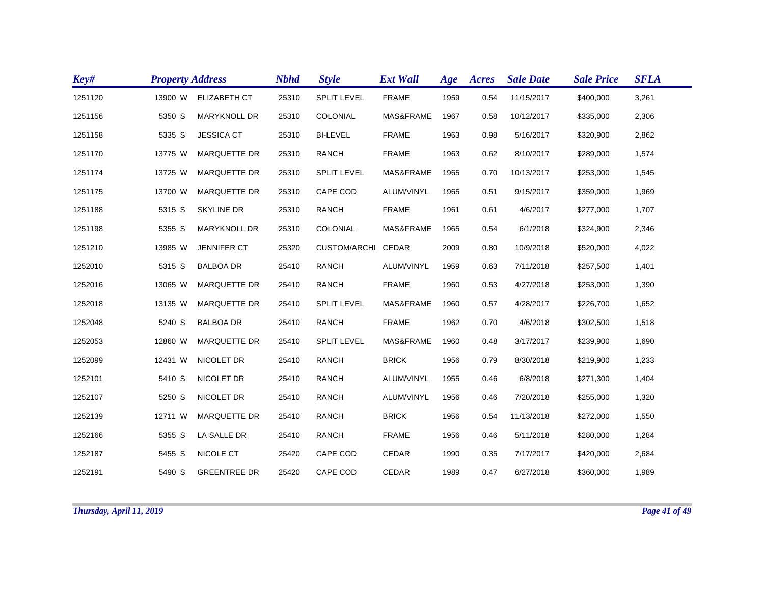| Key# | Property Address | | | Nbhd | Style | Ext Wall | Age | Acres | Sale Date | Sale Price | SFLA |
|---|---|---|---|---|---|---|---|---|---|---|---|
| 1251120 | 13900 | W | ELIZABETH CT | 25310 | SPLIT LEVEL | FRAME | 1959 | 0.54 | 11/15/2017 | $400,000 | 3,261 |
| 1251156 | 5350 | S | MARYKNOLL DR | 25310 | COLONIAL | MAS&FRAME | 1967 | 0.58 | 10/12/2017 | $335,000 | 2,306 |
| 1251158 | 5335 | S | JESSICA CT | 25310 | BI-LEVEL | FRAME | 1963 | 0.98 | 5/16/2017 | $320,900 | 2,862 |
| 1251170 | 13775 | W | MARQUETTE DR | 25310 | RANCH | FRAME | 1963 | 0.62 | 8/10/2017 | $289,000 | 1,574 |
| 1251174 | 13725 | W | MARQUETTE DR | 25310 | SPLIT LEVEL | MAS&FRAME | 1965 | 0.70 | 10/13/2017 | $253,000 | 1,545 |
| 1251175 | 13700 | W | MARQUETTE DR | 25310 | CAPE COD | ALUM/VINYL | 1965 | 0.51 | 9/15/2017 | $359,000 | 1,969 |
| 1251188 | 5315 | S | SKYLINE DR | 25310 | RANCH | FRAME | 1961 | 0.61 | 4/6/2017 | $277,000 | 1,707 |
| 1251198 | 5355 | S | MARYKNOLL DR | 25310 | COLONIAL | MAS&FRAME | 1965 | 0.54 | 6/1/2018 | $324,900 | 2,346 |
| 1251210 | 13985 | W | JENNIFER CT | 25320 | CUSTOM/ARCHI | CEDAR | 2009 | 0.80 | 10/9/2018 | $520,000 | 4,022 |
| 1252010 | 5315 | S | BALBOA DR | 25410 | RANCH | ALUM/VINYL | 1959 | 0.63 | 7/11/2018 | $257,500 | 1,401 |
| 1252016 | 13065 | W | MARQUETTE DR | 25410 | RANCH | FRAME | 1960 | 0.53 | 4/27/2018 | $253,000 | 1,390 |
| 1252018 | 13135 | W | MARQUETTE DR | 25410 | SPLIT LEVEL | MAS&FRAME | 1960 | 0.57 | 4/28/2017 | $226,700 | 1,652 |
| 1252048 | 5240 | S | BALBOA DR | 25410 | RANCH | FRAME | 1962 | 0.70 | 4/6/2018 | $302,500 | 1,518 |
| 1252053 | 12860 | W | MARQUETTE DR | 25410 | SPLIT LEVEL | MAS&FRAME | 1960 | 0.48 | 3/17/2017 | $239,900 | 1,690 |
| 1252099 | 12431 | W | NICOLET DR | 25410 | RANCH | BRICK | 1956 | 0.79 | 8/30/2018 | $219,900 | 1,233 |
| 1252101 | 5410 | S | NICOLET DR | 25410 | RANCH | ALUM/VINYL | 1955 | 0.46 | 6/8/2018 | $271,300 | 1,404 |
| 1252107 | 5250 | S | NICOLET DR | 25410 | RANCH | ALUM/VINYL | 1956 | 0.46 | 7/20/2018 | $255,000 | 1,320 |
| 1252139 | 12711 | W | MARQUETTE DR | 25410 | RANCH | BRICK | 1956 | 0.54 | 11/13/2018 | $272,000 | 1,550 |
| 1252166 | 5355 | S | LA SALLE DR | 25410 | RANCH | FRAME | 1956 | 0.46 | 5/11/2018 | $280,000 | 1,284 |
| 1252187 | 5455 | S | NICOLE CT | 25420 | CAPE COD | CEDAR | 1990 | 0.35 | 7/17/2017 | $420,000 | 2,684 |
| 1252191 | 5490 | S | GREENTREE DR | 25420 | CAPE COD | CEDAR | 1989 | 0.47 | 6/27/2018 | $360,000 | 1,989 |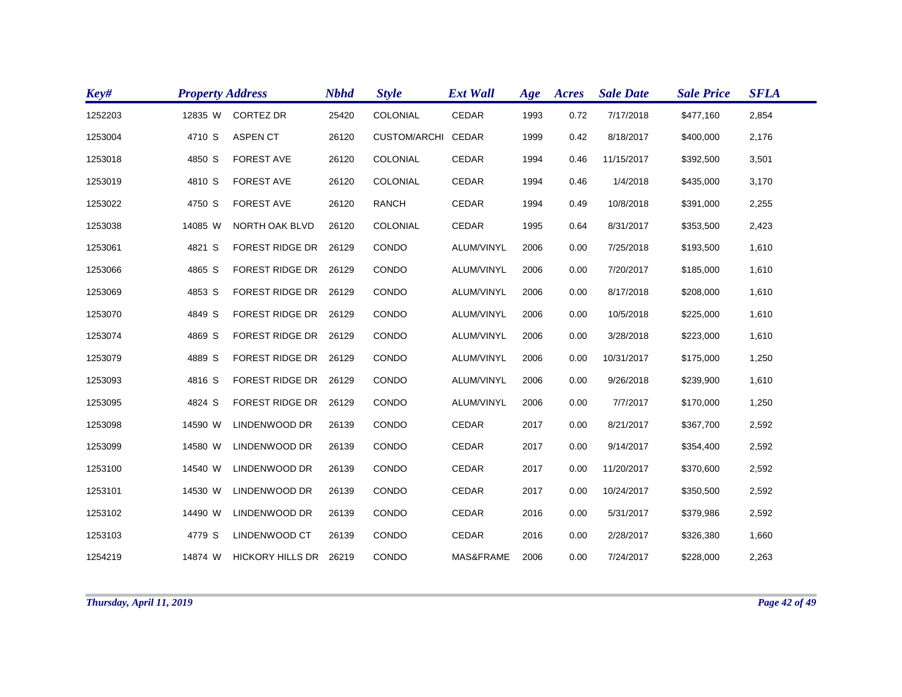| Key# | Property Address | | | Nbhd | Style | Ext Wall | Age | Acres | Sale Date | Sale Price | SFLA |
|---|---|---|---|---|---|---|---|---|---|---|---|
| 1252203 | 12835 | W | CORTEZ DR | 25420 | COLONIAL | CEDAR | 1993 | 0.72 | 7/17/2018 | $477,160 | 2,854 |
| 1253004 | 4710 | S | ASPEN CT | 26120 | CUSTOM/ARCHI | CEDAR | 1999 | 0.42 | 8/18/2017 | $400,000 | 2,176 |
| 1253018 | 4850 | S | FOREST AVE | 26120 | COLONIAL | CEDAR | 1994 | 0.46 | 11/15/2017 | $392,500 | 3,501 |
| 1253019 | 4810 | S | FOREST AVE | 26120 | COLONIAL | CEDAR | 1994 | 0.46 | 1/4/2018 | $435,000 | 3,170 |
| 1253022 | 4750 | S | FOREST AVE | 26120 | RANCH | CEDAR | 1994 | 0.49 | 10/8/2018 | $391,000 | 2,255 |
| 1253038 | 14085 | W | NORTH OAK BLVD | 26120 | COLONIAL | CEDAR | 1995 | 0.64 | 8/31/2017 | $353,500 | 2,423 |
| 1253061 | 4821 | S | FOREST RIDGE DR | 26129 | CONDO | ALUM/VINYL | 2006 | 0.00 | 7/25/2018 | $193,500 | 1,610 |
| 1253066 | 4865 | S | FOREST RIDGE DR | 26129 | CONDO | ALUM/VINYL | 2006 | 0.00 | 7/20/2017 | $185,000 | 1,610 |
| 1253069 | 4853 | S | FOREST RIDGE DR | 26129 | CONDO | ALUM/VINYL | 2006 | 0.00 | 8/17/2018 | $208,000 | 1,610 |
| 1253070 | 4849 | S | FOREST RIDGE DR | 26129 | CONDO | ALUM/VINYL | 2006 | 0.00 | 10/5/2018 | $225,000 | 1,610 |
| 1253074 | 4869 | S | FOREST RIDGE DR | 26129 | CONDO | ALUM/VINYL | 2006 | 0.00 | 3/28/2018 | $223,000 | 1,610 |
| 1253079 | 4889 | S | FOREST RIDGE DR | 26129 | CONDO | ALUM/VINYL | 2006 | 0.00 | 10/31/2017 | $175,000 | 1,250 |
| 1253093 | 4816 | S | FOREST RIDGE DR | 26129 | CONDO | ALUM/VINYL | 2006 | 0.00 | 9/26/2018 | $239,900 | 1,610 |
| 1253095 | 4824 | S | FOREST RIDGE DR | 26129 | CONDO | ALUM/VINYL | 2006 | 0.00 | 7/7/2017 | $170,000 | 1,250 |
| 1253098 | 14590 | W | LINDENWOOD DR | 26139 | CONDO | CEDAR | 2017 | 0.00 | 8/21/2017 | $367,700 | 2,592 |
| 1253099 | 14580 | W | LINDENWOOD DR | 26139 | CONDO | CEDAR | 2017 | 0.00 | 9/14/2017 | $354,400 | 2,592 |
| 1253100 | 14540 | W | LINDENWOOD DR | 26139 | CONDO | CEDAR | 2017 | 0.00 | 11/20/2017 | $370,600 | 2,592 |
| 1253101 | 14530 | W | LINDENWOOD DR | 26139 | CONDO | CEDAR | 2017 | 0.00 | 10/24/2017 | $350,500 | 2,592 |
| 1253102 | 14490 | W | LINDENWOOD DR | 26139 | CONDO | CEDAR | 2016 | 0.00 | 5/31/2017 | $379,986 | 2,592 |
| 1253103 | 4779 | S | LINDENWOOD CT | 26139 | CONDO | CEDAR | 2016 | 0.00 | 2/28/2017 | $326,380 | 1,660 |
| 1254219 | 14874 | W | HICKORY HILLS DR | 26219 | CONDO | MAS&FRAME | 2006 | 0.00 | 7/24/2017 | $228,000 | 2,263 |

*Thursday, April 11, 2019*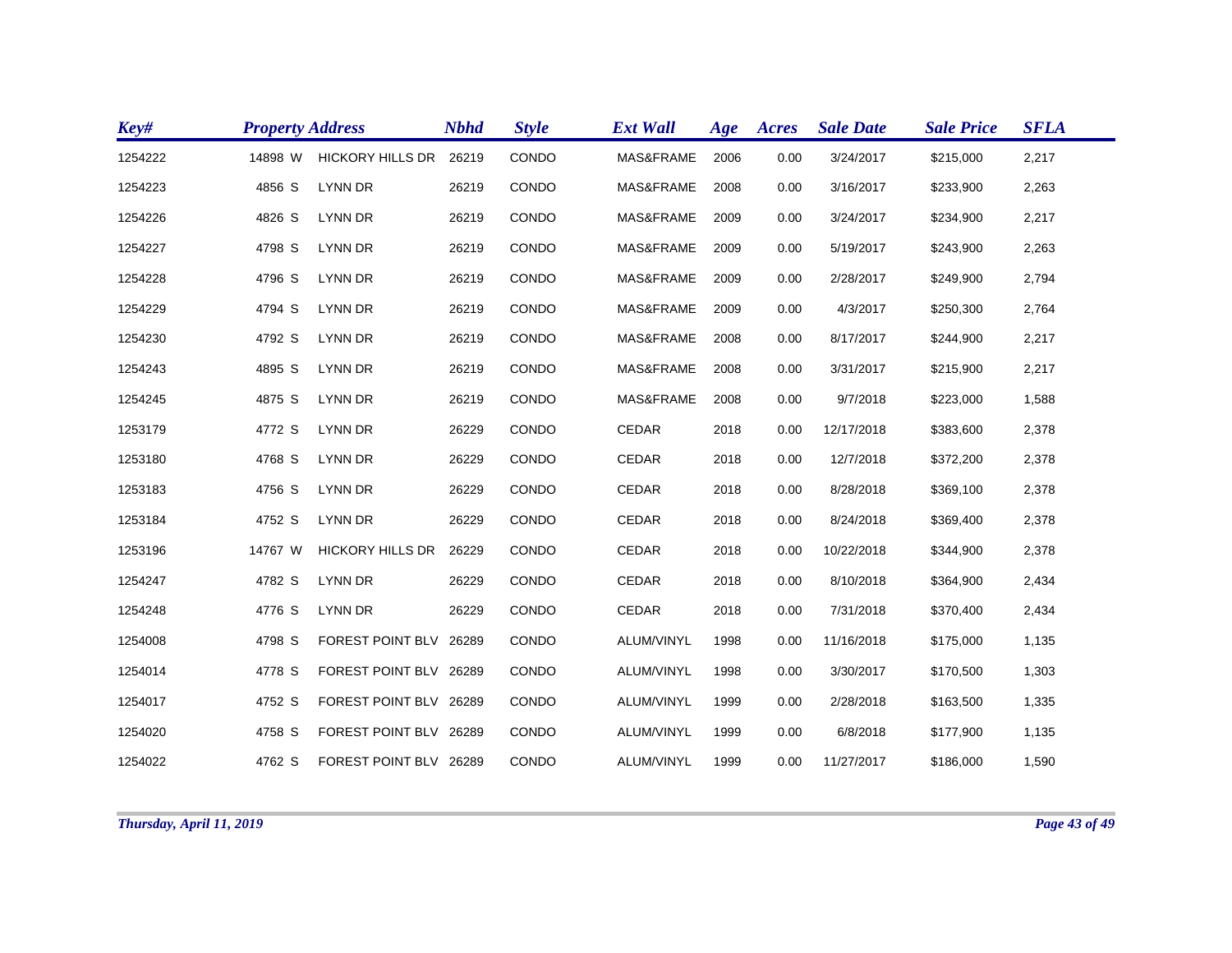| Key# | Property Address | | | Nbhd | Style | Ext Wall | Age | Acres | Sale Date | Sale Price | SFLA |
|---|---|---|---|---|---|---|---|---|---|---|---|
| 1254222 | 14898 | W | HICKORY HILLS DR | 26219 | CONDO | MAS&FRAME | 2006 | 0.00 | 3/24/2017 | $215,000 | 2,217 |
| 1254223 | 4856 | S | LYNN DR | 26219 | CONDO | MAS&FRAME | 2008 | 0.00 | 3/16/2017 | $233,900 | 2,263 |
| 1254226 | 4826 | S | LYNN DR | 26219 | CONDO | MAS&FRAME | 2009 | 0.00 | 3/24/2017 | $234,900 | 2,217 |
| 1254227 | 4798 | S | LYNN DR | 26219 | CONDO | MAS&FRAME | 2009 | 0.00 | 5/19/2017 | $243,900 | 2,263 |
| 1254228 | 4796 | S | LYNN DR | 26219 | CONDO | MAS&FRAME | 2009 | 0.00 | 2/28/2017 | $249,900 | 2,794 |
| 1254229 | 4794 | S | LYNN DR | 26219 | CONDO | MAS&FRAME | 2009 | 0.00 | 4/3/2017 | $250,300 | 2,764 |
| 1254230 | 4792 | S | LYNN DR | 26219 | CONDO | MAS&FRAME | 2008 | 0.00 | 8/17/2017 | $244,900 | 2,217 |
| 1254243 | 4895 | S | LYNN DR | 26219 | CONDO | MAS&FRAME | 2008 | 0.00 | 3/31/2017 | $215,900 | 2,217 |
| 1254245 | 4875 | S | LYNN DR | 26219 | CONDO | MAS&FRAME | 2008 | 0.00 | 9/7/2018 | $223,000 | 1,588 |
| 1253179 | 4772 | S | LYNN DR | 26229 | CONDO | CEDAR | 2018 | 0.00 | 12/17/2018 | $383,600 | 2,378 |
| 1253180 | 4768 | S | LYNN DR | 26229 | CONDO | CEDAR | 2018 | 0.00 | 12/7/2018 | $372,200 | 2,378 |
| 1253183 | 4756 | S | LYNN DR | 26229 | CONDO | CEDAR | 2018 | 0.00 | 8/28/2018 | $369,100 | 2,378 |
| 1253184 | 4752 | S | LYNN DR | 26229 | CONDO | CEDAR | 2018 | 0.00 | 8/24/2018 | $369,400 | 2,378 |
| 1253196 | 14767 | W | HICKORY HILLS DR | 26229 | CONDO | CEDAR | 2018 | 0.00 | 10/22/2018 | $344,900 | 2,378 |
| 1254247 | 4782 | S | LYNN DR | 26229 | CONDO | CEDAR | 2018 | 0.00 | 8/10/2018 | $364,900 | 2,434 |
| 1254248 | 4776 | S | LYNN DR | 26229 | CONDO | CEDAR | 2018 | 0.00 | 7/31/2018 | $370,400 | 2,434 |
| 1254008 | 4798 | S | FOREST POINT BLV | 26289 | CONDO | ALUM/VINYL | 1998 | 0.00 | 11/16/2018 | $175,000 | 1,135 |
| 1254014 | 4778 | S | FOREST POINT BLV | 26289 | CONDO | ALUM/VINYL | 1998 | 0.00 | 3/30/2017 | $170,500 | 1,303 |
| 1254017 | 4752 | S | FOREST POINT BLV | 26289 | CONDO | ALUM/VINYL | 1999 | 0.00 | 2/28/2018 | $163,500 | 1,335 |
| 1254020 | 4758 | S | FOREST POINT BLV | 26289 | CONDO | ALUM/VINYL | 1999 | 0.00 | 6/8/2018 | $177,900 | 1,135 |
| 1254022 | 4762 | S | FOREST POINT BLV | 26289 | CONDO | ALUM/VINYL | 1999 | 0.00 | 11/27/2017 | $186,000 | 1,590 |

*Thursday, April 11, 2019*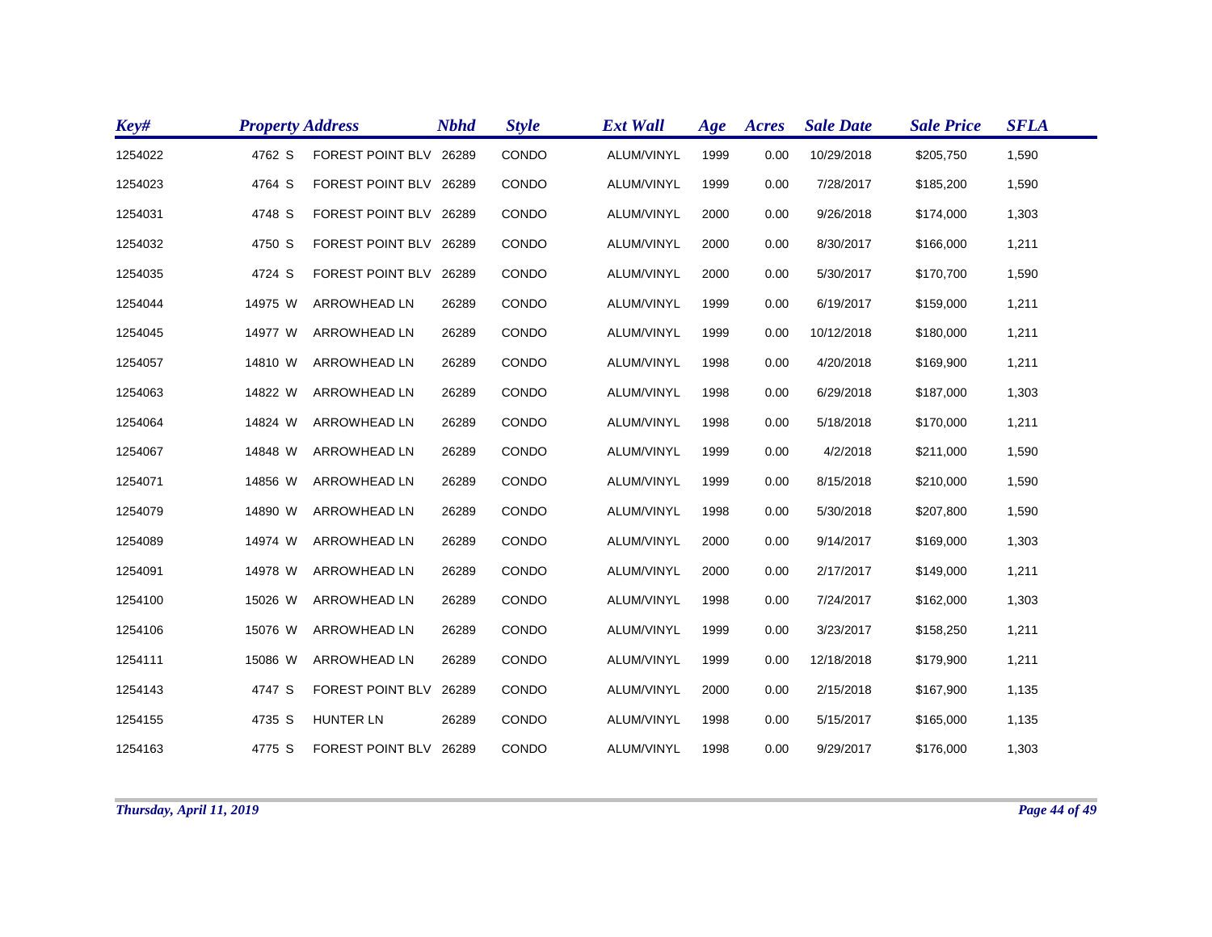| Key# | Property Address | | | Nbhd | Style | Ext Wall | Age | Acres | Sale Date | Sale Price | SFLA |
|---|---|---|---|---|---|---|---|---|---|---|---|
| 1254022 | 4762 | S | FOREST POINT BLV | 26289 | CONDO | ALUM/VINYL | 1999 | 0.00 | 10/29/2018 | $205,750 | 1,590 |
| 1254023 | 4764 | S | FOREST POINT BLV | 26289 | CONDO | ALUM/VINYL | 1999 | 0.00 | 7/28/2017 | $185,200 | 1,590 |
| 1254031 | 4748 | S | FOREST POINT BLV | 26289 | CONDO | ALUM/VINYL | 2000 | 0.00 | 9/26/2018 | $174,000 | 1,303 |
| 1254032 | 4750 | S | FOREST POINT BLV | 26289 | CONDO | ALUM/VINYL | 2000 | 0.00 | 8/30/2017 | $166,000 | 1,211 |
| 1254035 | 4724 | S | FOREST POINT BLV | 26289 | CONDO | ALUM/VINYL | 2000 | 0.00 | 5/30/2017 | $170,700 | 1,590 |
| 1254044 | 14975 | W | ARROWHEAD LN | 26289 | CONDO | ALUM/VINYL | 1999 | 0.00 | 6/19/2017 | $159,000 | 1,211 |
| 1254045 | 14977 | W | ARROWHEAD LN | 26289 | CONDO | ALUM/VINYL | 1999 | 0.00 | 10/12/2018 | $180,000 | 1,211 |
| 1254057 | 14810 | W | ARROWHEAD LN | 26289 | CONDO | ALUM/VINYL | 1998 | 0.00 | 4/20/2018 | $169,900 | 1,211 |
| 1254063 | 14822 | W | ARROWHEAD LN | 26289 | CONDO | ALUM/VINYL | 1998 | 0.00 | 6/29/2018 | $187,000 | 1,303 |
| 1254064 | 14824 | W | ARROWHEAD LN | 26289 | CONDO | ALUM/VINYL | 1998 | 0.00 | 5/18/2018 | $170,000 | 1,211 |
| 1254067 | 14848 | W | ARROWHEAD LN | 26289 | CONDO | ALUM/VINYL | 1999 | 0.00 | 4/2/2018 | $211,000 | 1,590 |
| 1254071 | 14856 | W | ARROWHEAD LN | 26289 | CONDO | ALUM/VINYL | 1999 | 0.00 | 8/15/2018 | $210,000 | 1,590 |
| 1254079 | 14890 | W | ARROWHEAD LN | 26289 | CONDO | ALUM/VINYL | 1998 | 0.00 | 5/30/2018 | $207,800 | 1,590 |
| 1254089 | 14974 | W | ARROWHEAD LN | 26289 | CONDO | ALUM/VINYL | 2000 | 0.00 | 9/14/2017 | $169,000 | 1,303 |
| 1254091 | 14978 | W | ARROWHEAD LN | 26289 | CONDO | ALUM/VINYL | 2000 | 0.00 | 2/17/2017 | $149,000 | 1,211 |
| 1254100 | 15026 | W | ARROWHEAD LN | 26289 | CONDO | ALUM/VINYL | 1998 | 0.00 | 7/24/2017 | $162,000 | 1,303 |
| 1254106 | 15076 | W | ARROWHEAD LN | 26289 | CONDO | ALUM/VINYL | 1999 | 0.00 | 3/23/2017 | $158,250 | 1,211 |
| 1254111 | 15086 | W | ARROWHEAD LN | 26289 | CONDO | ALUM/VINYL | 1999 | 0.00 | 12/18/2018 | $179,900 | 1,211 |
| 1254143 | 4747 | S | FOREST POINT BLV | 26289 | CONDO | ALUM/VINYL | 2000 | 0.00 | 2/15/2018 | $167,900 | 1,135 |
| 1254155 | 4735 | S | HUNTER LN | 26289 | CONDO | ALUM/VINYL | 1998 | 0.00 | 5/15/2017 | $165,000 | 1,135 |
| 1254163 | 4775 | S | FOREST POINT BLV | 26289 | CONDO | ALUM/VINYL | 1998 | 0.00 | 9/29/2017 | $176,000 | 1,303 |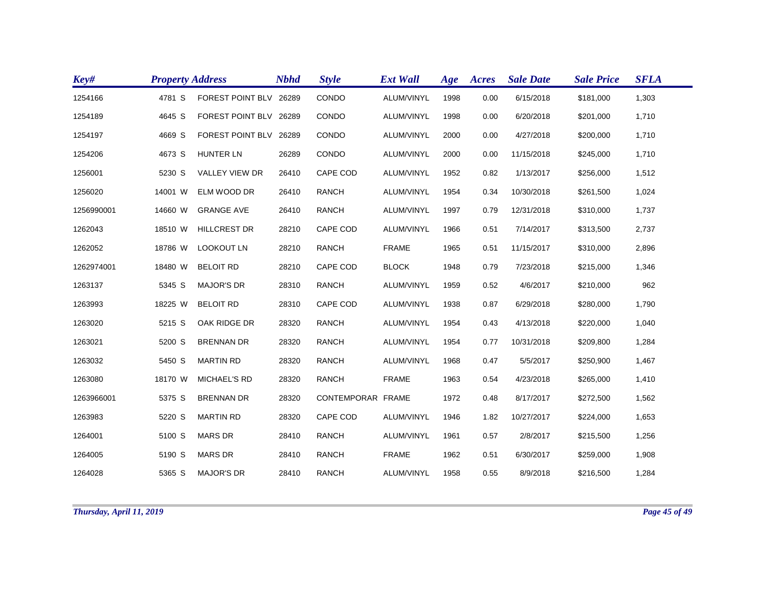| Key# | Property Address | | | Nbhd | Style | Ext Wall | Age | Acres | Sale Date | Sale Price | SFLA |
|---|---|---|---|---|---|---|---|---|---|---|---|
| 1254166 | 4781 | S | FOREST POINT BLV | 26289 | CONDO | ALUM/VINYL | 1998 | 0.00 | 6/15/2018 | $181,000 | 1,303 |
| 1254189 | 4645 | S | FOREST POINT BLV | 26289 | CONDO | ALUM/VINYL | 1998 | 0.00 | 6/20/2018 | $201,000 | 1,710 |
| 1254197 | 4669 | S | FOREST POINT BLV | 26289 | CONDO | ALUM/VINYL | 2000 | 0.00 | 4/27/2018 | $200,000 | 1,710 |
| 1254206 | 4673 | S | HUNTER LN | 26289 | CONDO | ALUM/VINYL | 2000 | 0.00 | 11/15/2018 | $245,000 | 1,710 |
| 1256001 | 5230 | S | VALLEY VIEW DR | 26410 | CAPE COD | ALUM/VINYL | 1952 | 0.82 | 1/13/2017 | $256,000 | 1,512 |
| 1256020 | 14001 | W | ELM WOOD DR | 26410 | RANCH | ALUM/VINYL | 1954 | 0.34 | 10/30/2018 | $261,500 | 1,024 |
| 1256990001 | 14660 | W | GRANGE AVE | 26410 | RANCH | ALUM/VINYL | 1997 | 0.79 | 12/31/2018 | $310,000 | 1,737 |
| 1262043 | 18510 | W | HILLCREST DR | 28210 | CAPE COD | ALUM/VINYL | 1966 | 0.51 | 7/14/2017 | $313,500 | 2,737 |
| 1262052 | 18786 | W | LOOKOUT LN | 28210 | RANCH | FRAME | 1965 | 0.51 | 11/15/2017 | $310,000 | 2,896 |
| 1262974001 | 18480 | W | BELOIT RD | 28210 | CAPE COD | BLOCK | 1948 | 0.79 | 7/23/2018 | $215,000 | 1,346 |
| 1263137 | 5345 | S | MAJOR'S DR | 28310 | RANCH | ALUM/VINYL | 1959 | 0.52 | 4/6/2017 | $210,000 | 962 |
| 1263993 | 18225 | W | BELOIT RD | 28310 | CAPE COD | ALUM/VINYL | 1938 | 0.87 | 6/29/2018 | $280,000 | 1,790 |
| 1263020 | 5215 | S | OAK RIDGE DR | 28320 | RANCH | ALUM/VINYL | 1954 | 0.43 | 4/13/2018 | $220,000 | 1,040 |
| 1263021 | 5200 | S | BRENNAN DR | 28320 | RANCH | ALUM/VINYL | 1954 | 0.77 | 10/31/2018 | $209,800 | 1,284 |
| 1263032 | 5450 | S | MARTIN RD | 28320 | RANCH | ALUM/VINYL | 1968 | 0.47 | 5/5/2017 | $250,900 | 1,467 |
| 1263080 | 18170 | W | MICHAEL'S RD | 28320 | RANCH | FRAME | 1963 | 0.54 | 4/23/2018 | $265,000 | 1,410 |
| 1263966001 | 5375 | S | BRENNAN DR | 28320 | CONTEMPORAR | FRAME | 1972 | 0.48 | 8/17/2017 | $272,500 | 1,562 |
| 1263983 | 5220 | S | MARTIN RD | 28320 | CAPE COD | ALUM/VINYL | 1946 | 1.82 | 10/27/2017 | $224,000 | 1,653 |
| 1264001 | 5100 | S | MARS DR | 28410 | RANCH | ALUM/VINYL | 1961 | 0.57 | 2/8/2017 | $215,500 | 1,256 |
| 1264005 | 5190 | S | MARS DR | 28410 | RANCH | FRAME | 1962 | 0.51 | 6/30/2017 | $259,000 | 1,908 |
| 1264028 | 5365 | S | MAJOR'S DR | 28410 | RANCH | ALUM/VINYL | 1958 | 0.55 | 8/9/2018 | $216,500 | 1,284 |

*Thursday, April 11, 2019*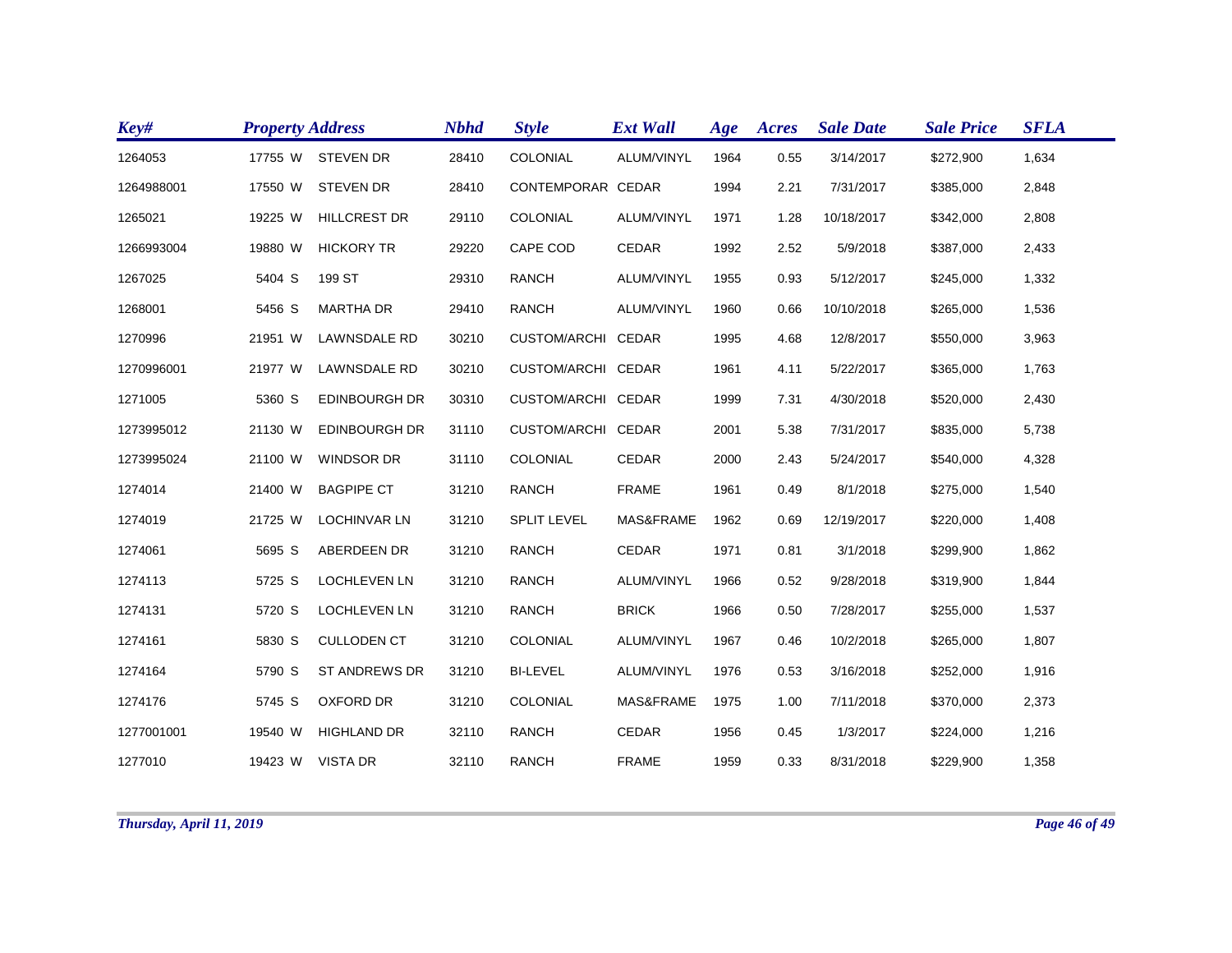| Key# | Property Address | | | Nbhd | Style | Ext Wall | Age | Acres | Sale Date | Sale Price | SFLA |
|---|---|---|---|---|---|---|---|---|---|---|---|
| 1264053 | 17755 | W | STEVEN DR | 28410 | COLONIAL | ALUM/VINYL | 1964 | 0.55 | 3/14/2017 | $272,900 | 1,634 |
| 1264988001 | 17550 | W | STEVEN DR | 28410 | CONTEMPORAR | CEDAR | 1994 | 2.21 | 7/31/2017 | $385,000 | 2,848 |
| 1265021 | 19225 | W | HILLCREST DR | 29110 | COLONIAL | ALUM/VINYL | 1971 | 1.28 | 10/18/2017 | $342,000 | 2,808 |
| 1266993004 | 19880 | W | HICKORY TR | 29220 | CAPE COD | CEDAR | 1992 | 2.52 | 5/9/2018 | $387,000 | 2,433 |
| 1267025 | 5404 | S | 199 ST | 29310 | RANCH | ALUM/VINYL | 1955 | 0.93 | 5/12/2017 | $245,000 | 1,332 |
| 1268001 | 5456 | S | MARTHA DR | 29410 | RANCH | ALUM/VINYL | 1960 | 0.66 | 10/10/2018 | $265,000 | 1,536 |
| 1270996 | 21951 | W | LAWNSDALE RD | 30210 | CUSTOM/ARCHI | CEDAR | 1995 | 4.68 | 12/8/2017 | $550,000 | 3,963 |
| 1270996001 | 21977 | W | LAWNSDALE RD | 30210 | CUSTOM/ARCHI | CEDAR | 1961 | 4.11 | 5/22/2017 | $365,000 | 1,763 |
| 1271005 | 5360 | S | EDINBOURGH DR | 30310 | CUSTOM/ARCHI | CEDAR | 1999 | 7.31 | 4/30/2018 | $520,000 | 2,430 |
| 1273995012 | 21130 | W | EDINBOURGH DR | 31110 | CUSTOM/ARCHI | CEDAR | 2001 | 5.38 | 7/31/2017 | $835,000 | 5,738 |
| 1273995024 | 21100 | W | WINDSOR DR | 31110 | COLONIAL | CEDAR | 2000 | 2.43 | 5/24/2017 | $540,000 | 4,328 |
| 1274014 | 21400 | W | BAGPIPE CT | 31210 | RANCH | FRAME | 1961 | 0.49 | 8/1/2018 | $275,000 | 1,540 |
| 1274019 | 21725 | W | LOCHINVAR LN | 31210 | SPLIT LEVEL | MAS&FRAME | 1962 | 0.69 | 12/19/2017 | $220,000 | 1,408 |
| 1274061 | 5695 | S | ABERDEEN DR | 31210 | RANCH | CEDAR | 1971 | 0.81 | 3/1/2018 | $299,900 | 1,862 |
| 1274113 | 5725 | S | LOCHLEVEN LN | 31210 | RANCH | ALUM/VINYL | 1966 | 0.52 | 9/28/2018 | $319,900 | 1,844 |
| 1274131 | 5720 | S | LOCHLEVEN LN | 31210 | RANCH | BRICK | 1966 | 0.50 | 7/28/2017 | $255,000 | 1,537 |
| 1274161 | 5830 | S | CULLODEN CT | 31210 | COLONIAL | ALUM/VINYL | 1967 | 0.46 | 10/2/2018 | $265,000 | 1,807 |
| 1274164 | 5790 | S | ST ANDREWS DR | 31210 | BI-LEVEL | ALUM/VINYL | 1976 | 0.53 | 3/16/2018 | $252,000 | 1,916 |
| 1274176 | 5745 | S | OXFORD DR | 31210 | COLONIAL | MAS&FRAME | 1975 | 1.00 | 7/11/2018 | $370,000 | 2,373 |
| 1277001001 | 19540 | W | HIGHLAND DR | 32110 | RANCH | CEDAR | 1956 | 0.45 | 1/3/2017 | $224,000 | 1,216 |
| 1277010 | 19423 | W | VISTA DR | 32110 | RANCH | FRAME | 1959 | 0.33 | 8/31/2018 | $229,900 | 1,358 |

*Thursday, April 11, 2019*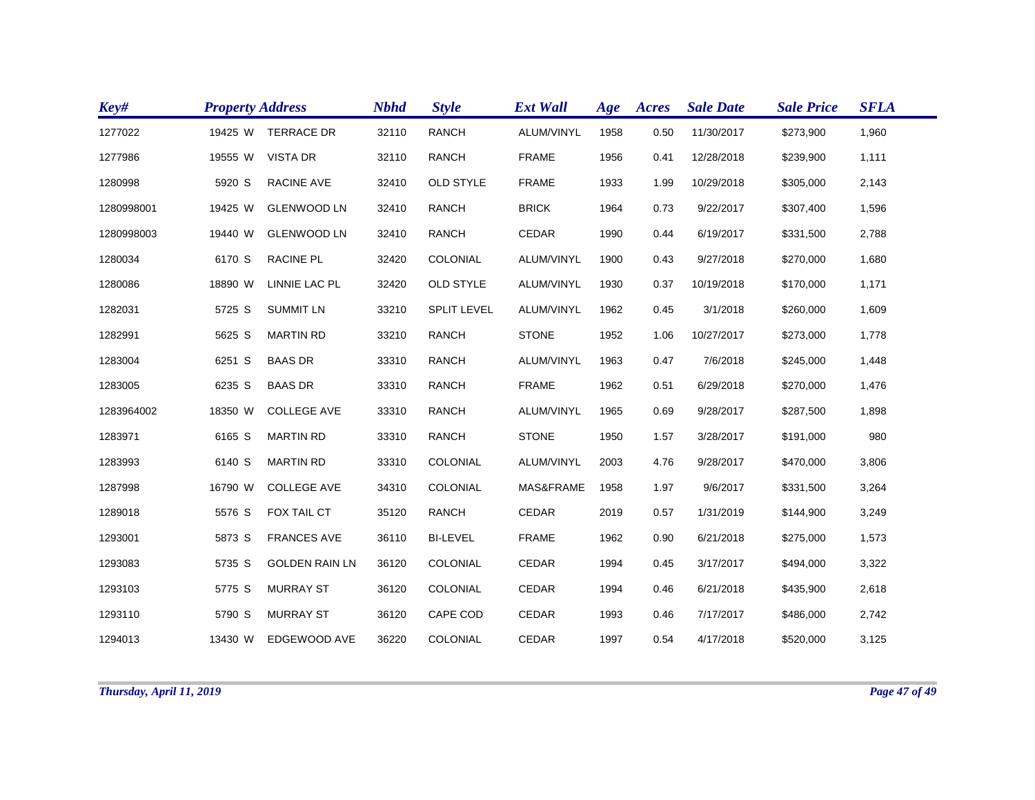| Key# | Property Address | | | Nbhd | Style | Ext Wall | Age | Acres | Sale Date | Sale Price | SFLA |
|---|---|---|---|---|---|---|---|---|---|---|---|
| 1277022 | 19425 | W | TERRACE DR | 32110 | RANCH | ALUM/VINYL | 1958 | 0.50 | 11/30/2017 | $273,900 | 1,960 |
| 1277986 | 19555 | W | VISTA DR | 32110 | RANCH | FRAME | 1956 | 0.41 | 12/28/2018 | $239,900 | 1,111 |
| 1280998 | 5920 | S | RACINE AVE | 32410 | OLD STYLE | FRAME | 1933 | 1.99 | 10/29/2018 | $305,000 | 2,143 |
| 1280998001 | 19425 | W | GLENWOOD LN | 32410 | RANCH | BRICK | 1964 | 0.73 | 9/22/2017 | $307,400 | 1,596 |
| 1280998003 | 19440 | W | GLENWOOD LN | 32410 | RANCH | CEDAR | 1990 | 0.44 | 6/19/2017 | $331,500 | 2,788 |
| 1280034 | 6170 | S | RACINE PL | 32420 | COLONIAL | ALUM/VINYL | 1900 | 0.43 | 9/27/2018 | $270,000 | 1,680 |
| 1280086 | 18890 | W | LINNIE LAC PL | 32420 | OLD STYLE | ALUM/VINYL | 1930 | 0.37 | 10/19/2018 | $170,000 | 1,171 |
| 1282031 | 5725 | S | SUMMIT LN | 33210 | SPLIT LEVEL | ALUM/VINYL | 1962 | 0.45 | 3/1/2018 | $260,000 | 1,609 |
| 1282991 | 5625 | S | MARTIN RD | 33210 | RANCH | STONE | 1952 | 1.06 | 10/27/2017 | $273,000 | 1,778 |
| 1283004 | 6251 | S | BAAS DR | 33310 | RANCH | ALUM/VINYL | 1963 | 0.47 | 7/6/2018 | $245,000 | 1,448 |
| 1283005 | 6235 | S | BAAS DR | 33310 | RANCH | FRAME | 1962 | 0.51 | 6/29/2018 | $270,000 | 1,476 |
| 1283964002 | 18350 | W | COLLEGE AVE | 33310 | RANCH | ALUM/VINYL | 1965 | 0.69 | 9/28/2017 | $287,500 | 1,898 |
| 1283971 | 6165 | S | MARTIN RD | 33310 | RANCH | STONE | 1950 | 1.57 | 3/28/2017 | $191,000 | 980 |
| 1283993 | 6140 | S | MARTIN RD | 33310 | COLONIAL | ALUM/VINYL | 2003 | 4.76 | 9/28/2017 | $470,000 | 3,806 |
| 1287998 | 16790 | W | COLLEGE AVE | 34310 | COLONIAL | MAS&FRAME | 1958 | 1.97 | 9/6/2017 | $331,500 | 3,264 |
| 1289018 | 5576 | S | FOX TAIL CT | 35120 | RANCH | CEDAR | 2019 | 0.57 | 1/31/2019 | $144,900 | 3,249 |
| 1293001 | 5873 | S | FRANCES AVE | 36110 | BI-LEVEL | FRAME | 1962 | 0.90 | 6/21/2018 | $275,000 | 1,573 |
| 1293083 | 5735 | S | GOLDEN RAIN LN | 36120 | COLONIAL | CEDAR | 1994 | 0.45 | 3/17/2017 | $494,000 | 3,322 |
| 1293103 | 5775 | S | MURRAY ST | 36120 | COLONIAL | CEDAR | 1994 | 0.46 | 6/21/2018 | $435,900 | 2,618 |
| 1293110 | 5790 | S | MURRAY ST | 36120 | CAPE COD | CEDAR | 1993 | 0.46 | 7/17/2017 | $486,000 | 2,742 |
| 1294013 | 13430 | W | EDGEWOOD AVE | 36220 | COLONIAL | CEDAR | 1997 | 0.54 | 4/17/2018 | $520,000 | 3,125 |

*Thursday, April 11, 2019*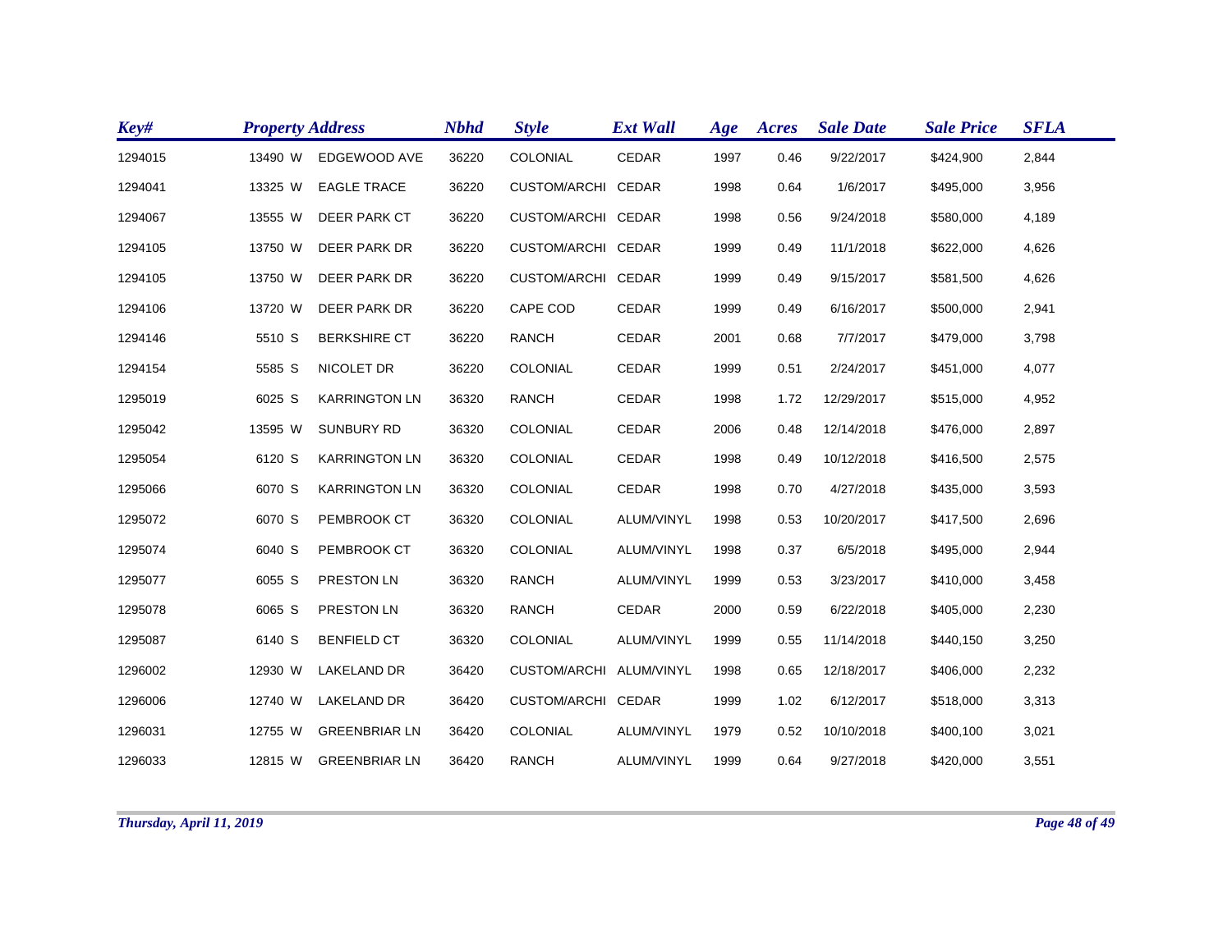| Key# | Property Address | | | Nbhd | Style | Ext Wall | Age | Acres | Sale Date | Sale Price | SFLA |
|---|---|---|---|---|---|---|---|---|---|---|---|
| 1294015 | 13490 | W | EDGEWOOD AVE | 36220 | COLONIAL | CEDAR | 1997 | 0.46 | 9/22/2017 | $424,900 | 2,844 |
| 1294041 | 13325 | W | EAGLE TRACE | 36220 | CUSTOM/ARCHI | CEDAR | 1998 | 0.64 | 1/6/2017 | $495,000 | 3,956 |
| 1294067 | 13555 | W | DEER PARK CT | 36220 | CUSTOM/ARCHI | CEDAR | 1998 | 0.56 | 9/24/2018 | $580,000 | 4,189 |
| 1294105 | 13750 | W | DEER PARK DR | 36220 | CUSTOM/ARCHI | CEDAR | 1999 | 0.49 | 11/1/2018 | $622,000 | 4,626 |
| 1294105 | 13750 | W | DEER PARK DR | 36220 | CUSTOM/ARCHI | CEDAR | 1999 | 0.49 | 9/15/2017 | $581,500 | 4,626 |
| 1294106 | 13720 | W | DEER PARK DR | 36220 | CAPE COD | CEDAR | 1999 | 0.49 | 6/16/2017 | $500,000 | 2,941 |
| 1294146 | 5510 | S | BERKSHIRE CT | 36220 | RANCH | CEDAR | 2001 | 0.68 | 7/7/2017 | $479,000 | 3,798 |
| 1294154 | 5585 | S | NICOLET DR | 36220 | COLONIAL | CEDAR | 1999 | 0.51 | 2/24/2017 | $451,000 | 4,077 |
| 1295019 | 6025 | S | KARRINGTON LN | 36320 | RANCH | CEDAR | 1998 | 1.72 | 12/29/2017 | $515,000 | 4,952 |
| 1295042 | 13595 | W | SUNBURY RD | 36320 | COLONIAL | CEDAR | 2006 | 0.48 | 12/14/2018 | $476,000 | 2,897 |
| 1295054 | 6120 | S | KARRINGTON LN | 36320 | COLONIAL | CEDAR | 1998 | 0.49 | 10/12/2018 | $416,500 | 2,575 |
| 1295066 | 6070 | S | KARRINGTON LN | 36320 | COLONIAL | CEDAR | 1998 | 0.70 | 4/27/2018 | $435,000 | 3,593 |
| 1295072 | 6070 | S | PEMBROOK CT | 36320 | COLONIAL | ALUM/VINYL | 1998 | 0.53 | 10/20/2017 | $417,500 | 2,696 |
| 1295074 | 6040 | S | PEMBROOK CT | 36320 | COLONIAL | ALUM/VINYL | 1998 | 0.37 | 6/5/2018 | $495,000 | 2,944 |
| 1295077 | 6055 | S | PRESTON LN | 36320 | RANCH | ALUM/VINYL | 1999 | 0.53 | 3/23/2017 | $410,000 | 3,458 |
| 1295078 | 6065 | S | PRESTON LN | 36320 | RANCH | CEDAR | 2000 | 0.59 | 6/22/2018 | $405,000 | 2,230 |
| 1295087 | 6140 | S | BENFIELD CT | 36320 | COLONIAL | ALUM/VINYL | 1999 | 0.55 | 11/14/2018 | $440,150 | 3,250 |
| 1296002 | 12930 | W | LAKELAND DR | 36420 | CUSTOM/ARCHI | ALUM/VINYL | 1998 | 0.65 | 12/18/2017 | $406,000 | 2,232 |
| 1296006 | 12740 | W | LAKELAND DR | 36420 | CUSTOM/ARCHI | CEDAR | 1999 | 1.02 | 6/12/2017 | $518,000 | 3,313 |
| 1296031 | 12755 | W | GREENBRIAR LN | 36420 | COLONIAL | ALUM/VINYL | 1979 | 0.52 | 10/10/2018 | $400,100 | 3,021 |
| 1296033 | 12815 | W | GREENBRIAR LN | 36420 | RANCH | ALUM/VINYL | 1999 | 0.64 | 9/27/2018 | $420,000 | 3,551 |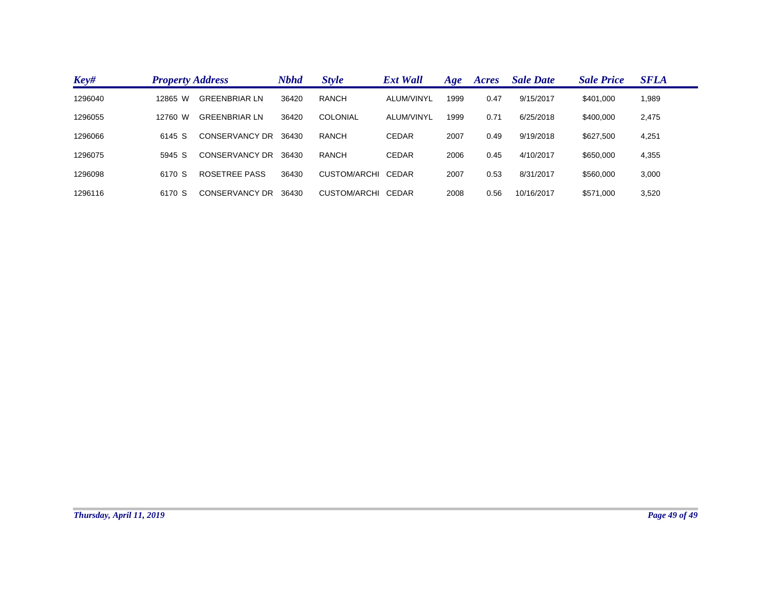| Key# | Property Address | | Nbhd | Style | Ext Wall | Age | Acres | Sale Date | Sale Price | SFLA |
|---|---|---|---|---|---|---|---|---|---|---|
| 1296040 | 12865 W | GREENBRIAR LN | 36420 | RANCH | ALUM/VINYL | 1999 | 0.47 | 9/15/2017 | $401,000 | 1,989 |
| 1296055 | 12760 W | GREENBRIAR LN | 36420 | COLONIAL | ALUM/VINYL | 1999 | 0.71 | 6/25/2018 | $400,000 | 2,475 |
| 1296066 | 6145 S | CONSERVANCY DR | 36430 | RANCH | CEDAR | 2007 | 0.49 | 9/19/2018 | $627,500 | 4,251 |
| 1296075 | 5945 S | CONSERVANCY DR | 36430 | RANCH | CEDAR | 2006 | 0.45 | 4/10/2017 | $650,000 | 4,355 |
| 1296098 | 6170 S | ROSETREE PASS | 36430 | CUSTOM/ARCHI | CEDAR | 2007 | 0.53 | 8/31/2017 | $560,000 | 3,000 |
| 1296116 | 6170 S | CONSERVANCY DR | 36430 | CUSTOM/ARCHI | CEDAR | 2008 | 0.56 | 10/16/2017 | $571,000 | 3,520 |

*Thursday, April 11, 2019*